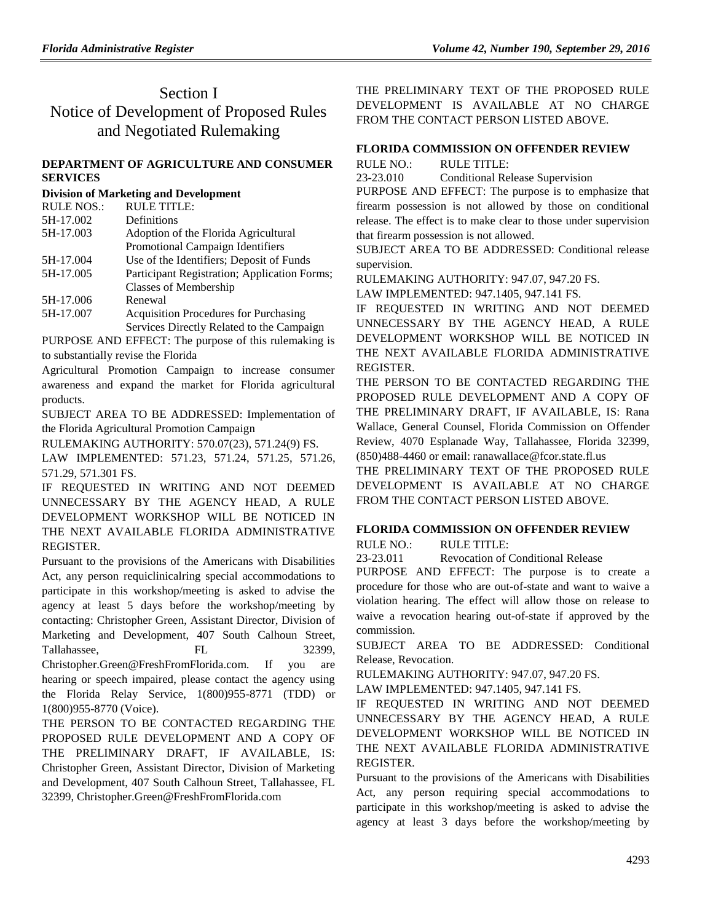# Section I
# Notice of Development of Proposed Rules and Negotiated Rulemaking

### DEPARTMENT OF AGRICULTURE AND CONSUMER SERVICES

**Division of Marketing and Development**

| RULE NOS.: | RULE TITLE: |
|---|---|
| 5H-17.002 | Definitions |
| 5H-17.003 | Adoption of the Florida Agricultural Promotional Campaign Identifiers |
| 5H-17.004 | Use of the Identifiers; Deposit of Funds |
| 5H-17.005 | Participant Registration; Application Forms; Classes of Membership |
| 5H-17.006 | Renewal |
| 5H-17.007 | Acquisition Procedures for Purchasing Services Directly Related to the Campaign |

PURPOSE AND EFFECT: The purpose of this rulemaking is to substantially revise the Florida

Agricultural Promotion Campaign to increase consumer awareness and expand the market for Florida agricultural products.

SUBJECT AREA TO BE ADDRESSED: Implementation of the Florida Agricultural Promotion Campaign

RULEMAKING AUTHORITY: 570.07(23), 571.24(9) FS.

LAW IMPLEMENTED: 571.23, 571.24, 571.25, 571.26, 571.29, 571.301 FS.

IF REQUESTED IN WRITING AND NOT DEEMED UNNECESSARY BY THE AGENCY HEAD, A RULE DEVELOPMENT WORKSHOP WILL BE NOTICED IN THE NEXT AVAILABLE FLORIDA ADMINISTRATIVE REGISTER.

Pursuant to the provisions of the Americans with Disabilities Act, any person requiclinicalring special accommodations to participate in this workshop/meeting is asked to advise the agency at least 5 days before the workshop/meeting by contacting: Christopher Green, Assistant Director, Division of Marketing and Development, 407 South Calhoun Street, Tallahassee, FL 32399, Christopher.Green@FreshFromFlorida.com. If you are hearing or speech impaired, please contact the agency using the Florida Relay Service, 1(800)955-8771 (TDD) or 1(800)955-8770 (Voice).

THE PERSON TO BE CONTACTED REGARDING THE PROPOSED RULE DEVELOPMENT AND A COPY OF THE PRELIMINARY DRAFT, IF AVAILABLE, IS: Christopher Green, Assistant Director, Division of Marketing and Development, 407 South Calhoun Street, Tallahassee, FL 32399, Christopher.Green@FreshFromFlorida.com

THE PRELIMINARY TEXT OF THE PROPOSED RULE DEVELOPMENT IS AVAILABLE AT NO CHARGE FROM THE CONTACT PERSON LISTED ABOVE.

### FLORIDA COMMISSION ON OFFENDER REVIEW

| RULE NO.: | RULE TITLE: |
|---|---|
| 23-23.010 | Conditional Release Supervision |

PURPOSE AND EFFECT: The purpose is to emphasize that firearm possession is not allowed by those on conditional release. The effect is to make clear to those under supervision that firearm possession is not allowed.

SUBJECT AREA TO BE ADDRESSED: Conditional release supervision.

RULEMAKING AUTHORITY: 947.07, 947.20 FS.

LAW IMPLEMENTED: 947.1405, 947.141 FS.

IF REQUESTED IN WRITING AND NOT DEEMED UNNECESSARY BY THE AGENCY HEAD, A RULE DEVELOPMENT WORKSHOP WILL BE NOTICED IN THE NEXT AVAILABLE FLORIDA ADMINISTRATIVE REGISTER.

THE PERSON TO BE CONTACTED REGARDING THE PROPOSED RULE DEVELOPMENT AND A COPY OF THE PRELIMINARY DRAFT, IF AVAILABLE, IS: Rana Wallace, General Counsel, Florida Commission on Offender Review, 4070 Esplanade Way, Tallahassee, Florida 32399, (850)488-4460 or email: ranawallace@fcor.state.fl.us

THE PRELIMINARY TEXT OF THE PROPOSED RULE DEVELOPMENT IS AVAILABLE AT NO CHARGE FROM THE CONTACT PERSON LISTED ABOVE.

### FLORIDA COMMISSION ON OFFENDER REVIEW

| RULE NO.: | RULE TITLE: |
|---|---|
| 23-23.011 | Revocation of Conditional Release |

PURPOSE AND EFFECT: The purpose is to create a procedure for those who are out-of-state and want to waive a violation hearing. The effect will allow those on release to waive a revocation hearing out-of-state if approved by the commission.

SUBJECT AREA TO BE ADDRESSED: Conditional Release, Revocation.

RULEMAKING AUTHORITY: 947.07, 947.20 FS.

LAW IMPLEMENTED: 947.1405, 947.141 FS.

IF REQUESTED IN WRITING AND NOT DEEMED UNNECESSARY BY THE AGENCY HEAD, A RULE DEVELOPMENT WORKSHOP WILL BE NOTICED IN THE NEXT AVAILABLE FLORIDA ADMINISTRATIVE REGISTER.

Pursuant to the provisions of the Americans with Disabilities Act, any person requiring special accommodations to participate in this workshop/meeting is asked to advise the agency at least 3 days before the workshop/meeting by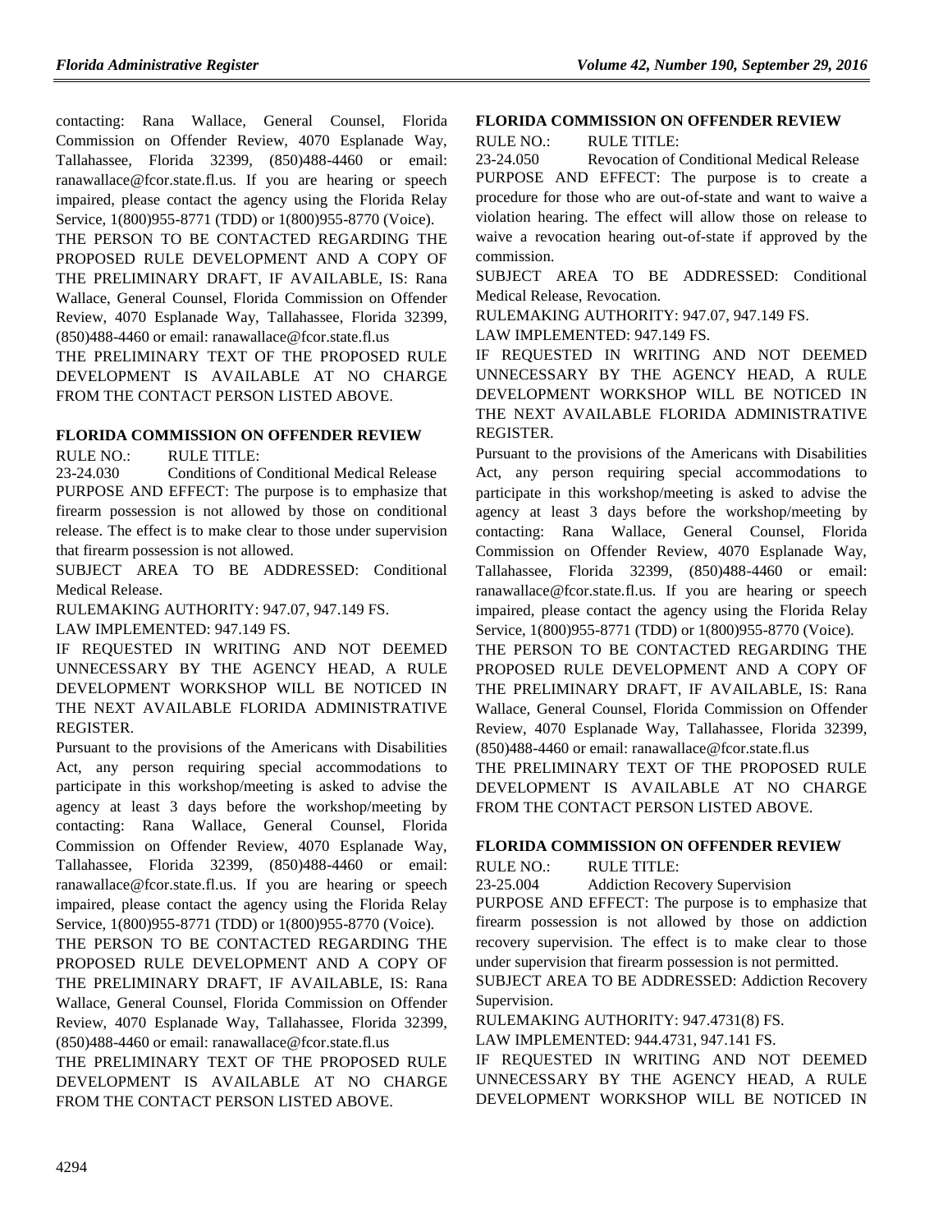contacting: Rana Wallace, General Counsel, Florida Commission on Offender Review, 4070 Esplanade Way, Tallahassee, Florida 32399, (850)488-4460 or email: ranawallace@fcor.state.fl.us. If you are hearing or speech impaired, please contact the agency using the Florida Relay Service, 1(800)955-8771 (TDD) or 1(800)955-8770 (Voice).

THE PERSON TO BE CONTACTED REGARDING THE PROPOSED RULE DEVELOPMENT AND A COPY OF THE PRELIMINARY DRAFT, IF AVAILABLE, IS: Rana Wallace, General Counsel, Florida Commission on Offender Review, 4070 Esplanade Way, Tallahassee, Florida 32399, (850)488-4460 or email: ranawallace@fcor.state.fl.us

THE PRELIMINARY TEXT OF THE PROPOSED RULE DEVELOPMENT IS AVAILABLE AT NO CHARGE FROM THE CONTACT PERSON LISTED ABOVE.

#### FLORIDA COMMISSION ON OFFENDER REVIEW

RULE NO.: RULE TITLE:

23-24.030 Conditions of Conditional Medical Release

PURPOSE AND EFFECT: The purpose is to emphasize that firearm possession is not allowed by those on conditional release. The effect is to make clear to those under supervision that firearm possession is not allowed.

SUBJECT AREA TO BE ADDRESSED: Conditional Medical Release.

RULEMAKING AUTHORITY: 947.07, 947.149 FS.

LAW IMPLEMENTED: 947.149 FS.

IF REQUESTED IN WRITING AND NOT DEEMED UNNECESSARY BY THE AGENCY HEAD, A RULE DEVELOPMENT WORKSHOP WILL BE NOTICED IN THE NEXT AVAILABLE FLORIDA ADMINISTRATIVE REGISTER.

Pursuant to the provisions of the Americans with Disabilities Act, any person requiring special accommodations to participate in this workshop/meeting is asked to advise the agency at least 3 days before the workshop/meeting by contacting: Rana Wallace, General Counsel, Florida Commission on Offender Review, 4070 Esplanade Way, Tallahassee, Florida 32399, (850)488-4460 or email: ranawallace@fcor.state.fl.us. If you are hearing or speech impaired, please contact the agency using the Florida Relay Service, 1(800)955-8771 (TDD) or 1(800)955-8770 (Voice).

THE PERSON TO BE CONTACTED REGARDING THE PROPOSED RULE DEVELOPMENT AND A COPY OF THE PRELIMINARY DRAFT, IF AVAILABLE, IS: Rana Wallace, General Counsel, Florida Commission on Offender Review, 4070 Esplanade Way, Tallahassee, Florida 32399, (850)488-4460 or email: ranawallace@fcor.state.fl.us

THE PRELIMINARY TEXT OF THE PROPOSED RULE DEVELOPMENT IS AVAILABLE AT NO CHARGE FROM THE CONTACT PERSON LISTED ABOVE.

#### FLORIDA COMMISSION ON OFFENDER REVIEW

RULE NO.: RULE TITLE:

23-24.050 Revocation of Conditional Medical Release

PURPOSE AND EFFECT: The purpose is to create a procedure for those who are out-of-state and want to waive a violation hearing. The effect will allow those on release to waive a revocation hearing out-of-state if approved by the commission.

SUBJECT AREA TO BE ADDRESSED: Conditional Medical Release, Revocation.

RULEMAKING AUTHORITY: 947.07, 947.149 FS.

LAW IMPLEMENTED: 947.149 FS.

IF REQUESTED IN WRITING AND NOT DEEMED UNNECESSARY BY THE AGENCY HEAD, A RULE DEVELOPMENT WORKSHOP WILL BE NOTICED IN THE NEXT AVAILABLE FLORIDA ADMINISTRATIVE REGISTER.

Pursuant to the provisions of the Americans with Disabilities Act, any person requiring special accommodations to participate in this workshop/meeting is asked to advise the agency at least 3 days before the workshop/meeting by contacting: Rana Wallace, General Counsel, Florida Commission on Offender Review, 4070 Esplanade Way, Tallahassee, Florida 32399, (850)488-4460 or email: ranawallace@fcor.state.fl.us. If you are hearing or speech impaired, please contact the agency using the Florida Relay Service, 1(800)955-8771 (TDD) or 1(800)955-8770 (Voice).

THE PERSON TO BE CONTACTED REGARDING THE PROPOSED RULE DEVELOPMENT AND A COPY OF THE PRELIMINARY DRAFT, IF AVAILABLE, IS: Rana Wallace, General Counsel, Florida Commission on Offender Review, 4070 Esplanade Way, Tallahassee, Florida 32399, (850)488-4460 or email: ranawallace@fcor.state.fl.us

THE PRELIMINARY TEXT OF THE PROPOSED RULE DEVELOPMENT IS AVAILABLE AT NO CHARGE FROM THE CONTACT PERSON LISTED ABOVE.

#### FLORIDA COMMISSION ON OFFENDER REVIEW

RULE NO.: RULE TITLE:

23-25.004 Addiction Recovery Supervision

PURPOSE AND EFFECT: The purpose is to emphasize that firearm possession is not allowed by those on addiction recovery supervision. The effect is to make clear to those under supervision that firearm possession is not permitted.

SUBJECT AREA TO BE ADDRESSED: Addiction Recovery Supervision.

RULEMAKING AUTHORITY: 947.4731(8) FS.

LAW IMPLEMENTED: 944.4731, 947.141 FS.

IF REQUESTED IN WRITING AND NOT DEEMED UNNECESSARY BY THE AGENCY HEAD, A RULE DEVELOPMENT WORKSHOP WILL BE NOTICED IN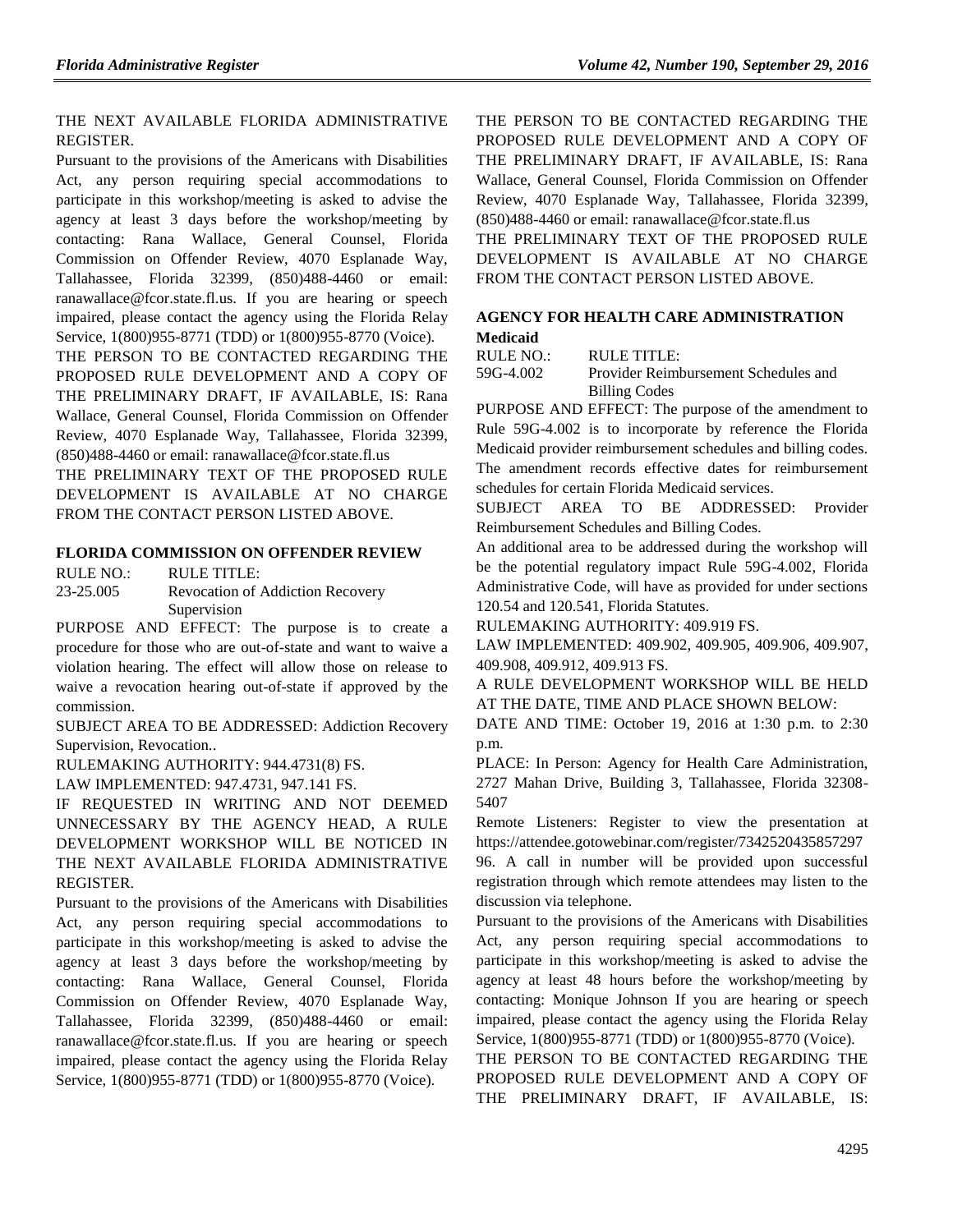THE NEXT AVAILABLE FLORIDA ADMINISTRATIVE REGISTER.

Pursuant to the provisions of the Americans with Disabilities Act, any person requiring special accommodations to participate in this workshop/meeting is asked to advise the agency at least 3 days before the workshop/meeting by contacting: Rana Wallace, General Counsel, Florida Commission on Offender Review, 4070 Esplanade Way, Tallahassee, Florida 32399, (850)488-4460 or email: ranawallace@fcor.state.fl.us. If you are hearing or speech impaired, please contact the agency using the Florida Relay Service, 1(800)955-8771 (TDD) or 1(800)955-8770 (Voice).

THE PERSON TO BE CONTACTED REGARDING THE PROPOSED RULE DEVELOPMENT AND A COPY OF THE PRELIMINARY DRAFT, IF AVAILABLE, IS: Rana Wallace, General Counsel, Florida Commission on Offender Review, 4070 Esplanade Way, Tallahassee, Florida 32399, (850)488-4460 or email: ranawallace@fcor.state.fl.us

THE PRELIMINARY TEXT OF THE PROPOSED RULE DEVELOPMENT IS AVAILABLE AT NO CHARGE FROM THE CONTACT PERSON LISTED ABOVE.

### FLORIDA COMMISSION ON OFFENDER REVIEW

| RULE NO.: | RULE TITLE: |
|---|---|
| 23-25.005 | Revocation of Addiction Recovery Supervision |

PURPOSE AND EFFECT: The purpose is to create a procedure for those who are out-of-state and want to waive a violation hearing. The effect will allow those on release to waive a revocation hearing out-of-state if approved by the commission.

SUBJECT AREA TO BE ADDRESSED: Addiction Recovery Supervision, Revocation..

RULEMAKING AUTHORITY: 944.4731(8) FS.

LAW IMPLEMENTED: 947.4731, 947.141 FS.

IF REQUESTED IN WRITING AND NOT DEEMED UNNECESSARY BY THE AGENCY HEAD, A RULE DEVELOPMENT WORKSHOP WILL BE NOTICED IN THE NEXT AVAILABLE FLORIDA ADMINISTRATIVE REGISTER.

Pursuant to the provisions of the Americans with Disabilities Act, any person requiring special accommodations to participate in this workshop/meeting is asked to advise the agency at least 3 days before the workshop/meeting by contacting: Rana Wallace, General Counsel, Florida Commission on Offender Review, 4070 Esplanade Way, Tallahassee, Florida 32399, (850)488-4460 or email: ranawallace@fcor.state.fl.us. If you are hearing or speech impaired, please contact the agency using the Florida Relay Service, 1(800)955-8771 (TDD) or 1(800)955-8770 (Voice).

THE PERSON TO BE CONTACTED REGARDING THE PROPOSED RULE DEVELOPMENT AND A COPY OF THE PRELIMINARY DRAFT, IF AVAILABLE, IS: Rana Wallace, General Counsel, Florida Commission on Offender Review, 4070 Esplanade Way, Tallahassee, Florida 32399, (850)488-4460 or email: ranawallace@fcor.state.fl.us

THE PRELIMINARY TEXT OF THE PROPOSED RULE DEVELOPMENT IS AVAILABLE AT NO CHARGE FROM THE CONTACT PERSON LISTED ABOVE.

### AGENCY FOR HEALTH CARE ADMINISTRATION

#### Medicaid

| RULE NO.: | RULE TITLE: |
|---|---|
| 59G-4.002 | Provider Reimbursement Schedules and Billing Codes |

PURPOSE AND EFFECT: The purpose of the amendment to Rule 59G-4.002 is to incorporate by reference the Florida Medicaid provider reimbursement schedules and billing codes. The amendment records effective dates for reimbursement schedules for certain Florida Medicaid services.

SUBJECT AREA TO BE ADDRESSED: Provider Reimbursement Schedules and Billing Codes.

An additional area to be addressed during the workshop will be the potential regulatory impact Rule 59G-4.002, Florida Administrative Code, will have as provided for under sections 120.54 and 120.541, Florida Statutes.

RULEMAKING AUTHORITY: 409.919 FS.

LAW IMPLEMENTED: 409.902, 409.905, 409.906, 409.907, 409.908, 409.912, 409.913 FS.

A RULE DEVELOPMENT WORKSHOP WILL BE HELD AT THE DATE, TIME AND PLACE SHOWN BELOW:

DATE AND TIME: October 19, 2016 at 1:30 p.m. to 2:30 p.m.

PLACE: In Person: Agency for Health Care Administration, 2727 Mahan Drive, Building 3, Tallahassee, Florida 32308-5407

Remote Listeners: Register to view the presentation at https://attendee.gotowebinar.com/register/734252043585729796. A call in number will be provided upon successful registration through which remote attendees may listen to the discussion via telephone.

Pursuant to the provisions of the Americans with Disabilities Act, any person requiring special accommodations to participate in this workshop/meeting is asked to advise the agency at least 48 hours before the workshop/meeting by contacting: Monique Johnson If you are hearing or speech impaired, please contact the agency using the Florida Relay Service, 1(800)955-8771 (TDD) or 1(800)955-8770 (Voice).

THE PERSON TO BE CONTACTED REGARDING THE PROPOSED RULE DEVELOPMENT AND A COPY OF THE PRELIMINARY DRAFT, IF AVAILABLE, IS: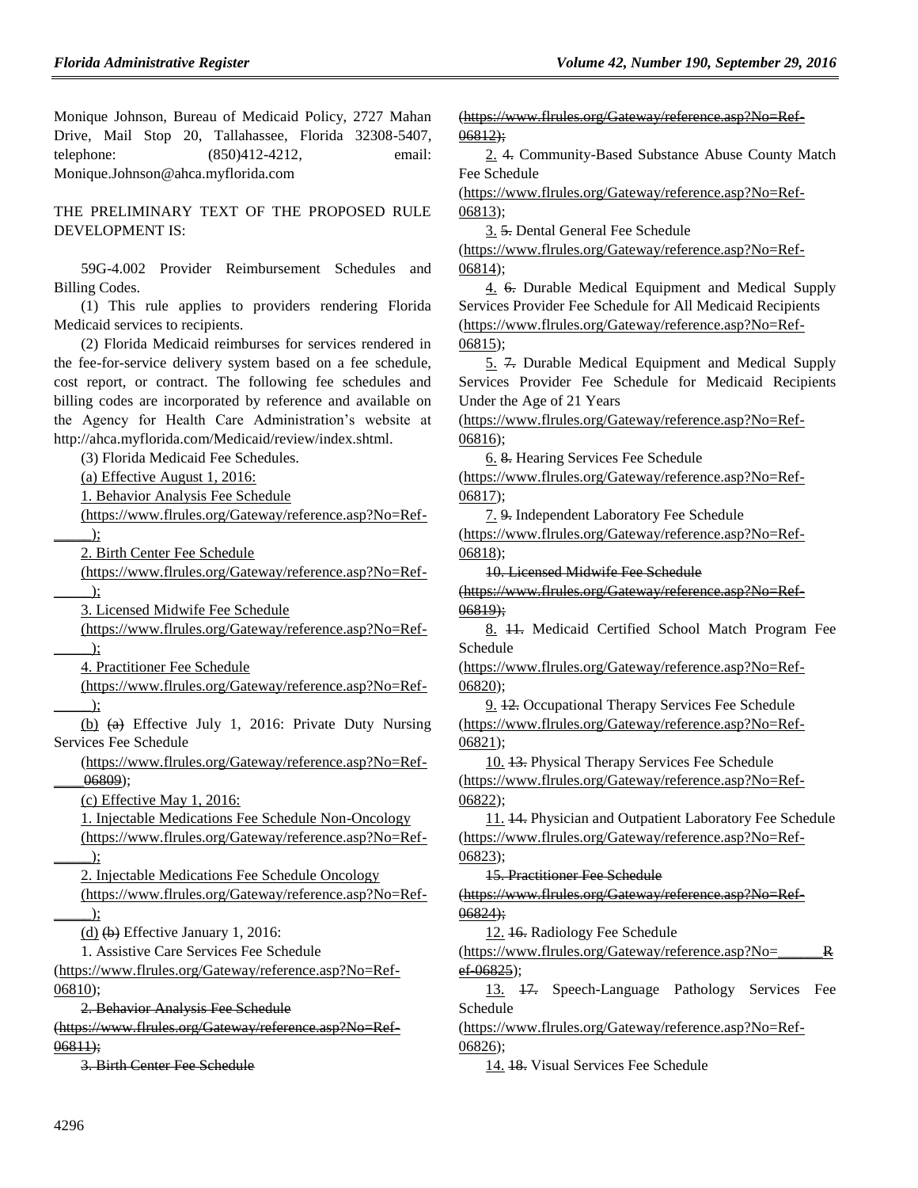Monique Johnson, Bureau of Medicaid Policy, 2727 Mahan Drive, Mail Stop 20, Tallahassee, Florida 32308-5407, telephone: (850)412-4212, email: Monique.Johnson@ahca.myflorida.com

THE PRELIMINARY TEXT OF THE PROPOSED RULE DEVELOPMENT IS:

59G-4.002 Provider Reimbursement Schedules and Billing Codes.

(1) This rule applies to providers rendering Florida Medicaid services to recipients.

(2) Florida Medicaid reimburses for services rendered in the fee-for-service delivery system based on a fee schedule, cost report, or contract. The following fee schedules and billing codes are incorporated by reference and available on the Agency for Health Care Administration's website at http://ahca.myflorida.com/Medicaid/review/index.shtml.

(3) Florida Medicaid Fee Schedules.

(a) Effective August 1, 2016:

1. Behavior Analysis Fee Schedule (https://www.flrules.org/Gateway/reference.asp?No=Ref-_____);

2. Birth Center Fee Schedule (https://www.flrules.org/Gateway/reference.asp?No=Ref-_____);

3. Licensed Midwife Fee Schedule (https://www.flrules.org/Gateway/reference.asp?No=Ref-_____);

4. Practitioner Fee Schedule (https://www.flrules.org/Gateway/reference.asp?No=Ref-_____);

(b) ~~(a)~~ Effective July 1, 2016: Private Duty Nursing Services Fee Schedule (https://www.flrules.org/Gateway/reference.asp?No=Ref-____ ~~06809~~);

(c) Effective May 1, 2016:

1. Injectable Medications Fee Schedule Non-Oncology (https://www.flrules.org/Gateway/reference.asp?No=Ref-_____);

2. Injectable Medications Fee Schedule Oncology (https://www.flrules.org/Gateway/reference.asp?No=Ref-_____);

(d) ~~(b)~~ Effective January 1, 2016:

1. Assistive Care Services Fee Schedule (https://www.flrules.org/Gateway/reference.asp?No=Ref-06810);

~~2. Behavior Analysis Fee Schedule (https://www.flrules.org/Gateway/reference.asp?No=Ref-06811);~~

~~3. Birth Center Fee Schedule (https://www.flrules.org/Gateway/reference.asp?No=Ref-06812);~~

2. ~~4.~~ Community-Based Substance Abuse County Match Fee Schedule (https://www.flrules.org/Gateway/reference.asp?No=Ref-06813);

3. ~~5.~~ Dental General Fee Schedule (https://www.flrules.org/Gateway/reference.asp?No=Ref-06814);

4. ~~6.~~ Durable Medical Equipment and Medical Supply Services Provider Fee Schedule for All Medicaid Recipients (https://www.flrules.org/Gateway/reference.asp?No=Ref-06815);

5. ~~7.~~ Durable Medical Equipment and Medical Supply Services Provider Fee Schedule for Medicaid Recipients Under the Age of 21 Years (https://www.flrules.org/Gateway/reference.asp?No=Ref-06816);

6. ~~8.~~ Hearing Services Fee Schedule (https://www.flrules.org/Gateway/reference.asp?No=Ref-06817);

7. ~~9.~~ Independent Laboratory Fee Schedule (https://www.flrules.org/Gateway/reference.asp?No=Ref-06818);

~~10. Licensed Midwife Fee Schedule (https://www.flrules.org/Gateway/reference.asp?No=Ref-06819);~~

8. ~~11.~~ Medicaid Certified School Match Program Fee Schedule (https://www.flrules.org/Gateway/reference.asp?No=Ref-06820);

9. ~~12.~~ Occupational Therapy Services Fee Schedule (https://www.flrules.org/Gateway/reference.asp?No=Ref-06821);

10. ~~13.~~ Physical Therapy Services Fee Schedule (https://www.flrules.org/Gateway/reference.asp?No=Ref-06822);

11. ~~14.~~ Physician and Outpatient Laboratory Fee Schedule (https://www.flrules.org/Gateway/reference.asp?No=Ref-06823);

~~15. Practitioner Fee Schedule (https://www.flrules.org/Gateway/reference.asp?No=Ref-06824);~~

12. ~~16.~~ Radiology Fee Schedule (https://www.flrules.org/Gateway/reference.asp?No=______~~Ref-06825~~);

13. ~~17.~~ Speech-Language Pathology Services Fee Schedule (https://www.flrules.org/Gateway/reference.asp?No=Ref-06826);

14. ~~18.~~ Visual Services Fee Schedule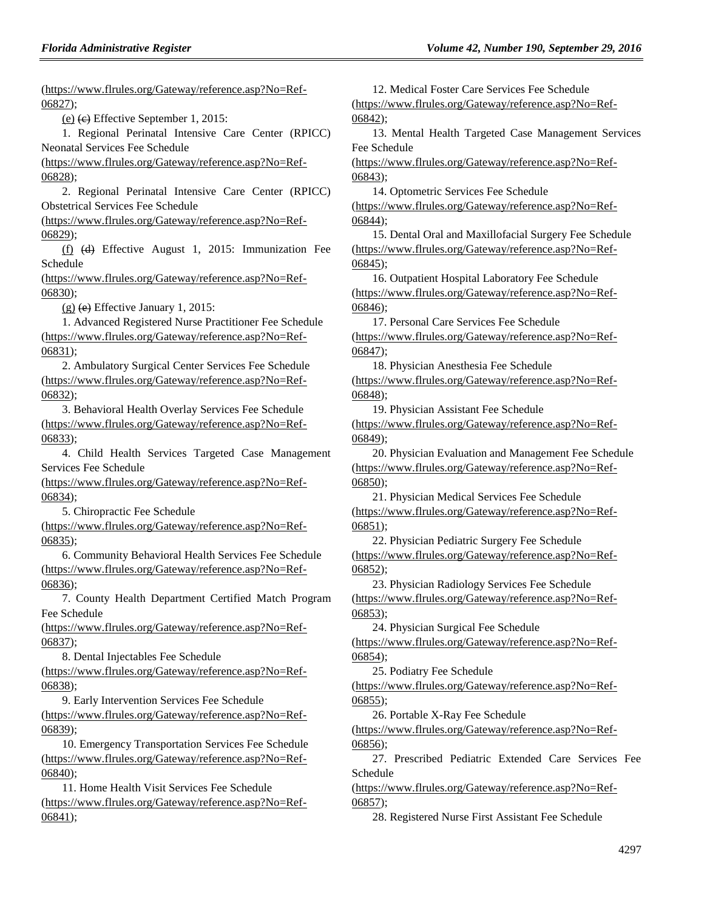(https://www.flrules.org/Gateway/reference.asp?No=Ref-06827);

(e) (c) Effective September 1, 2015:

1. Regional Perinatal Intensive Care Center (RPICC) Neonatal Services Fee Schedule (https://www.flrules.org/Gateway/reference.asp?No=Ref-06828);

2. Regional Perinatal Intensive Care Center (RPICC) Obstetrical Services Fee Schedule (https://www.flrules.org/Gateway/reference.asp?No=Ref-06829);

(f) (d) Effective August 1, 2015: Immunization Fee Schedule (https://www.flrules.org/Gateway/reference.asp?No=Ref-06830);

(g) (e) Effective January 1, 2015:

1. Advanced Registered Nurse Practitioner Fee Schedule (https://www.flrules.org/Gateway/reference.asp?No=Ref-06831);

2. Ambulatory Surgical Center Services Fee Schedule (https://www.flrules.org/Gateway/reference.asp?No=Ref-06832);

3. Behavioral Health Overlay Services Fee Schedule (https://www.flrules.org/Gateway/reference.asp?No=Ref-06833);

4. Child Health Services Targeted Case Management Services Fee Schedule (https://www.flrules.org/Gateway/reference.asp?No=Ref-06834);

5. Chiropractic Fee Schedule (https://www.flrules.org/Gateway/reference.asp?No=Ref-06835);

6. Community Behavioral Health Services Fee Schedule (https://www.flrules.org/Gateway/reference.asp?No=Ref-06836);

7. County Health Department Certified Match Program Fee Schedule (https://www.flrules.org/Gateway/reference.asp?No=Ref-06837);

8. Dental Injectables Fee Schedule (https://www.flrules.org/Gateway/reference.asp?No=Ref-06838);

9. Early Intervention Services Fee Schedule (https://www.flrules.org/Gateway/reference.asp?No=Ref-06839);

10. Emergency Transportation Services Fee Schedule (https://www.flrules.org/Gateway/reference.asp?No=Ref-06840);

11. Home Health Visit Services Fee Schedule (https://www.flrules.org/Gateway/reference.asp?No=Ref-06841);

12. Medical Foster Care Services Fee Schedule (https://www.flrules.org/Gateway/reference.asp?No=Ref-06842);

13. Mental Health Targeted Case Management Services Fee Schedule (https://www.flrules.org/Gateway/reference.asp?No=Ref-06843);

14. Optometric Services Fee Schedule (https://www.flrules.org/Gateway/reference.asp?No=Ref-06844);

15. Dental Oral and Maxillofacial Surgery Fee Schedule (https://www.flrules.org/Gateway/reference.asp?No=Ref-06845);

16. Outpatient Hospital Laboratory Fee Schedule (https://www.flrules.org/Gateway/reference.asp?No=Ref-06846);

17. Personal Care Services Fee Schedule (https://www.flrules.org/Gateway/reference.asp?No=Ref-06847);

18. Physician Anesthesia Fee Schedule (https://www.flrules.org/Gateway/reference.asp?No=Ref-06848);

19. Physician Assistant Fee Schedule (https://www.flrules.org/Gateway/reference.asp?No=Ref-06849);

20. Physician Evaluation and Management Fee Schedule (https://www.flrules.org/Gateway/reference.asp?No=Ref-06850);

21. Physician Medical Services Fee Schedule (https://www.flrules.org/Gateway/reference.asp?No=Ref-06851);

22. Physician Pediatric Surgery Fee Schedule (https://www.flrules.org/Gateway/reference.asp?No=Ref-06852);

23. Physician Radiology Services Fee Schedule (https://www.flrules.org/Gateway/reference.asp?No=Ref-06853);

24. Physician Surgical Fee Schedule (https://www.flrules.org/Gateway/reference.asp?No=Ref-06854);

25. Podiatry Fee Schedule (https://www.flrules.org/Gateway/reference.asp?No=Ref-06855);

26. Portable X-Ray Fee Schedule (https://www.flrules.org/Gateway/reference.asp?No=Ref-06856);

27. Prescribed Pediatric Extended Care Services Fee Schedule (https://www.flrules.org/Gateway/reference.asp?No=Ref-06857);

28. Registered Nurse First Assistant Fee Schedule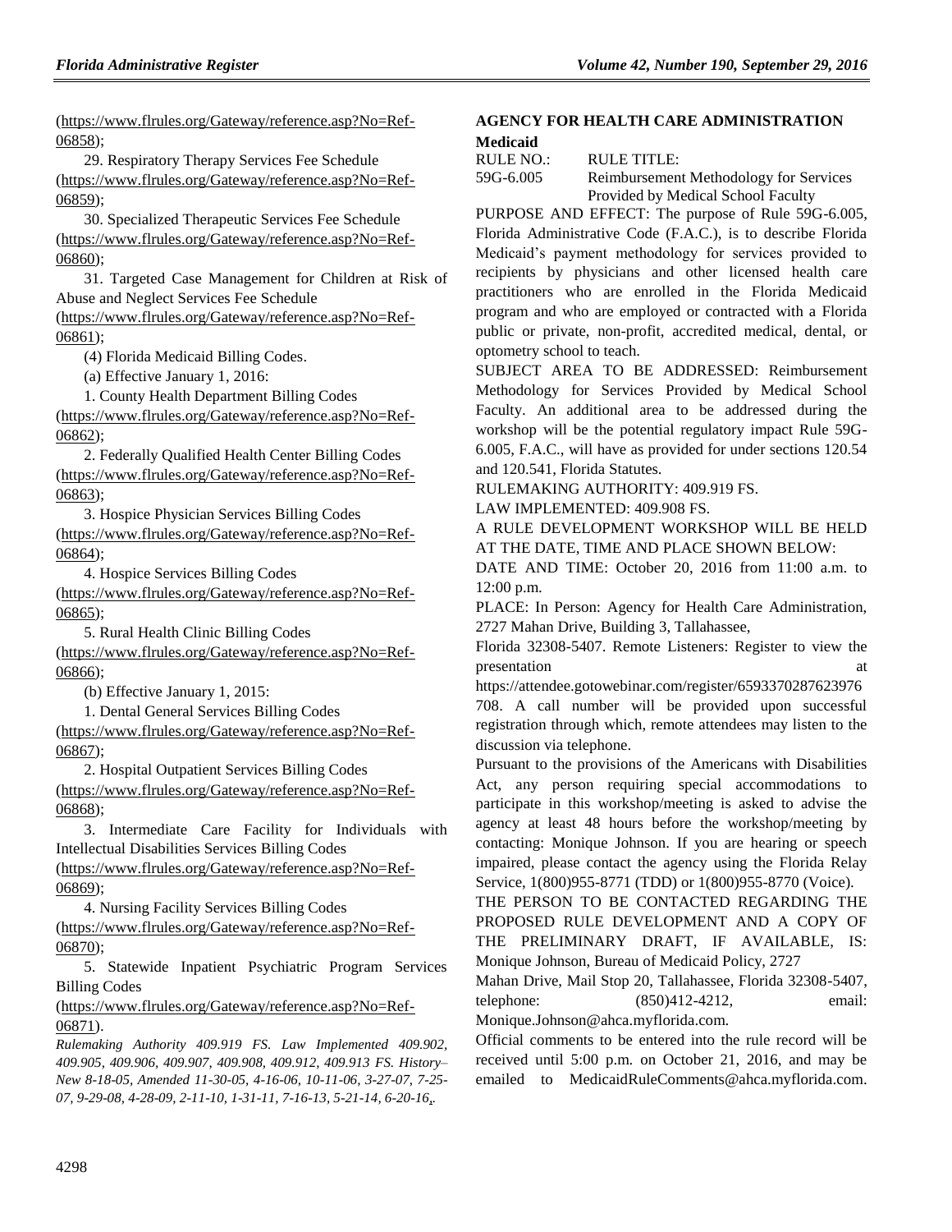(https://www.flrules.org/Gateway/reference.asp?No=Ref-06858);

29. Respiratory Therapy Services Fee Schedule (https://www.flrules.org/Gateway/reference.asp?No=Ref-06859);

30. Specialized Therapeutic Services Fee Schedule (https://www.flrules.org/Gateway/reference.asp?No=Ref-06860);

31. Targeted Case Management for Children at Risk of Abuse and Neglect Services Fee Schedule (https://www.flrules.org/Gateway/reference.asp?No=Ref-06861);

(4) Florida Medicaid Billing Codes.

(a) Effective January 1, 2016:

1. County Health Department Billing Codes (https://www.flrules.org/Gateway/reference.asp?No=Ref-06862);

2. Federally Qualified Health Center Billing Codes (https://www.flrules.org/Gateway/reference.asp?No=Ref-06863);

3. Hospice Physician Services Billing Codes (https://www.flrules.org/Gateway/reference.asp?No=Ref-06864);

4. Hospice Services Billing Codes (https://www.flrules.org/Gateway/reference.asp?No=Ref-06865);

5. Rural Health Clinic Billing Codes (https://www.flrules.org/Gateway/reference.asp?No=Ref-06866);

(b) Effective January 1, 2015:

1. Dental General Services Billing Codes (https://www.flrules.org/Gateway/reference.asp?No=Ref-06867);

2. Hospital Outpatient Services Billing Codes (https://www.flrules.org/Gateway/reference.asp?No=Ref-06868);

3. Intermediate Care Facility for Individuals with Intellectual Disabilities Services Billing Codes (https://www.flrules.org/Gateway/reference.asp?No=Ref-06869);

4. Nursing Facility Services Billing Codes (https://www.flrules.org/Gateway/reference.asp?No=Ref-06870);

5. Statewide Inpatient Psychiatric Program Services Billing Codes (https://www.flrules.org/Gateway/reference.asp?No=Ref-06871).

*Rulemaking Authority 409.919 FS. Law Implemented 409.902, 409.905, 409.906, 409.907, 409.908, 409.912, 409.913 FS. History–New 8-18-05, Amended 11-30-05, 4-16-06, 10-11-06, 3-27-07, 7-25-07, 9-29-08, 4-28-09, 2-11-10, 1-31-11, 7-16-13, 5-21-14, 6-20-16,.*

## AGENCY FOR HEALTH CARE ADMINISTRATION

### Medicaid

| RULE NO.: | RULE TITLE: |
|---|---|
| 59G-6.005 | Reimbursement Methodology for Services Provided by Medical School Faculty |

PURPOSE AND EFFECT: The purpose of Rule 59G-6.005, Florida Administrative Code (F.A.C.), is to describe Florida Medicaid's payment methodology for services provided to recipients by physicians and other licensed health care practitioners who are enrolled in the Florida Medicaid program and who are employed or contracted with a Florida public or private, non-profit, accredited medical, dental, or optometry school to teach.

SUBJECT AREA TO BE ADDRESSED: Reimbursement Methodology for Services Provided by Medical School Faculty. An additional area to be addressed during the workshop will be the potential regulatory impact Rule 59G-6.005, F.A.C., will have as provided for under sections 120.54 and 120.541, Florida Statutes.

RULEMAKING AUTHORITY: 409.919 FS.

LAW IMPLEMENTED: 409.908 FS.

A RULE DEVELOPMENT WORKSHOP WILL BE HELD AT THE DATE, TIME AND PLACE SHOWN BELOW:

DATE AND TIME: October 20, 2016 from 11:00 a.m. to 12:00 p.m.

PLACE: In Person: Agency for Health Care Administration, 2727 Mahan Drive, Building 3, Tallahassee, Florida 32308-5407. Remote Listeners: Register to view the presentation at https://attendee.gotowebinar.com/register/6593370287623976708. A call number will be provided upon successful registration through which, remote attendees may listen to the discussion via telephone.

Pursuant to the provisions of the Americans with Disabilities Act, any person requiring special accommodations to participate in this workshop/meeting is asked to advise the agency at least 48 hours before the workshop/meeting by contacting: Monique Johnson. If you are hearing or speech impaired, please contact the agency using the Florida Relay Service, 1(800)955-8771 (TDD) or 1(800)955-8770 (Voice).

THE PERSON TO BE CONTACTED REGARDING THE PROPOSED RULE DEVELOPMENT AND A COPY OF THE PRELIMINARY DRAFT, IF AVAILABLE, IS: Monique Johnson, Bureau of Medicaid Policy, 2727 Mahan Drive, Mail Stop 20, Tallahassee, Florida 32308-5407, telephone: (850)412-4212, email: Monique.Johnson@ahca.myflorida.com.

Official comments to be entered into the rule record will be received until 5:00 p.m. on October 21, 2016, and may be emailed to MedicaidRuleComments@ahca.myflorida.com.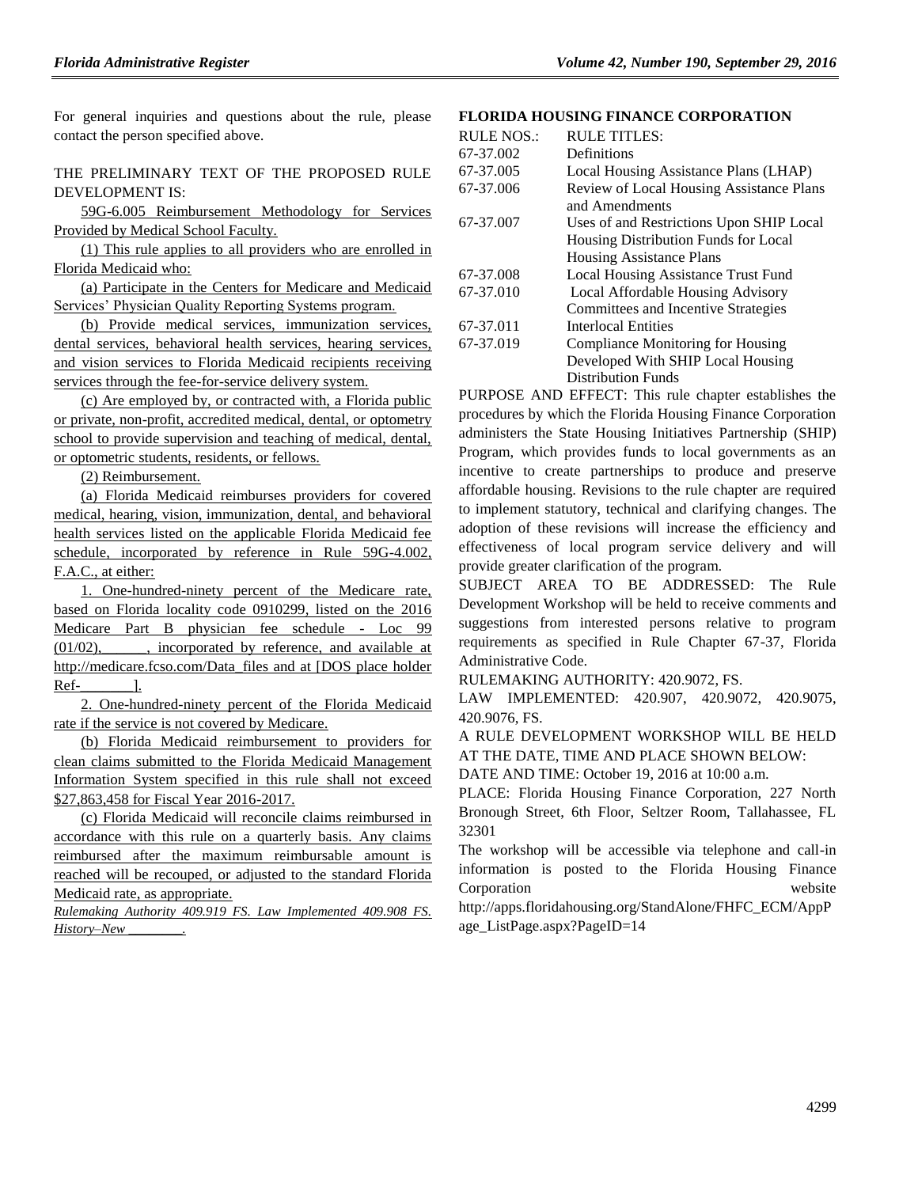For general inquiries and questions about the rule, please contact the person specified above.

THE PRELIMINARY TEXT OF THE PROPOSED RULE DEVELOPMENT IS:

59G-6.005 Reimbursement Methodology for Services Provided by Medical School Faculty.

(1) This rule applies to all providers who are enrolled in Florida Medicaid who:

(a) Participate in the Centers for Medicare and Medicaid Services' Physician Quality Reporting Systems program.

(b) Provide medical services, immunization services, dental services, behavioral health services, hearing services, and vision services to Florida Medicaid recipients receiving services through the fee-for-service delivery system.

(c) Are employed by, or contracted with, a Florida public or private, non-profit, accredited medical, dental, or optometry school to provide supervision and teaching of medical, dental, or optometric students, residents, or fellows.

(2) Reimbursement.

(a) Florida Medicaid reimburses providers for covered medical, hearing, vision, immunization, dental, and behavioral health services listed on the applicable Florida Medicaid fee schedule, incorporated by reference in Rule 59G-4.002, F.A.C., at either:

1. One-hundred-ninety percent of the Medicare rate, based on Florida locality code 0910299, listed on the 2016 Medicare Part B physician fee schedule - Loc 99 (01/02), ______, incorporated by reference, and available at http://medicare.fcso.com/Data_files and at [DOS place holder Ref-_______].

2. One-hundred-ninety percent of the Florida Medicaid rate if the service is not covered by Medicare.

(b) Florida Medicaid reimbursement to providers for clean claims submitted to the Florida Medicaid Management Information System specified in this rule shall not exceed $27,863,458 for Fiscal Year 2016-2017.

(c) Florida Medicaid will reconcile claims reimbursed in accordance with this rule on a quarterly basis. Any claims reimbursed after the maximum reimbursable amount is reached will be recouped, or adjusted to the standard Florida Medicaid rate, as appropriate.

*Rulemaking Authority 409.919 FS. Law Implemented 409.908 FS. History–New ________.*

## FLORIDA HOUSING FINANCE CORPORATION

| RULE NOS.: | RULE TITLES: |
|---|---|
| 67-37.002 | Definitions |
| 67-37.005 | Local Housing Assistance Plans (LHAP) |
| 67-37.006 | Review of Local Housing Assistance Plans and Amendments |
| 67-37.007 | Uses of and Restrictions Upon SHIP Local Housing Distribution Funds for Local Housing Assistance Plans |
| 67-37.008 | Local Housing Assistance Trust Fund |
| 67-37.010 | Local Affordable Housing Advisory Committees and Incentive Strategies |
| 67-37.011 | Interlocal Entities |
| 67-37.019 | Compliance Monitoring for Housing Developed With SHIP Local Housing Distribution Funds |

PURPOSE AND EFFECT: This rule chapter establishes the procedures by which the Florida Housing Finance Corporation administers the State Housing Initiatives Partnership (SHIP) Program, which provides funds to local governments as an incentive to create partnerships to produce and preserve affordable housing. Revisions to the rule chapter are required to implement statutory, technical and clarifying changes. The adoption of these revisions will increase the efficiency and effectiveness of local program service delivery and will provide greater clarification of the program.

SUBJECT AREA TO BE ADDRESSED: The Rule Development Workshop will be held to receive comments and suggestions from interested persons relative to program requirements as specified in Rule Chapter 67-37, Florida Administrative Code.

RULEMAKING AUTHORITY: 420.9072, FS.

LAW IMPLEMENTED: 420.907, 420.9072, 420.9075, 420.9076, FS.

A RULE DEVELOPMENT WORKSHOP WILL BE HELD AT THE DATE, TIME AND PLACE SHOWN BELOW:

DATE AND TIME: October 19, 2016 at 10:00 a.m.

PLACE: Florida Housing Finance Corporation, 227 North Bronough Street, 6th Floor, Seltzer Room, Tallahassee, FL 32301

The workshop will be accessible via telephone and call-in information is posted to the Florida Housing Finance Corporation website http://apps.floridahousing.org/StandAlone/FHFC_ECM/AppPage_ListPage.aspx?PageID=14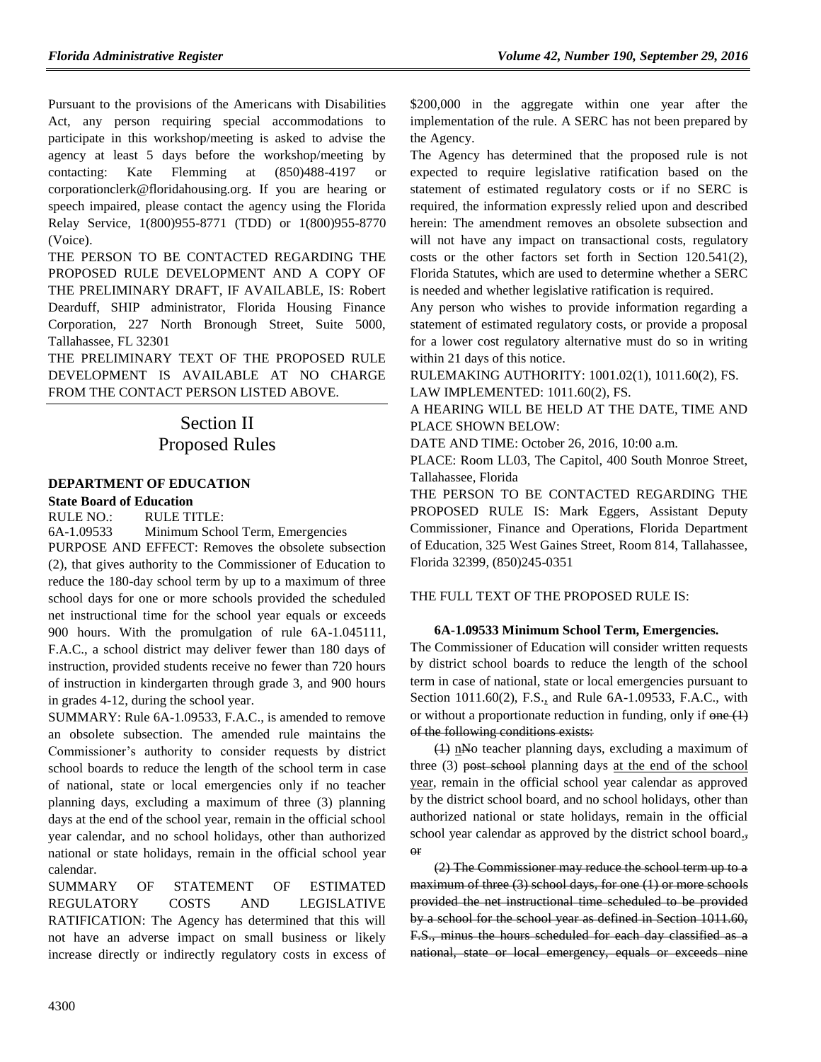Pursuant to the provisions of the Americans with Disabilities Act, any person requiring special accommodations to participate in this workshop/meeting is asked to advise the agency at least 5 days before the workshop/meeting by contacting: Kate Flemming at (850)488-4197 or corporationclerk@floridahousing.org. If you are hearing or speech impaired, please contact the agency using the Florida Relay Service, 1(800)955-8771 (TDD) or 1(800)955-8770 (Voice).

THE PERSON TO BE CONTACTED REGARDING THE PROPOSED RULE DEVELOPMENT AND A COPY OF THE PRELIMINARY DRAFT, IF AVAILABLE, IS: Robert Dearduff, SHIP administrator, Florida Housing Finance Corporation, 227 North Bronough Street, Suite 5000, Tallahassee, FL 32301

THE PRELIMINARY TEXT OF THE PROPOSED RULE DEVELOPMENT IS AVAILABLE AT NO CHARGE FROM THE CONTACT PERSON LISTED ABOVE.

# Section II
# Proposed Rules

### DEPARTMENT OF EDUCATION

**State Board of Education**

RULE NO.: RULE TITLE:

6A-1.09533 Minimum School Term, Emergencies

PURPOSE AND EFFECT: Removes the obsolete subsection (2), that gives authority to the Commissioner of Education to reduce the 180-day school term by up to a maximum of three school days for one or more schools provided the scheduled net instructional time for the school year equals or exceeds 900 hours. With the promulgation of rule 6A-1.045111, F.A.C., a school district may deliver fewer than 180 days of instruction, provided students receive no fewer than 720 hours of instruction in kindergarten through grade 3, and 900 hours in grades 4-12, during the school year.

SUMMARY: Rule 6A-1.09533, F.A.C., is amended to remove an obsolete subsection. The amended rule maintains the Commissioner's authority to consider requests by district school boards to reduce the length of the school term in case of national, state or local emergencies only if no teacher planning days, excluding a maximum of three (3) planning days at the end of the school year, remain in the official school year calendar, and no school holidays, other than authorized national or state holidays, remain in the official school year calendar.

SUMMARY OF STATEMENT OF ESTIMATED REGULATORY COSTS AND LEGISLATIVE RATIFICATION: The Agency has determined that this will not have an adverse impact on small business or likely increase directly or indirectly regulatory costs in excess of $200,000 in the aggregate within one year after the implementation of the rule. A SERC has not been prepared by the Agency.

The Agency has determined that the proposed rule is not expected to require legislative ratification based on the statement of estimated regulatory costs or if no SERC is required, the information expressly relied upon and described herein: The amendment removes an obsolete subsection and will not have any impact on transactional costs, regulatory costs or the other factors set forth in Section 120.541(2), Florida Statutes, which are used to determine whether a SERC is needed and whether legislative ratification is required.

Any person who wishes to provide information regarding a statement of estimated regulatory costs, or provide a proposal for a lower cost regulatory alternative must do so in writing within 21 days of this notice.

RULEMAKING AUTHORITY: 1001.02(1), 1011.60(2), FS.

LAW IMPLEMENTED: 1011.60(2), FS.

A HEARING WILL BE HELD AT THE DATE, TIME AND PLACE SHOWN BELOW:

DATE AND TIME: October 26, 2016, 10:00 a.m.

PLACE: Room LL03, The Capitol, 400 South Monroe Street, Tallahassee, Florida

THE PERSON TO BE CONTACTED REGARDING THE PROPOSED RULE IS: Mark Eggers, Assistant Deputy Commissioner, Finance and Operations, Florida Department of Education, 325 West Gaines Street, Room 814, Tallahassee, Florida 32399, (850)245-0351

THE FULL TEXT OF THE PROPOSED RULE IS:

**6A-1.09533 Minimum School Term, Emergencies.**

The Commissioner of Education will consider written requests by district school boards to reduce the length of the school term in case of national, state or local emergencies pursuant to Section 1011.60(2), F.S., and Rule 6A-1.09533, F.A.C., with or without a proportionate reduction in funding, only if ~~one (1) of the following conditions exists:~~

~~(1)~~ nNo teacher planning days, excluding a maximum of three (3) ~~post school~~ planning days at the end of the school year, remain in the official school year calendar as approved by the district school board, and no school holidays, other than authorized national or state holidays, remain in the official school year calendar as approved by the district school board.~~, or~~

~~(2) The Commissioner may reduce the school term up to a maximum of three (3) school days, for one (1) or more schools provided the net instructional time scheduled to be provided by a school for the school year as defined in Section 1011.60, F.S., minus the hours scheduled for each day classified as a national, state or local emergency, equals or exceeds nine~~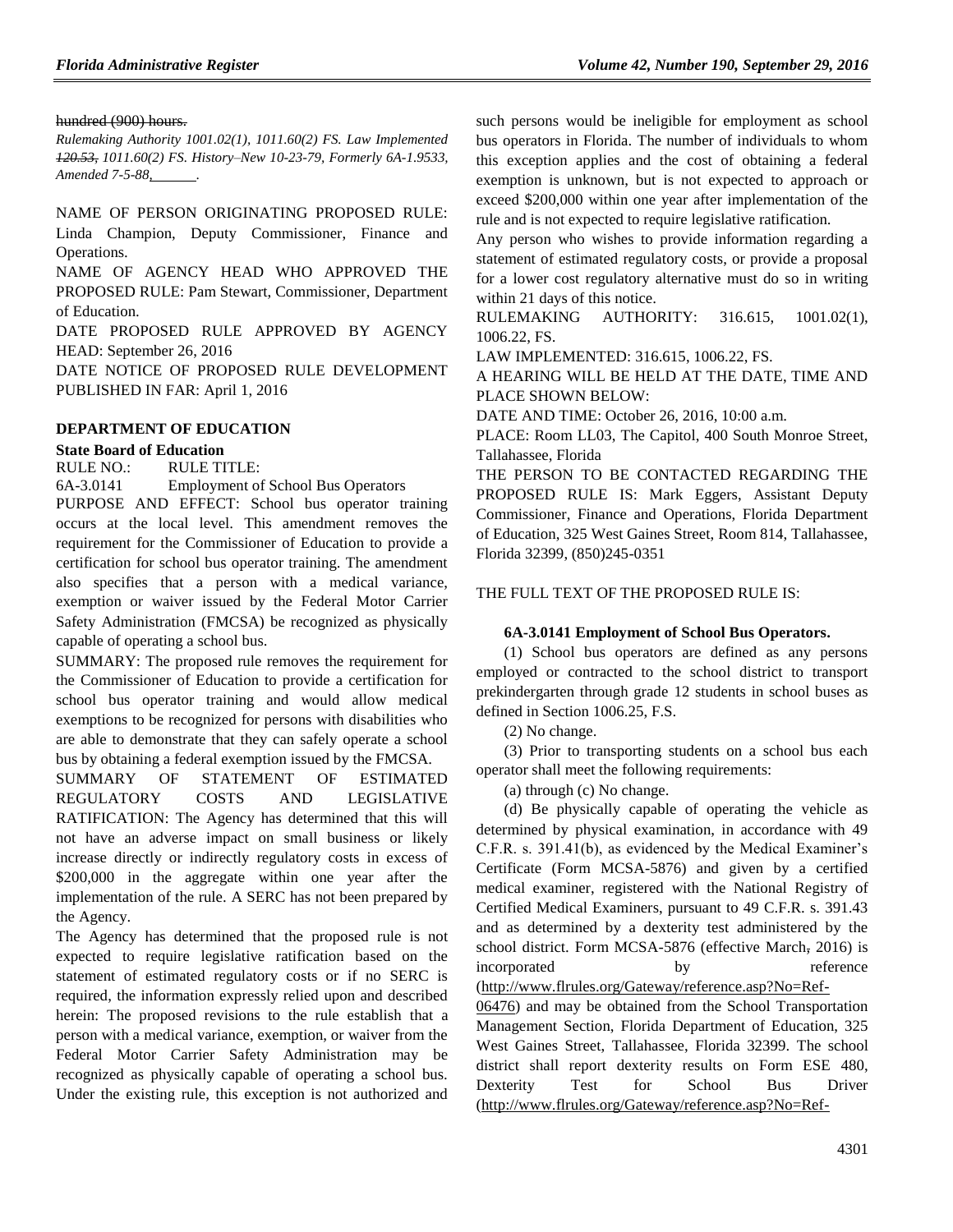~~hundred (900) hours.~~

*Rulemaking Authority 1001.02(1), 1011.60(2) FS. Law Implemented ~~120.53,~~ 1011.60(2) FS. History–New 10-23-79, Formerly 6A-1.9533, Amended 7-5-88,______.*

NAME OF PERSON ORIGINATING PROPOSED RULE: Linda Champion, Deputy Commissioner, Finance and Operations.

NAME OF AGENCY HEAD WHO APPROVED THE PROPOSED RULE: Pam Stewart, Commissioner, Department of Education.

DATE PROPOSED RULE APPROVED BY AGENCY HEAD: September 26, 2016

DATE NOTICE OF PROPOSED RULE DEVELOPMENT PUBLISHED IN FAR: April 1, 2016

## DEPARTMENT OF EDUCATION

### State Board of Education

RULE NO.: RULE TITLE:

6A-3.0141 Employment of School Bus Operators

PURPOSE AND EFFECT: School bus operator training occurs at the local level. This amendment removes the requirement for the Commissioner of Education to provide a certification for school bus operator training. The amendment also specifies that a person with a medical variance, exemption or waiver issued by the Federal Motor Carrier Safety Administration (FMCSA) be recognized as physically capable of operating a school bus.

SUMMARY: The proposed rule removes the requirement for the Commissioner of Education to provide a certification for school bus operator training and would allow medical exemptions to be recognized for persons with disabilities who are able to demonstrate that they can safely operate a school bus by obtaining a federal exemption issued by the FMCSA.

SUMMARY OF STATEMENT OF ESTIMATED REGULATORY COSTS AND LEGISLATIVE RATIFICATION: The Agency has determined that this will not have an adverse impact on small business or likely increase directly or indirectly regulatory costs in excess of \$200,000 in the aggregate within one year after the implementation of the rule. A SERC has not been prepared by the Agency.

The Agency has determined that the proposed rule is not expected to require legislative ratification based on the statement of estimated regulatory costs or if no SERC is required, the information expressly relied upon and described herein: The proposed revisions to the rule establish that a person with a medical variance, exemption, or waiver from the Federal Motor Carrier Safety Administration may be recognized as physically capable of operating a school bus. Under the existing rule, this exception is not authorized and such persons would be ineligible for employment as school bus operators in Florida. The number of individuals to whom this exception applies and the cost of obtaining a federal exemption is unknown, but is not expected to approach or exceed \$200,000 within one year after implementation of the rule and is not expected to require legislative ratification.

Any person who wishes to provide information regarding a statement of estimated regulatory costs, or provide a proposal for a lower cost regulatory alternative must do so in writing within 21 days of this notice.

RULEMAKING AUTHORITY: 316.615, 1001.02(1), 1006.22, FS.

LAW IMPLEMENTED: 316.615, 1006.22, FS.

A HEARING WILL BE HELD AT THE DATE, TIME AND PLACE SHOWN BELOW:

DATE AND TIME: October 26, 2016, 10:00 a.m.

PLACE: Room LL03, The Capitol, 400 South Monroe Street, Tallahassee, Florida

THE PERSON TO BE CONTACTED REGARDING THE PROPOSED RULE IS: Mark Eggers, Assistant Deputy Commissioner, Finance and Operations, Florida Department of Education, 325 West Gaines Street, Room 814, Tallahassee, Florida 32399, (850)245-0351

THE FULL TEXT OF THE PROPOSED RULE IS:

**6A-3.0141 Employment of School Bus Operators.**

(1) School bus operators are defined as any persons employed or contracted to the school district to transport prekindergarten through grade 12 students in school buses as defined in Section 1006.25, F.S.

(2) No change.

(3) Prior to transporting students on a school bus each operator shall meet the following requirements:

(a) through (c) No change.

(d) Be physically capable of operating the vehicle as determined by physical examination, in accordance with 49 C.F.R. s. 391.41(b), as evidenced by the Medical Examiner's Certificate (Form MCSA-5876) and given by a certified medical examiner, registered with the National Registry of Certified Medical Examiners, pursuant to 49 C.F.R. s. 391.43 and as determined by a dexterity test administered by the school district. Form MCSA-5876 (effective March~~,~~ 2016) is incorporated by reference (http://www.flrules.org/Gateway/reference.asp?No=Ref-06476) and may be obtained from the School Transportation Management Section, Florida Department of Education, 325 West Gaines Street, Tallahassee, Florida 32399. The school district shall report dexterity results on Form ESE 480, Dexterity Test for School Bus Driver (http://www.flrules.org/Gateway/reference.asp?No=Ref-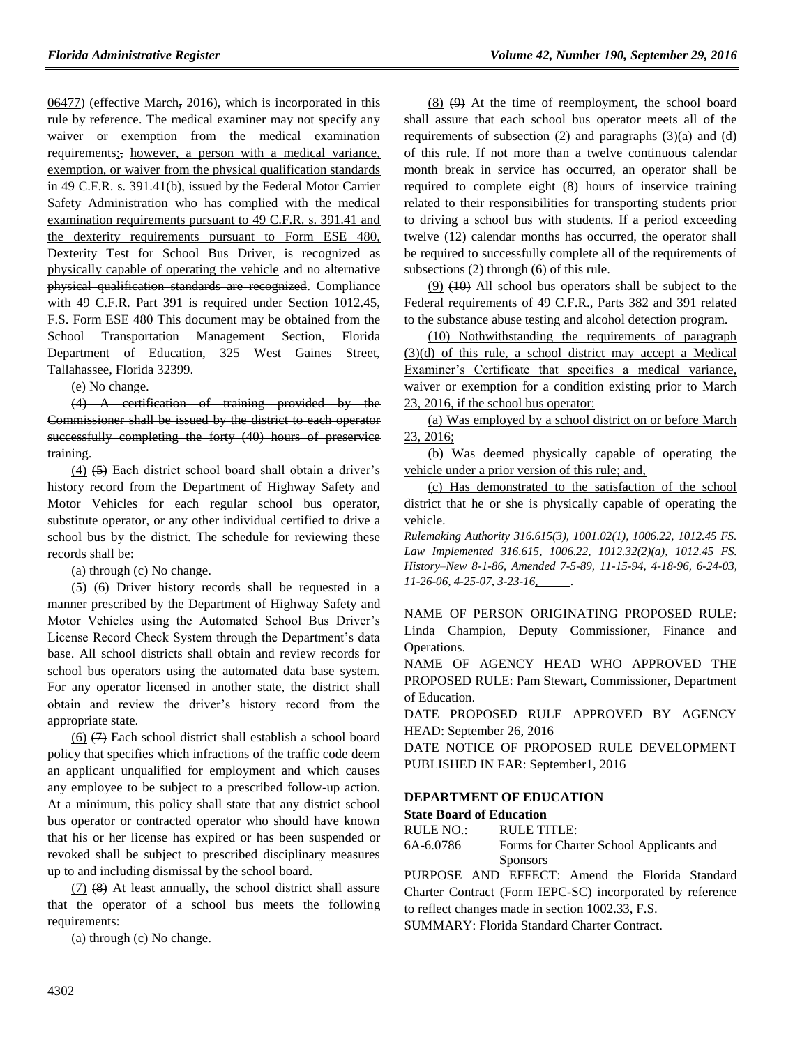06477) (effective March, 2016), which is incorporated in this rule by reference. The medical examiner may not specify any waiver or exemption from the medical examination requirements;, however, a person with a medical variance, exemption, or waiver from the physical qualification standards in 49 C.F.R. s. 391.41(b), issued by the Federal Motor Carrier Safety Administration who has complied with the medical examination requirements pursuant to 49 C.F.R. s. 391.41 and the dexterity requirements pursuant to Form ESE 480, Dexterity Test for School Bus Driver, is recognized as physically capable of operating the vehicle and no alternative physical qualification standards are recognized. Compliance with 49 C.F.R. Part 391 is required under Section 1012.45, F.S. Form ESE 480 This document may be obtained from the School Transportation Management Section, Florida Department of Education, 325 West Gaines Street, Tallahassee, Florida 32399.

(e) No change.

(4) A certification of training provided by the Commissioner shall be issued by the district to each operator successfully completing the forty (40) hours of preservice training.

(4) (5) Each district school board shall obtain a driver's history record from the Department of Highway Safety and Motor Vehicles for each regular school bus operator, substitute operator, or any other individual certified to drive a school bus by the district. The schedule for reviewing these records shall be:

(a) through (c) No change.

(5) (6) Driver history records shall be requested in a manner prescribed by the Department of Highway Safety and Motor Vehicles using the Automated School Bus Driver's License Record Check System through the Department's data base. All school districts shall obtain and review records for school bus operators using the automated data base system. For any operator licensed in another state, the district shall obtain and review the driver's history record from the appropriate state.

(6) (7) Each school district shall establish a school board policy that specifies which infractions of the traffic code deem an applicant unqualified for employment and which causes any employee to be subject to a prescribed follow-up action. At a minimum, this policy shall state that any district school bus operator or contracted operator who should have known that his or her license has expired or has been suspended or revoked shall be subject to prescribed disciplinary measures up to and including dismissal by the school board.

(7) (8) At least annually, the school district shall assure that the operator of a school bus meets the following requirements:

(a) through (c) No change.

(8) (9) At the time of reemployment, the school board shall assure that each school bus operator meets all of the requirements of subsection (2) and paragraphs (3)(a) and (d) of this rule. If not more than a twelve continuous calendar month break in service has occurred, an operator shall be required to complete eight (8) hours of inservice training related to their responsibilities for transporting students prior to driving a school bus with students. If a period exceeding twelve (12) calendar months has occurred, the operator shall be required to successfully complete all of the requirements of subsections (2) through (6) of this rule.

(9) (10) All school bus operators shall be subject to the Federal requirements of 49 C.F.R., Parts 382 and 391 related to the substance abuse testing and alcohol detection program.

(10) Nothwithstanding the requirements of paragraph (3)(d) of this rule, a school district may accept a Medical Examiner's Certificate that specifies a medical variance, waiver or exemption for a condition existing prior to March 23, 2016, if the school bus operator:

(a) Was employed by a school district on or before March 23, 2016;

(b) Was deemed physically capable of operating the vehicle under a prior version of this rule; and,

(c) Has demonstrated to the satisfaction of the school district that he or she is physically capable of operating the vehicle.

*Rulemaking Authority 316.615(3), 1001.02(1), 1006.22, 1012.45 FS. Law Implemented 316.615, 1006.22, 1012.32(2)(a), 1012.45 FS. History–New 8-1-86, Amended 7-5-89, 11-15-94, 4-18-96, 6-24-03, 11-26-06, 4-25-07, 3-23-16,______.*

NAME OF PERSON ORIGINATING PROPOSED RULE: Linda Champion, Deputy Commissioner, Finance and Operations.

NAME OF AGENCY HEAD WHO APPROVED THE PROPOSED RULE: Pam Stewart, Commissioner, Department of Education.

DATE PROPOSED RULE APPROVED BY AGENCY HEAD: September 26, 2016

DATE NOTICE OF PROPOSED RULE DEVELOPMENT PUBLISHED IN FAR: September1, 2016

### DEPARTMENT OF EDUCATION

**State Board of Education**

RULE NO.: RULE TITLE:

6A-6.0786 Forms for Charter School Applicants and Sponsors

PURPOSE AND EFFECT: Amend the Florida Standard Charter Contract (Form IEPC-SC) incorporated by reference to reflect changes made in section 1002.33, F.S.

SUMMARY: Florida Standard Charter Contract.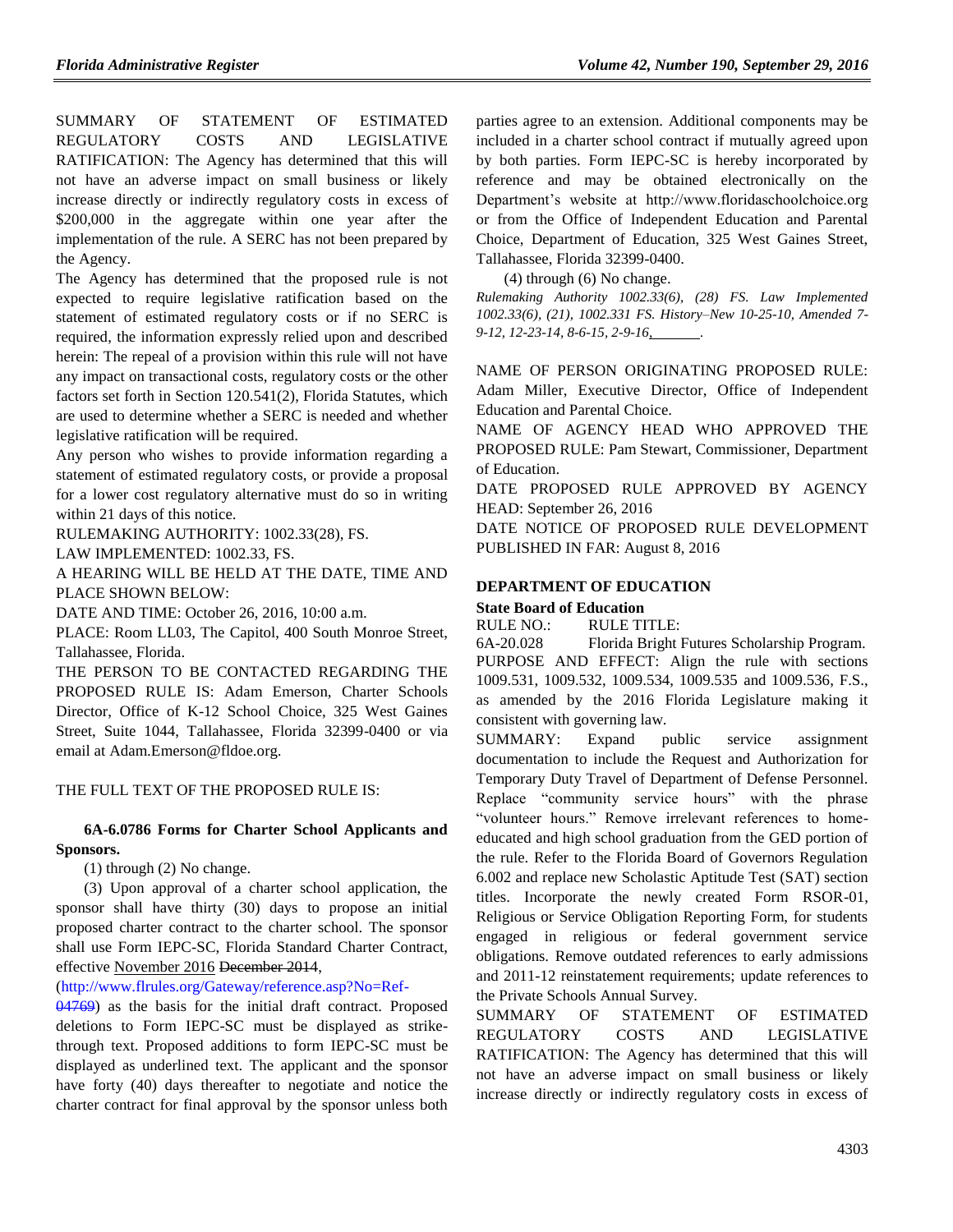SUMMARY OF STATEMENT OF ESTIMATED REGULATORY COSTS AND LEGISLATIVE RATIFICATION: The Agency has determined that this will not have an adverse impact on small business or likely increase directly or indirectly regulatory costs in excess of $200,000 in the aggregate within one year after the implementation of the rule. A SERC has not been prepared by the Agency.

The Agency has determined that the proposed rule is not expected to require legislative ratification based on the statement of estimated regulatory costs or if no SERC is required, the information expressly relied upon and described herein: The repeal of a provision within this rule will not have any impact on transactional costs, regulatory costs or the other factors set forth in Section 120.541(2), Florida Statutes, which are used to determine whether a SERC is needed and whether legislative ratification will be required.

Any person who wishes to provide information regarding a statement of estimated regulatory costs, or provide a proposal for a lower cost regulatory alternative must do so in writing within 21 days of this notice.

RULEMAKING AUTHORITY: 1002.33(28), FS.

LAW IMPLEMENTED: 1002.33, FS.

A HEARING WILL BE HELD AT THE DATE, TIME AND PLACE SHOWN BELOW:

DATE AND TIME: October 26, 2016, 10:00 a.m.

PLACE: Room LL03, The Capitol, 400 South Monroe Street, Tallahassee, Florida.

THE PERSON TO BE CONTACTED REGARDING THE PROPOSED RULE IS: Adam Emerson, Charter Schools Director, Office of K-12 School Choice, 325 West Gaines Street, Suite 1044, Tallahassee, Florida 32399-0400 or via email at Adam.Emerson@fldoe.org.

THE FULL TEXT OF THE PROPOSED RULE IS:

**6A-6.0786 Forms for Charter School Applicants and Sponsors.**

(1) through (2) No change.

(3) Upon approval of a charter school application, the sponsor shall have thirty (30) days to propose an initial proposed charter contract to the charter school. The sponsor shall use Form IEPC-SC, Florida Standard Charter Contract, effective <u>November 2016</u> ~~December 2014~~, (http://www.flrules.org/Gateway/reference.asp?No=Ref-~~04769~~) as the basis for the initial draft contract. Proposed deletions to Form IEPC-SC must be displayed as strike-through text. Proposed additions to form IEPC-SC must be displayed as underlined text. The applicant and the sponsor have forty (40) days thereafter to negotiate and notice the charter contract for final approval by the sponsor unless both parties agree to an extension. Additional components may be included in a charter school contract if mutually agreed upon by both parties. Form IEPC-SC is hereby incorporated by reference and may be obtained electronically on the Department's website at http://www.floridaschoolchoice.org or from the Office of Independent Education and Parental Choice, Department of Education, 325 West Gaines Street, Tallahassee, Florida 32399-0400.

(4) through (6) No change.

*Rulemaking Authority 1002.33(6), (28) FS. Law Implemented 1002.33(6), (21), 1002.331 FS. History–New 10-25-10, Amended 7-9-12, 12-23-14, 8-6-15, 2-9-16,* ________.

NAME OF PERSON ORIGINATING PROPOSED RULE: Adam Miller, Executive Director, Office of Independent Education and Parental Choice.

NAME OF AGENCY HEAD WHO APPROVED THE PROPOSED RULE: Pam Stewart, Commissioner, Department of Education.

DATE PROPOSED RULE APPROVED BY AGENCY HEAD: September 26, 2016

DATE NOTICE OF PROPOSED RULE DEVELOPMENT PUBLISHED IN FAR: August 8, 2016

## DEPARTMENT OF EDUCATION

### State Board of Education

RULE NO.: RULE TITLE:

6A-20.028 Florida Bright Futures Scholarship Program.

PURPOSE AND EFFECT: Align the rule with sections 1009.531, 1009.532, 1009.534, 1009.535 and 1009.536, F.S., as amended by the 2016 Florida Legislature making it consistent with governing law.

SUMMARY: Expand public service assignment documentation to include the Request and Authorization for Temporary Duty Travel of Department of Defense Personnel. Replace "community service hours" with the phrase "volunteer hours." Remove irrelevant references to home-educated and high school graduation from the GED portion of the rule. Refer to the Florida Board of Governors Regulation 6.002 and replace new Scholastic Aptitude Test (SAT) section titles. Incorporate the newly created Form RSOR-01, Religious or Service Obligation Reporting Form, for students engaged in religious or federal government service obligations. Remove outdated references to early admissions and 2011-12 reinstatement requirements; update references to the Private Schools Annual Survey.

SUMMARY OF STATEMENT OF ESTIMATED REGULATORY COSTS AND LEGISLATIVE RATIFICATION: The Agency has determined that this will not have an adverse impact on small business or likely increase directly or indirectly regulatory costs in excess of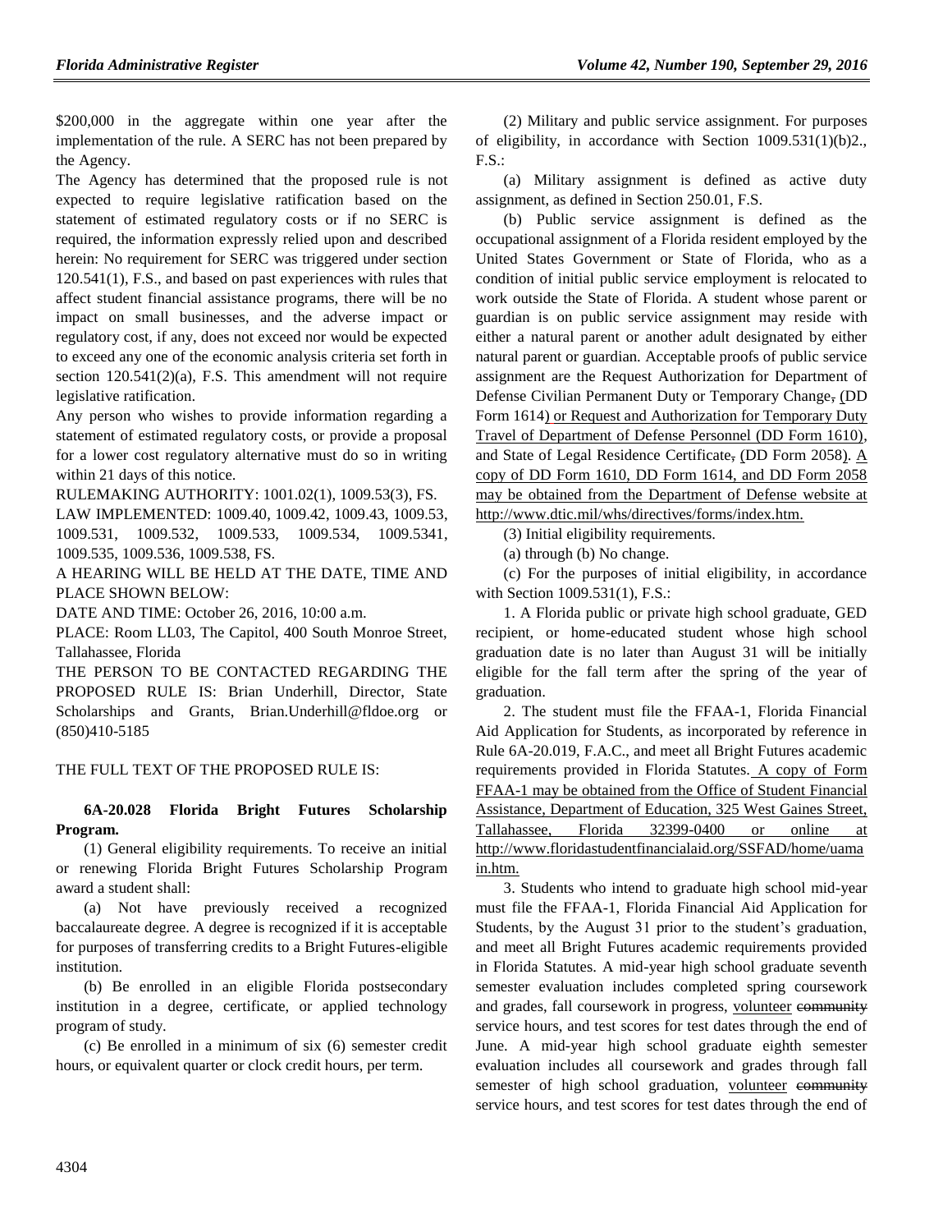$200,000 in the aggregate within one year after the implementation of the rule. A SERC has not been prepared by the Agency.

The Agency has determined that the proposed rule is not expected to require legislative ratification based on the statement of estimated regulatory costs or if no SERC is required, the information expressly relied upon and described herein: No requirement for SERC was triggered under section 120.541(1), F.S., and based on past experiences with rules that affect student financial assistance programs, there will be no impact on small businesses, and the adverse impact or regulatory cost, if any, does not exceed nor would be expected to exceed any one of the economic analysis criteria set forth in section 120.541(2)(a), F.S. This amendment will not require legislative ratification.

Any person who wishes to provide information regarding a statement of estimated regulatory costs, or provide a proposal for a lower cost regulatory alternative must do so in writing within 21 days of this notice.

RULEMAKING AUTHORITY: 1001.02(1), 1009.53(3), FS.

LAW IMPLEMENTED: 1009.40, 1009.42, 1009.43, 1009.53, 1009.531, 1009.532, 1009.533, 1009.534, 1009.5341, 1009.535, 1009.536, 1009.538, FS.

A HEARING WILL BE HELD AT THE DATE, TIME AND PLACE SHOWN BELOW:

DATE AND TIME: October 26, 2016, 10:00 a.m.

PLACE: Room LL03, The Capitol, 400 South Monroe Street, Tallahassee, Florida

THE PERSON TO BE CONTACTED REGARDING THE PROPOSED RULE IS: Brian Underhill, Director, State Scholarships and Grants, Brian.Underhill@fldoe.org or (850)410-5185

THE FULL TEXT OF THE PROPOSED RULE IS:

**6A-20.028 Florida Bright Futures Scholarship Program.**

(1) General eligibility requirements. To receive an initial or renewing Florida Bright Futures Scholarship Program award a student shall:

(a) Not have previously received a recognized baccalaureate degree. A degree is recognized if it is acceptable for purposes of transferring credits to a Bright Futures-eligible institution.

(b) Be enrolled in an eligible Florida postsecondary institution in a degree, certificate, or applied technology program of study.

(c) Be enrolled in a minimum of six (6) semester credit hours, or equivalent quarter or clock credit hours, per term.

(2) Military and public service assignment. For purposes of eligibility, in accordance with Section 1009.531(1)(b)2., F.S.:

(a) Military assignment is defined as active duty assignment, as defined in Section 250.01, F.S.

(b) Public service assignment is defined as the occupational assignment of a Florida resident employed by the United States Government or State of Florida, who as a condition of initial public service employment is relocated to work outside the State of Florida. A student whose parent or guardian is on public service assignment may reside with either a natural parent or another adult designated by either natural parent or guardian. Acceptable proofs of public service assignment are the Request Authorization for Department of Defense Civilian Permanent Duty or Temporary Change, (DD Form 1614) or Request and Authorization for Temporary Duty Travel of Department of Defense Personnel (DD Form 1610), and State of Legal Residence Certificate, (DD Form 2058). A copy of DD Form 1610, DD Form 1614, and DD Form 2058 may be obtained from the Department of Defense website at http://www.dtic.mil/whs/directives/forms/index.htm.

(3) Initial eligibility requirements.

(a) through (b) No change.

(c) For the purposes of initial eligibility, in accordance with Section 1009.531(1), F.S.:

1. A Florida public or private high school graduate, GED recipient, or home-educated student whose high school graduation date is no later than August 31 will be initially eligible for the fall term after the spring of the year of graduation.

2. The student must file the FFAA-1, Florida Financial Aid Application for Students, as incorporated by reference in Rule 6A-20.019, F.A.C., and meet all Bright Futures academic requirements provided in Florida Statutes. A copy of Form FFAA-1 may be obtained from the Office of Student Financial Assistance, Department of Education, 325 West Gaines Street, Tallahassee, Florida 32399-0400 or online at http://www.floridastudentfinancialaid.org/SSFAD/home/uamain.htm.

3. Students who intend to graduate high school mid-year must file the FFAA-1, Florida Financial Aid Application for Students, by the August 31 prior to the student's graduation, and meet all Bright Futures academic requirements provided in Florida Statutes. A mid-year high school graduate seventh semester evaluation includes completed spring coursework and grades, fall coursework in progress, volunteer community service hours, and test scores for test dates through the end of June. A mid-year high school graduate eighth semester evaluation includes all coursework and grades through fall semester of high school graduation, volunteer community service hours, and test scores for test dates through the end of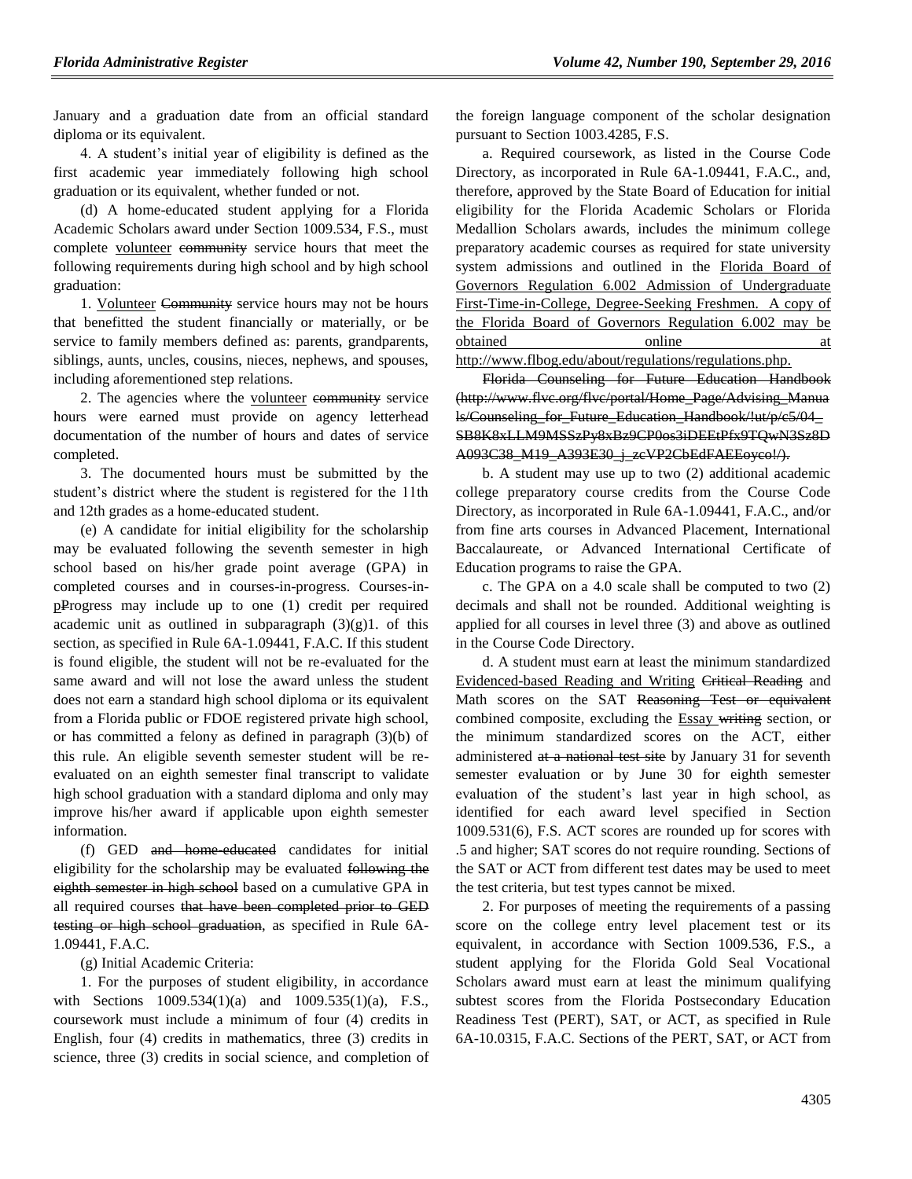January and a graduation date from an official standard diploma or its equivalent.

4. A student's initial year of eligibility is defined as the first academic year immediately following high school graduation or its equivalent, whether funded or not.

(d) A home-educated student applying for a Florida Academic Scholars award under Section 1009.534, F.S., must complete <u>volunteer</u> ~~community~~ service hours that meet the following requirements during high school and by high school graduation:

1. <u>Volunteer</u> ~~Community~~ service hours may not be hours that benefitted the student financially or materially, or be service to family members defined as: parents, grandparents, siblings, aunts, uncles, cousins, nieces, nephews, and spouses, including aforementioned step relations.

2. The agencies where the <u>volunteer</u> ~~community~~ service hours were earned must provide on agency letterhead documentation of the number of hours and dates of service completed.

3. The documented hours must be submitted by the student's district where the student is registered for the 11th and 12th grades as a home-educated student.

(e) A candidate for initial eligibility for the scholarship may be evaluated following the seventh semester in high school based on his/her grade point average (GPA) in completed courses and in courses-in-progress. Courses-in-<u>p</u>~~P~~rogress may include up to one (1) credit per required academic unit as outlined in subparagraph (3)(g)1. of this section, as specified in Rule 6A-1.09441, F.A.C. If this student is found eligible, the student will not be re-evaluated for the same award and will not lose the award unless the student does not earn a standard high school diploma or its equivalent from a Florida public or FDOE registered private high school, or has committed a felony as defined in paragraph (3)(b) of this rule. An eligible seventh semester student will be re-evaluated on an eighth semester final transcript to validate high school graduation with a standard diploma and only may improve his/her award if applicable upon eighth semester information.

(f) GED ~~and home-educated~~ candidates for initial eligibility for the scholarship may be evaluated ~~following the eighth semester in high school~~ based on a cumulative GPA in all required courses ~~that have been completed prior to GED testing or high school graduation~~, as specified in Rule 6A-1.09441, F.A.C.

(g) Initial Academic Criteria:

1. For the purposes of student eligibility, in accordance with Sections 1009.534(1)(a) and 1009.535(1)(a), F.S., coursework must include a minimum of four (4) credits in English, four (4) credits in mathematics, three (3) credits in science, three (3) credits in social science, and completion of the foreign language component of the scholar designation pursuant to Section 1003.4285, F.S.

a. Required coursework, as listed in the Course Code Directory, as incorporated in Rule 6A-1.09441, F.A.C., and, therefore, approved by the State Board of Education for initial eligibility for the Florida Academic Scholars or Florida Medallion Scholars awards, includes the minimum college preparatory academic courses as required for state university system admissions and outlined in the <u>Florida Board of Governors Regulation 6.002 Admission of Undergraduate First-Time-in-College, Degree-Seeking Freshmen. A copy of the Florida Board of Governors Regulation 6.002 may be obtained online at http://www.flbog.edu/about/regulations/regulations.php.</u> ~~Florida Counseling for Future Education Handbook (http://www.flvc.org/flvc/portal/Home_Page/Advising_Manuals/Counseling_for_Future_Education_Handbook/!ut/p/c5/04_SB8K8xLLM9MSSzPy8xBz9CP0os3iDEEtPfx9TQwN3Sz8DA093C38_M19_A393E30_j_zcVP2CbEdFAEEoyco!/).~~

b. A student may use up to two (2) additional academic college preparatory course credits from the Course Code Directory, as incorporated in Rule 6A-1.09441, F.A.C., and/or from fine arts courses in Advanced Placement, International Baccalaureate, or Advanced International Certificate of Education programs to raise the GPA.

c. The GPA on a 4.0 scale shall be computed to two (2) decimals and shall not be rounded. Additional weighting is applied for all courses in level three (3) and above as outlined in the Course Code Directory.

d. A student must earn at least the minimum standardized <u>Evidenced-based Reading and Writing</u> ~~Critical Reading~~ and Math scores on the SAT ~~Reasoning Test or equivalent~~ combined composite, excluding the <u>Essay</u> ~~writing~~ section, or the minimum standardized scores on the ACT, either administered ~~at a national test site~~ by January 31 for seventh semester evaluation or by June 30 for eighth semester evaluation of the student's last year in high school, as identified for each award level specified in Section 1009.531(6), F.S. ACT scores are rounded up for scores with .5 and higher; SAT scores do not require rounding. Sections of the SAT or ACT from different test dates may be used to meet the test criteria, but test types cannot be mixed.

2. For purposes of meeting the requirements of a passing score on the college entry level placement test or its equivalent, in accordance with Section 1009.536, F.S., a student applying for the Florida Gold Seal Vocational Scholars award must earn at least the minimum qualifying subtest scores from the Florida Postsecondary Education Readiness Test (PERT), SAT, or ACT, as specified in Rule 6A-10.0315, F.A.C. Sections of the PERT, SAT, or ACT from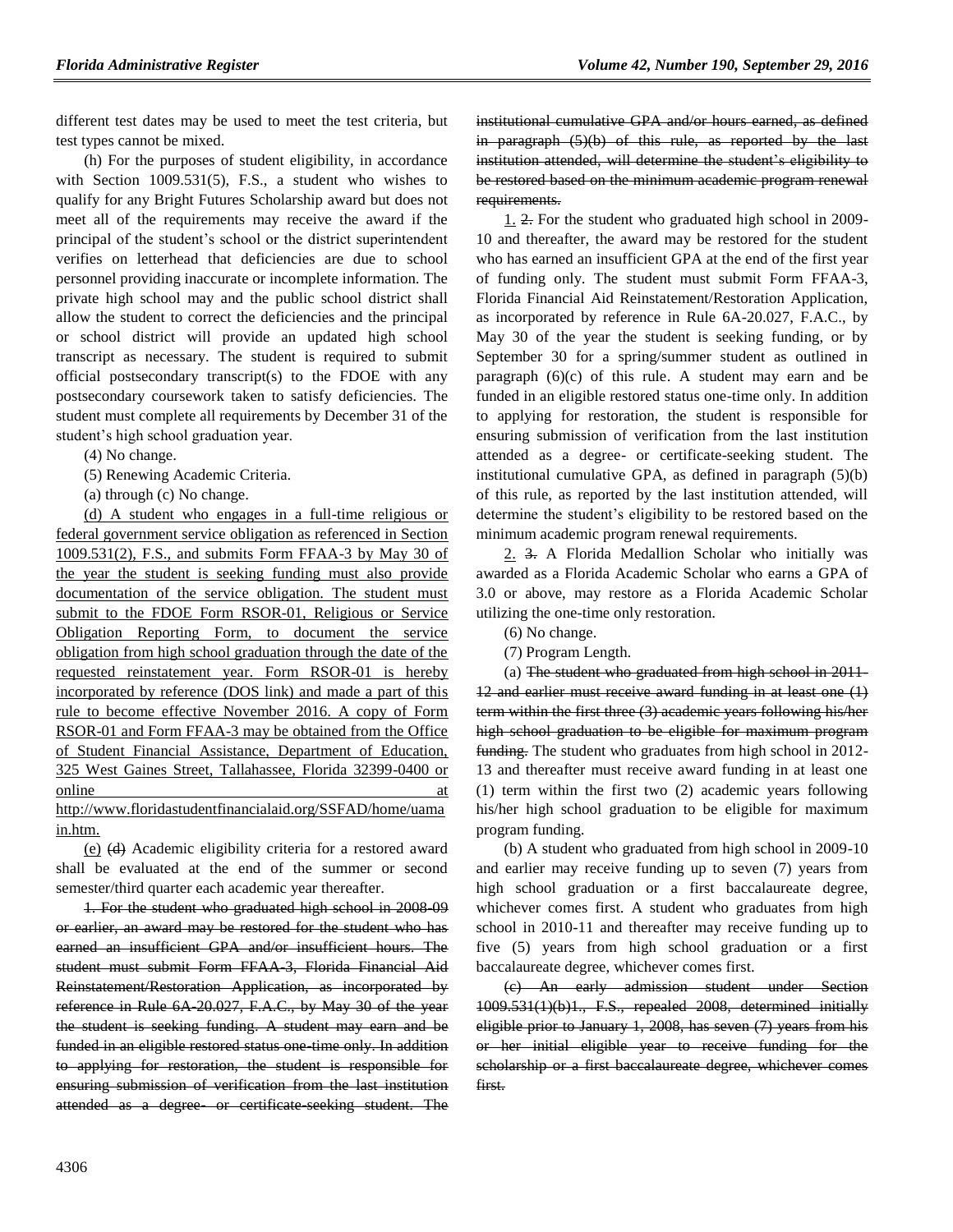different test dates may be used to meet the test criteria, but test types cannot be mixed.

(h) For the purposes of student eligibility, in accordance with Section 1009.531(5), F.S., a student who wishes to qualify for any Bright Futures Scholarship award but does not meet all of the requirements may receive the award if the principal of the student's school or the district superintendent verifies on letterhead that deficiencies are due to school personnel providing inaccurate or incomplete information. The private high school may and the public school district shall allow the student to correct the deficiencies and the principal or school district will provide an updated high school transcript as necessary. The student is required to submit official postsecondary transcript(s) to the FDOE with any postsecondary coursework taken to satisfy deficiencies. The student must complete all requirements by December 31 of the student's high school graduation year.

(4) No change.

(5) Renewing Academic Criteria.

(a) through (c) No change.

<u>(d) A student who engages in a full-time religious or federal government service obligation as referenced in Section 1009.531(2), F.S., and submits Form FFAA-3 by May 30 of the year the student is seeking funding must also provide documentation of the service obligation. The student must submit to the FDOE Form RSOR-01, Religious or Service Obligation Reporting Form, to document the service obligation from high school graduation through the date of the requested reinstatement year. Form RSOR-01 is hereby incorporated by reference (DOS link) and made a part of this rule to become effective November 2016. A copy of Form RSOR-01 and Form FFAA-3 may be obtained from the Office of Student Financial Assistance, Department of Education, 325 West Gaines Street, Tallahassee, Florida 32399-0400 or online at http://www.floridastudentfinancialaid.org/SSFAD/home/uamain.htm.</u>

<u>(e)</u> ~~(d)~~ Academic eligibility criteria for a restored award shall be evaluated at the end of the summer or second semester/third quarter each academic year thereafter.

~~1. For the student who graduated high school in 2008-09 or earlier, an award may be restored for the student who has earned an insufficient GPA and/or insufficient hours. The student must submit Form FFAA-3, Florida Financial Aid Reinstatement/Restoration Application, as incorporated by reference in Rule 6A-20.027, F.A.C., by May 30 of the year the student is seeking funding. A student may earn and be funded in an eligible restored status one-time only. In addition to applying for restoration, the student is responsible for ensuring submission of verification from the last institution attended as a degree- or certificate-seeking student. The institutional cumulative GPA and/or hours earned, as defined in paragraph (5)(b) of this rule, as reported by the last institution attended, will determine the student's eligibility to be restored based on the minimum academic program renewal requirements.~~

<u>1.</u> ~~2.~~ For the student who graduated high school in 2009-10 and thereafter, the award may be restored for the student who has earned an insufficient GPA at the end of the first year of funding only. The student must submit Form FFAA-3, Florida Financial Aid Reinstatement/Restoration Application, as incorporated by reference in Rule 6A-20.027, F.A.C., by May 30 of the year the student is seeking funding, or by September 30 for a spring/summer student as outlined in paragraph (6)(c) of this rule. A student may earn and be funded in an eligible restored status one-time only. In addition to applying for restoration, the student is responsible for ensuring submission of verification from the last institution attended as a degree- or certificate-seeking student. The institutional cumulative GPA, as defined in paragraph (5)(b) of this rule, as reported by the last institution attended, will determine the student's eligibility to be restored based on the minimum academic program renewal requirements.

<u>2.</u> ~~3.~~ A Florida Medallion Scholar who initially was awarded as a Florida Academic Scholar who earns a GPA of 3.0 or above, may restore as a Florida Academic Scholar utilizing the one-time only restoration.

(6) No change.

(7) Program Length.

(a) ~~The student who graduated from high school in 2011-12 and earlier must receive award funding in at least one (1) term within the first three (3) academic years following his/her high school graduation to be eligible for maximum program funding.~~ The student who graduates from high school in 2012-13 and thereafter must receive award funding in at least one (1) term within the first two (2) academic years following his/her high school graduation to be eligible for maximum program funding.

(b) A student who graduated from high school in 2009-10 and earlier may receive funding up to seven (7) years from high school graduation or a first baccalaureate degree, whichever comes first. A student who graduates from high school in 2010-11 and thereafter may receive funding up to five (5) years from high school graduation or a first baccalaureate degree, whichever comes first.

~~(c) An early admission student under Section 1009.531(1)(b)1., F.S., repealed 2008, determined initially eligible prior to January 1, 2008, has seven (7) years from his or her initial eligible year to receive funding for the scholarship or a first baccalaureate degree, whichever comes first.~~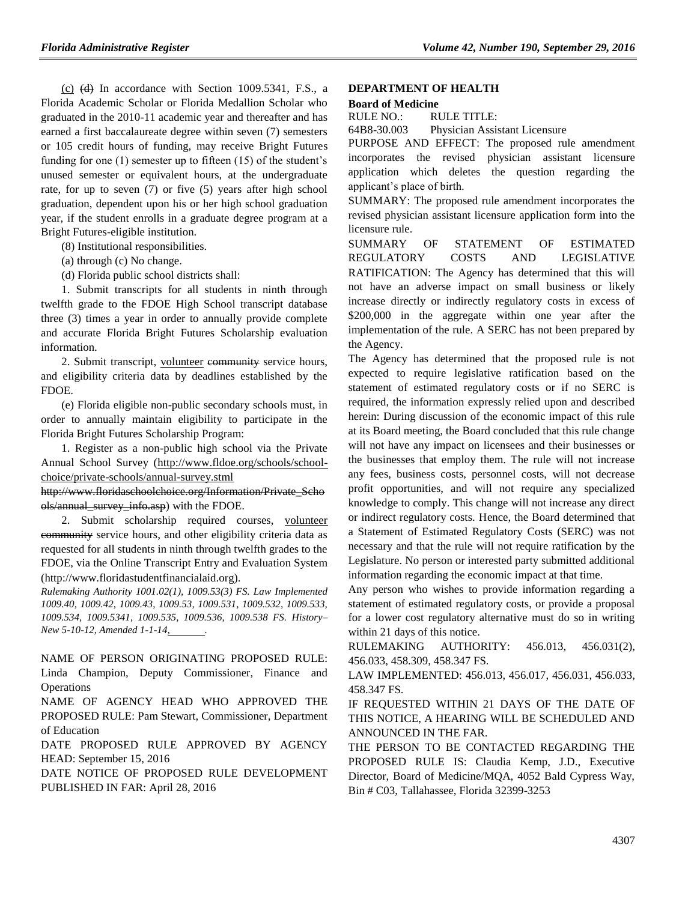(c) ~~(d)~~ In accordance with Section 1009.5341, F.S., a Florida Academic Scholar or Florida Medallion Scholar who graduated in the 2010-11 academic year and thereafter and has earned a first baccalaureate degree within seven (7) semesters or 105 credit hours of funding, may receive Bright Futures funding for one (1) semester up to fifteen (15) of the student's unused semester or equivalent hours, at the undergraduate rate, for up to seven (7) or five (5) years after high school graduation, dependent upon his or her high school graduation year, if the student enrolls in a graduate degree program at a Bright Futures-eligible institution.

(8) Institutional responsibilities.

(a) through (c) No change.

(d) Florida public school districts shall:

1. Submit transcripts for all students in ninth through twelfth grade to the FDOE High School transcript database three (3) times a year in order to annually provide complete and accurate Florida Bright Futures Scholarship evaluation information.

2. Submit transcript, volunteer ~~community~~ service hours, and eligibility criteria data by deadlines established by the FDOE.

(e) Florida eligible non-public secondary schools must, in order to annually maintain eligibility to participate in the Florida Bright Futures Scholarship Program:

1. Register as a non-public high school via the Private Annual School Survey (http://www.fldoe.org/schools/school-choice/private-schools/annual-survey.stml ~~http://www.floridaschoolchoice.org/Information/Private_Schools/annual_survey_info.asp~~) with the FDOE.

2. Submit scholarship required courses, volunteer ~~community~~ service hours, and other eligibility criteria data as requested for all students in ninth through twelfth grades to the FDOE, via the Online Transcript Entry and Evaluation System (http://www.floridastudentfinancialaid.org).

*Rulemaking Authority 1001.02(1), 1009.53(3) FS. Law Implemented 1009.40, 1009.42, 1009.43, 1009.53, 1009.531, 1009.532, 1009.533, 1009.534, 1009.5341, 1009.535, 1009.536, 1009.538 FS. History–New 5-10-12, Amended 1-1-14,\_\_\_\_\_\_\_.*

NAME OF PERSON ORIGINATING PROPOSED RULE: Linda Champion, Deputy Commissioner, Finance and Operations

NAME OF AGENCY HEAD WHO APPROVED THE PROPOSED RULE: Pam Stewart, Commissioner, Department of Education

DATE PROPOSED RULE APPROVED BY AGENCY HEAD: September 15, 2016

DATE NOTICE OF PROPOSED RULE DEVELOPMENT PUBLISHED IN FAR: April 28, 2016

## DEPARTMENT OF HEALTH

### Board of Medicine

RULE NO.: RULE TITLE:

64B8-30.003 Physician Assistant Licensure

PURPOSE AND EFFECT: The proposed rule amendment incorporates the revised physician assistant licensure application which deletes the question regarding the applicant's place of birth.

SUMMARY: The proposed rule amendment incorporates the revised physician assistant licensure application form into the licensure rule.

SUMMARY OF STATEMENT OF ESTIMATED REGULATORY COSTS AND LEGISLATIVE RATIFICATION: The Agency has determined that this will not have an adverse impact on small business or likely increase directly or indirectly regulatory costs in excess of $200,000 in the aggregate within one year after the implementation of the rule. A SERC has not been prepared by the Agency.

The Agency has determined that the proposed rule is not expected to require legislative ratification based on the statement of estimated regulatory costs or if no SERC is required, the information expressly relied upon and described herein: During discussion of the economic impact of this rule at its Board meeting, the Board concluded that this rule change will not have any impact on licensees and their businesses or the businesses that employ them. The rule will not increase any fees, business costs, personnel costs, will not decrease profit opportunities, and will not require any specialized knowledge to comply. This change will not increase any direct or indirect regulatory costs. Hence, the Board determined that a Statement of Estimated Regulatory Costs (SERC) was not necessary and that the rule will not require ratification by the Legislature. No person or interested party submitted additional information regarding the economic impact at that time.

Any person who wishes to provide information regarding a statement of estimated regulatory costs, or provide a proposal for a lower cost regulatory alternative must do so in writing within 21 days of this notice.

RULEMAKING AUTHORITY: 456.013, 456.031(2), 456.033, 458.309, 458.347 FS.

LAW IMPLEMENTED: 456.013, 456.017, 456.031, 456.033, 458.347 FS.

IF REQUESTED WITHIN 21 DAYS OF THE DATE OF THIS NOTICE, A HEARING WILL BE SCHEDULED AND ANNOUNCED IN THE FAR.

THE PERSON TO BE CONTACTED REGARDING THE PROPOSED RULE IS: Claudia Kemp, J.D., Executive Director, Board of Medicine/MQA, 4052 Bald Cypress Way, Bin # C03, Tallahassee, Florida 32399-3253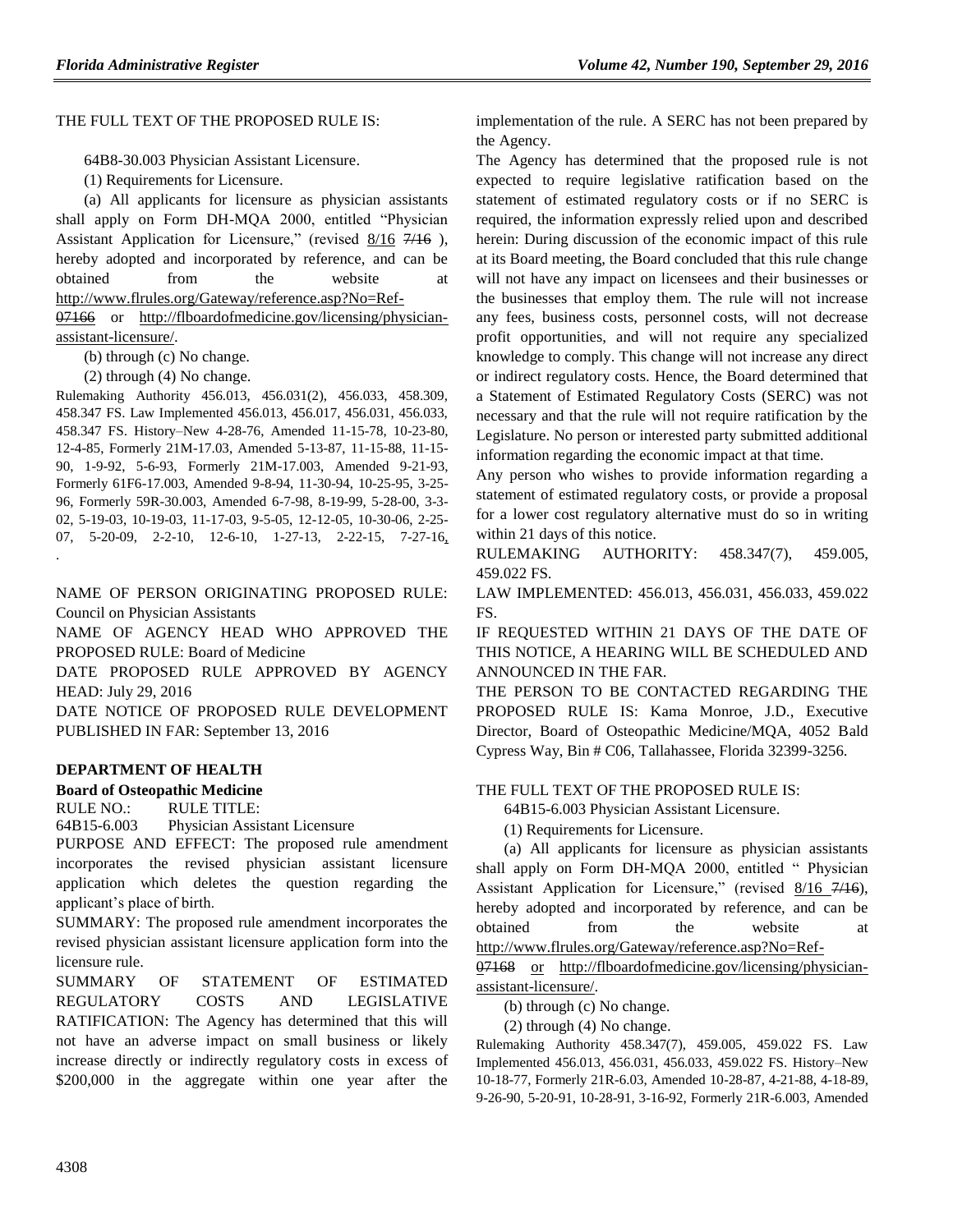THE FULL TEXT OF THE PROPOSED RULE IS:

64B8-30.003 Physician Assistant Licensure.

(1) Requirements for Licensure.

(a) All applicants for licensure as physician assistants shall apply on Form DH-MQA 2000, entitled "Physician Assistant Application for Licensure," (revised 8/16 7/16 ), hereby adopted and incorporated by reference, and can be obtained from the website at http://www.flrules.org/Gateway/reference.asp?No=Ref-07166 or http://flboardofmedicine.gov/licensing/physician-assistant-licensure/.

(b) through (c) No change.

(2) through (4) No change.

Rulemaking Authority 456.013, 456.031(2), 456.033, 458.309, 458.347 FS. Law Implemented 456.013, 456.017, 456.031, 456.033, 458.347 FS. History–New 4-28-76, Amended 11-15-78, 10-23-80, 12-4-85, Formerly 21M-17.03, Amended 5-13-87, 11-15-88, 11-15-90, 1-9-92, 5-6-93, Formerly 21M-17.003, Amended 9-21-93, Formerly 61F6-17.003, Amended 9-8-94, 11-30-94, 10-25-95, 3-25-96, Formerly 59R-30.003, Amended 6-7-98, 8-19-99, 5-28-00, 3-3-02, 5-19-03, 10-19-03, 11-17-03, 9-5-05, 12-12-05, 10-30-06, 2-25-07, 5-20-09, 2-2-10, 12-6-10, 1-27-13, 2-22-15, 7-27-16, .

NAME OF PERSON ORIGINATING PROPOSED RULE: Council on Physician Assistants

NAME OF AGENCY HEAD WHO APPROVED THE PROPOSED RULE: Board of Medicine

DATE PROPOSED RULE APPROVED BY AGENCY HEAD: July 29, 2016

DATE NOTICE OF PROPOSED RULE DEVELOPMENT PUBLISHED IN FAR: September 13, 2016

## DEPARTMENT OF HEALTH

### Board of Osteopathic Medicine

RULE NO.: RULE TITLE:

64B15-6.003 Physician Assistant Licensure

PURPOSE AND EFFECT: The proposed rule amendment incorporates the revised physician assistant licensure application which deletes the question regarding the applicant's place of birth.

SUMMARY: The proposed rule amendment incorporates the revised physician assistant licensure application form into the licensure rule.

SUMMARY OF STATEMENT OF ESTIMATED REGULATORY COSTS AND LEGISLATIVE RATIFICATION: The Agency has determined that this will not have an adverse impact on small business or likely increase directly or indirectly regulatory costs in excess of $200,000 in the aggregate within one year after the implementation of the rule. A SERC has not been prepared by the Agency.

The Agency has determined that the proposed rule is not expected to require legislative ratification based on the statement of estimated regulatory costs or if no SERC is required, the information expressly relied upon and described herein: During discussion of the economic impact of this rule at its Board meeting, the Board concluded that this rule change will not have any impact on licensees and their businesses or the businesses that employ them. The rule will not increase any fees, business costs, personnel costs, will not decrease profit opportunities, and will not require any specialized knowledge to comply. This change will not increase any direct or indirect regulatory costs. Hence, the Board determined that a Statement of Estimated Regulatory Costs (SERC) was not necessary and that the rule will not require ratification by the Legislature. No person or interested party submitted additional information regarding the economic impact at that time.

Any person who wishes to provide information regarding a statement of estimated regulatory costs, or provide a proposal for a lower cost regulatory alternative must do so in writing within 21 days of this notice.

RULEMAKING AUTHORITY: 458.347(7), 459.005, 459.022 FS.

LAW IMPLEMENTED: 456.013, 456.031, 456.033, 459.022 FS.

IF REQUESTED WITHIN 21 DAYS OF THE DATE OF THIS NOTICE, A HEARING WILL BE SCHEDULED AND ANNOUNCED IN THE FAR.

THE PERSON TO BE CONTACTED REGARDING THE PROPOSED RULE IS: Kama Monroe, J.D., Executive Director, Board of Osteopathic Medicine/MQA, 4052 Bald Cypress Way, Bin # C06, Tallahassee, Florida 32399-3256.

THE FULL TEXT OF THE PROPOSED RULE IS:

64B15-6.003 Physician Assistant Licensure.

(1) Requirements for Licensure.

(a) All applicants for licensure as physician assistants shall apply on Form DH-MQA 2000, entitled " Physician Assistant Application for Licensure," (revised 8/16 7/16), hereby adopted and incorporated by reference, and can be obtained from the website at http://www.flrules.org/Gateway/reference.asp?No=Ref-07168 or http://flboardofmedicine.gov/licensing/physician-assistant-licensure/.

(b) through (c) No change.

(2) through (4) No change.

Rulemaking Authority 458.347(7), 459.005, 459.022 FS. Law Implemented 456.013, 456.031, 456.033, 459.022 FS. History–New 10-18-77, Formerly 21R-6.03, Amended 10-28-87, 4-21-88, 4-18-89, 9-26-90, 5-20-91, 10-28-91, 3-16-92, Formerly 21R-6.003, Amended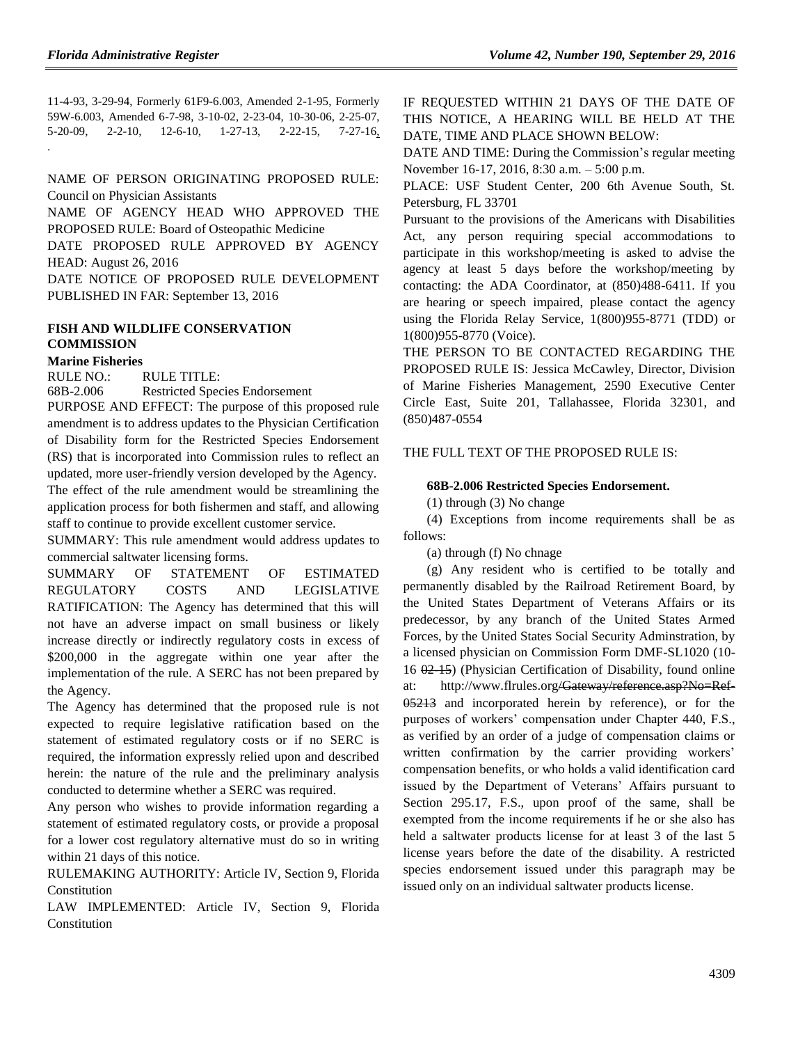11-4-93, 3-29-94, Formerly 61F9-6.003, Amended 2-1-95, Formerly 59W-6.003, Amended 6-7-98, 3-10-02, 2-23-04, 10-30-06, 2-25-07, 5-20-09, 2-2-10, 12-6-10, 1-27-13, 2-22-15, 7-27-16, .

NAME OF PERSON ORIGINATING PROPOSED RULE: Council on Physician Assistants

NAME OF AGENCY HEAD WHO APPROVED THE PROPOSED RULE: Board of Osteopathic Medicine

DATE PROPOSED RULE APPROVED BY AGENCY HEAD: August 26, 2016

DATE NOTICE OF PROPOSED RULE DEVELOPMENT PUBLISHED IN FAR: September 13, 2016

## FISH AND WILDLIFE CONSERVATION COMMISSION

### Marine Fisheries

RULE NO.: RULE TITLE:

68B-2.006 Restricted Species Endorsement

PURPOSE AND EFFECT: The purpose of this proposed rule amendment is to address updates to the Physician Certification of Disability form for the Restricted Species Endorsement (RS) that is incorporated into Commission rules to reflect an updated, more user-friendly version developed by the Agency. The effect of the rule amendment would be streamlining the application process for both fishermen and staff, and allowing staff to continue to provide excellent customer service.

SUMMARY: This rule amendment would address updates to commercial saltwater licensing forms.

SUMMARY OF STATEMENT OF ESTIMATED REGULATORY COSTS AND LEGISLATIVE RATIFICATION: The Agency has determined that this will not have an adverse impact on small business or likely increase directly or indirectly regulatory costs in excess of $200,000 in the aggregate within one year after the implementation of the rule. A SERC has not been prepared by the Agency.

The Agency has determined that the proposed rule is not expected to require legislative ratification based on the statement of estimated regulatory costs or if no SERC is required, the information expressly relied upon and described herein: the nature of the rule and the preliminary analysis conducted to determine whether a SERC was required.

Any person who wishes to provide information regarding a statement of estimated regulatory costs, or provide a proposal for a lower cost regulatory alternative must do so in writing within 21 days of this notice.

RULEMAKING AUTHORITY: Article IV, Section 9, Florida Constitution

LAW IMPLEMENTED: Article IV, Section 9, Florida Constitution

IF REQUESTED WITHIN 21 DAYS OF THE DATE OF THIS NOTICE, A HEARING WILL BE HELD AT THE DATE, TIME AND PLACE SHOWN BELOW:

DATE AND TIME: During the Commission's regular meeting November 16-17, 2016, 8:30 a.m. – 5:00 p.m.

PLACE: USF Student Center, 200 6th Avenue South, St. Petersburg, FL 33701

Pursuant to the provisions of the Americans with Disabilities Act, any person requiring special accommodations to participate in this workshop/meeting is asked to advise the agency at least 5 days before the workshop/meeting by contacting: the ADA Coordinator, at (850)488-6411. If you are hearing or speech impaired, please contact the agency using the Florida Relay Service, 1(800)955-8771 (TDD) or 1(800)955-8770 (Voice).

THE PERSON TO BE CONTACTED REGARDING THE PROPOSED RULE IS: Jessica McCawley, Director, Division of Marine Fisheries Management, 2590 Executive Center Circle East, Suite 201, Tallahassee, Florida 32301, and (850)487-0554

THE FULL TEXT OF THE PROPOSED RULE IS:

**68B-2.006 Restricted Species Endorsement.**

(1) through (3) No change

(4) Exceptions from income requirements shall be as follows:

(a) through (f) No chnage

(g) Any resident who is certified to be totally and permanently disabled by the Railroad Retirement Board, by the United States Department of Veterans Affairs or its predecessor, by any branch of the United States Armed Forces, by the United States Social Security Adminstration, by a licensed physician on Commission Form DMF-SL1020 (10-16 ~~02-15~~) (Physician Certification of Disability, found online at: http://www.flrules.org~~/Gateway/reference.asp?No=Ref-05213~~ and incorporated herein by reference), or for the purposes of workers' compensation under Chapter 440, F.S., as verified by an order of a judge of compensation claims or written confirmation by the carrier providing workers' compensation benefits, or who holds a valid identification card issued by the Department of Veterans' Affairs pursuant to Section 295.17, F.S., upon proof of the same, shall be exempted from the income requirements if he or she also has held a saltwater products license for at least 3 of the last 5 license years before the date of the disability. A restricted species endorsement issued under this paragraph may be issued only on an individual saltwater products license.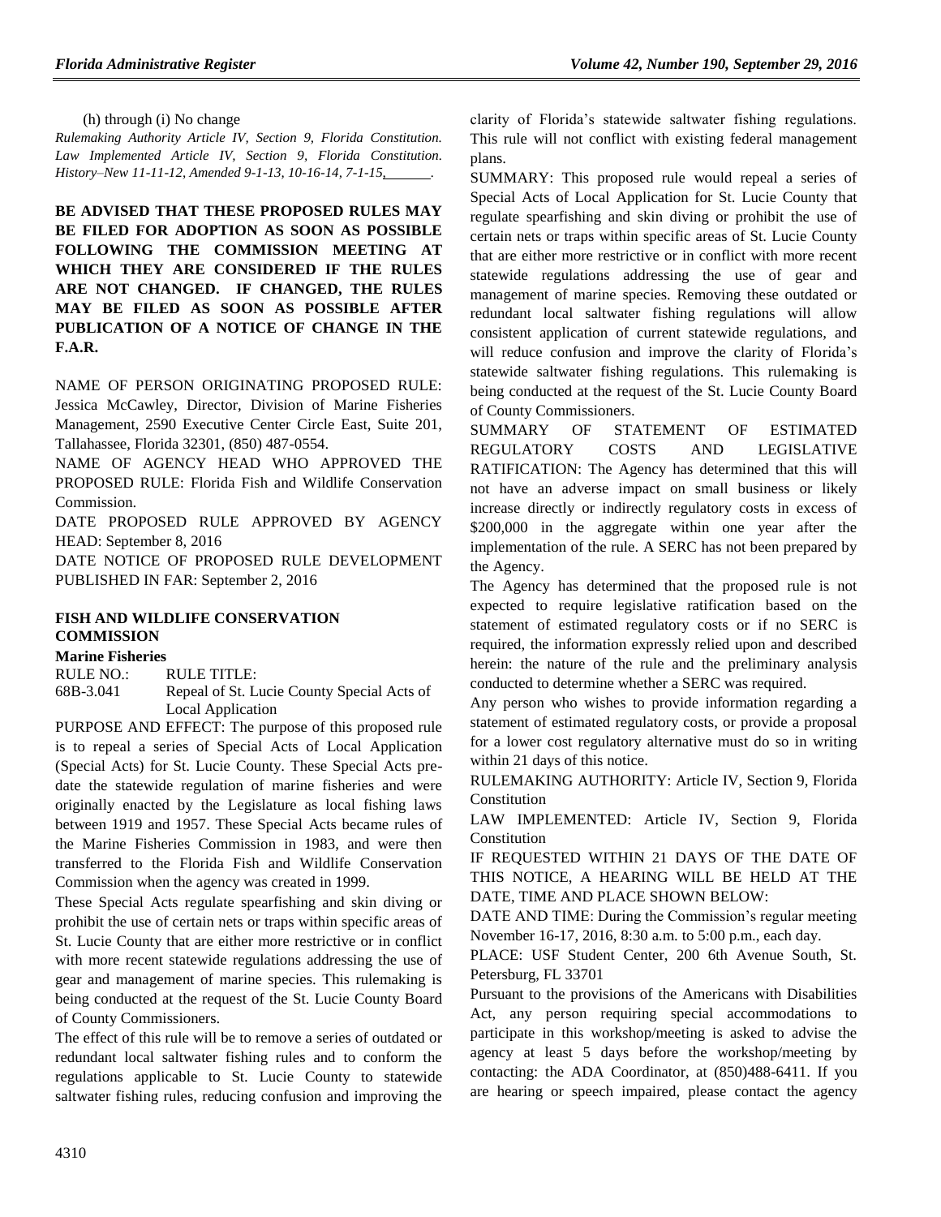(h) through (i) No change

*Rulemaking Authority Article IV, Section 9, Florida Constitution. Law Implemented Article IV, Section 9, Florida Constitution. History–New 11-11-12, Amended 9-1-13, 10-16-14, 7-1-15, ______.*

**BE ADVISED THAT THESE PROPOSED RULES MAY BE FILED FOR ADOPTION AS SOON AS POSSIBLE FOLLOWING THE COMMISSION MEETING AT WHICH THEY ARE CONSIDERED IF THE RULES ARE NOT CHANGED. IF CHANGED, THE RULES MAY BE FILED AS SOON AS POSSIBLE AFTER PUBLICATION OF A NOTICE OF CHANGE IN THE F.A.R.**

NAME OF PERSON ORIGINATING PROPOSED RULE: Jessica McCawley, Director, Division of Marine Fisheries Management, 2590 Executive Center Circle East, Suite 201, Tallahassee, Florida 32301, (850) 487-0554.

NAME OF AGENCY HEAD WHO APPROVED THE PROPOSED RULE: Florida Fish and Wildlife Conservation Commission.

DATE PROPOSED RULE APPROVED BY AGENCY HEAD: September 8, 2016

DATE NOTICE OF PROPOSED RULE DEVELOPMENT PUBLISHED IN FAR: September 2, 2016

## FISH AND WILDLIFE CONSERVATION COMMISSION

### Marine Fisheries

| RULE NO.: | RULE TITLE: |
|---|---|
| 68B-3.041 | Repeal of St. Lucie County Special Acts of Local Application |

PURPOSE AND EFFECT: The purpose of this proposed rule is to repeal a series of Special Acts of Local Application (Special Acts) for St. Lucie County. These Special Acts predate the statewide regulation of marine fisheries and were originally enacted by the Legislature as local fishing laws between 1919 and 1957. These Special Acts became rules of the Marine Fisheries Commission in 1983, and were then transferred to the Florida Fish and Wildlife Conservation Commission when the agency was created in 1999.

These Special Acts regulate spearfishing and skin diving or prohibit the use of certain nets or traps within specific areas of St. Lucie County that are either more restrictive or in conflict with more recent statewide regulations addressing the use of gear and management of marine species. This rulemaking is being conducted at the request of the St. Lucie County Board of County Commissioners.

The effect of this rule will be to remove a series of outdated or redundant local saltwater fishing rules and to conform the regulations applicable to St. Lucie County to statewide saltwater fishing rules, reducing confusion and improving the clarity of Florida's statewide saltwater fishing regulations. This rule will not conflict with existing federal management plans.

SUMMARY: This proposed rule would repeal a series of Special Acts of Local Application for St. Lucie County that regulate spearfishing and skin diving or prohibit the use of certain nets or traps within specific areas of St. Lucie County that are either more restrictive or in conflict with more recent statewide regulations addressing the use of gear and management of marine species. Removing these outdated or redundant local saltwater fishing regulations will allow consistent application of current statewide regulations, and will reduce confusion and improve the clarity of Florida's statewide saltwater fishing regulations. This rulemaking is being conducted at the request of the St. Lucie County Board of County Commissioners.

SUMMARY OF STATEMENT OF ESTIMATED REGULATORY COSTS AND LEGISLATIVE RATIFICATION: The Agency has determined that this will not have an adverse impact on small business or likely increase directly or indirectly regulatory costs in excess of $200,000 in the aggregate within one year after the implementation of the rule. A SERC has not been prepared by the Agency.

The Agency has determined that the proposed rule is not expected to require legislative ratification based on the statement of estimated regulatory costs or if no SERC is required, the information expressly relied upon and described herein: the nature of the rule and the preliminary analysis conducted to determine whether a SERC was required.

Any person who wishes to provide information regarding a statement of estimated regulatory costs, or provide a proposal for a lower cost regulatory alternative must do so in writing within 21 days of this notice.

RULEMAKING AUTHORITY: Article IV, Section 9, Florida Constitution

LAW IMPLEMENTED: Article IV, Section 9, Florida Constitution

IF REQUESTED WITHIN 21 DAYS OF THE DATE OF THIS NOTICE, A HEARING WILL BE HELD AT THE DATE, TIME AND PLACE SHOWN BELOW:

DATE AND TIME: During the Commission's regular meeting November 16-17, 2016, 8:30 a.m. to 5:00 p.m., each day.

PLACE: USF Student Center, 200 6th Avenue South, St. Petersburg, FL 33701

Pursuant to the provisions of the Americans with Disabilities Act, any person requiring special accommodations to participate in this workshop/meeting is asked to advise the agency at least 5 days before the workshop/meeting by contacting: the ADA Coordinator, at (850)488-6411. If you are hearing or speech impaired, please contact the agency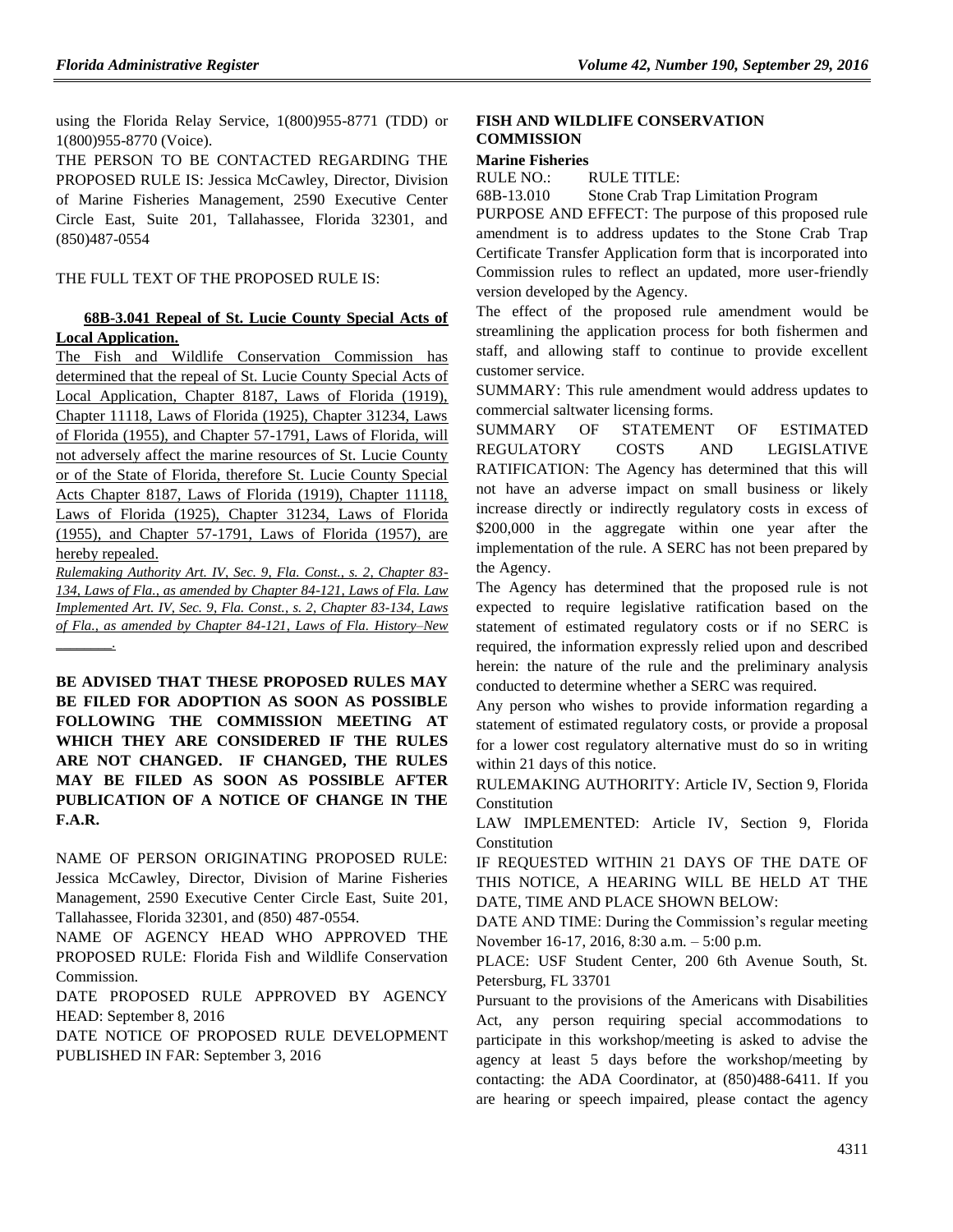using the Florida Relay Service, 1(800)955-8771 (TDD) or 1(800)955-8770 (Voice).

THE PERSON TO BE CONTACTED REGARDING THE PROPOSED RULE IS: Jessica McCawley, Director, Division of Marine Fisheries Management, 2590 Executive Center Circle East, Suite 201, Tallahassee, Florida 32301, and (850)487-0554

THE FULL TEXT OF THE PROPOSED RULE IS:

**68B-3.041 Repeal of St. Lucie County Special Acts of Local Application.**

The Fish and Wildlife Conservation Commission has determined that the repeal of St. Lucie County Special Acts of Local Application, Chapter 8187, Laws of Florida (1919), Chapter 11118, Laws of Florida (1925), Chapter 31234, Laws of Florida (1955), and Chapter 57-1791, Laws of Florida, will not adversely affect the marine resources of St. Lucie County or of the State of Florida, therefore St. Lucie County Special Acts Chapter 8187, Laws of Florida (1919), Chapter 11118, Laws of Florida (1925), Chapter 31234, Laws of Florida (1955), and Chapter 57-1791, Laws of Florida (1957), are hereby repealed.

*Rulemaking Authority Art. IV, Sec. 9, Fla. Const., s. 2, Chapter 83-134, Laws of Fla., as amended by Chapter 84-121, Laws of Fla. Law Implemented Art. IV, Sec. 9, Fla. Const., s. 2, Chapter 83-134, Laws of Fla., as amended by Chapter 84-121, Laws of Fla. History–New ________.*

**BE ADVISED THAT THESE PROPOSED RULES MAY BE FILED FOR ADOPTION AS SOON AS POSSIBLE FOLLOWING THE COMMISSION MEETING AT WHICH THEY ARE CONSIDERED IF THE RULES ARE NOT CHANGED. IF CHANGED, THE RULES MAY BE FILED AS SOON AS POSSIBLE AFTER PUBLICATION OF A NOTICE OF CHANGE IN THE F.A.R.**

NAME OF PERSON ORIGINATING PROPOSED RULE: Jessica McCawley, Director, Division of Marine Fisheries Management, 2590 Executive Center Circle East, Suite 201, Tallahassee, Florida 32301, and (850) 487-0554.

NAME OF AGENCY HEAD WHO APPROVED THE PROPOSED RULE: Florida Fish and Wildlife Conservation Commission.

DATE PROPOSED RULE APPROVED BY AGENCY HEAD: September 8, 2016

DATE NOTICE OF PROPOSED RULE DEVELOPMENT PUBLISHED IN FAR: September 3, 2016

**FISH AND WILDLIFE CONSERVATION COMMISSION**

**Marine Fisheries**

RULE NO.: RULE TITLE:

68B-13.010 Stone Crab Trap Limitation Program

PURPOSE AND EFFECT: The purpose of this proposed rule amendment is to address updates to the Stone Crab Trap Certificate Transfer Application form that is incorporated into Commission rules to reflect an updated, more user-friendly version developed by the Agency.

The effect of the proposed rule amendment would be streamlining the application process for both fishermen and staff, and allowing staff to continue to provide excellent customer service.

SUMMARY: This rule amendment would address updates to commercial saltwater licensing forms.

SUMMARY OF STATEMENT OF ESTIMATED REGULATORY COSTS AND LEGISLATIVE RATIFICATION: The Agency has determined that this will not have an adverse impact on small business or likely increase directly or indirectly regulatory costs in excess of $200,000 in the aggregate within one year after the implementation of the rule. A SERC has not been prepared by the Agency.

The Agency has determined that the proposed rule is not expected to require legislative ratification based on the statement of estimated regulatory costs or if no SERC is required, the information expressly relied upon and described herein: the nature of the rule and the preliminary analysis conducted to determine whether a SERC was required.

Any person who wishes to provide information regarding a statement of estimated regulatory costs, or provide a proposal for a lower cost regulatory alternative must do so in writing within 21 days of this notice.

RULEMAKING AUTHORITY: Article IV, Section 9, Florida Constitution

LAW IMPLEMENTED: Article IV, Section 9, Florida Constitution

IF REQUESTED WITHIN 21 DAYS OF THE DATE OF THIS NOTICE, A HEARING WILL BE HELD AT THE DATE, TIME AND PLACE SHOWN BELOW:

DATE AND TIME: During the Commission's regular meeting November 16-17, 2016, 8:30 a.m. – 5:00 p.m.

PLACE: USF Student Center, 200 6th Avenue South, St. Petersburg, FL 33701

Pursuant to the provisions of the Americans with Disabilities Act, any person requiring special accommodations to participate in this workshop/meeting is asked to advise the agency at least 5 days before the workshop/meeting by contacting: the ADA Coordinator, at (850)488-6411. If you are hearing or speech impaired, please contact the agency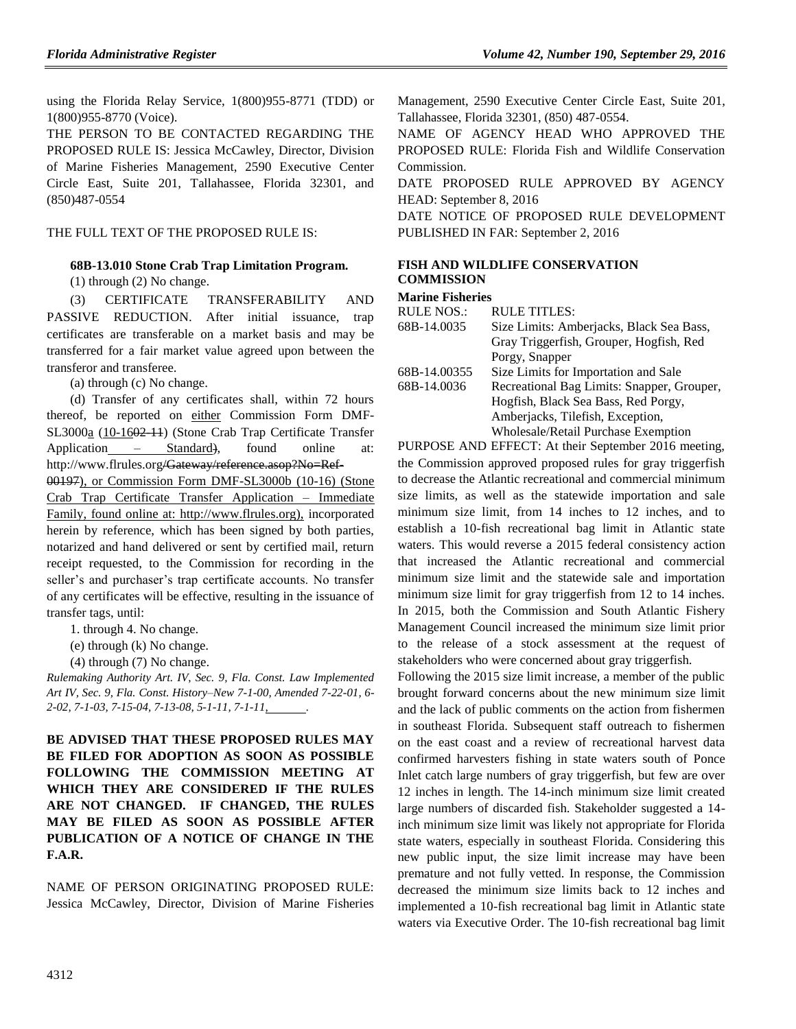using the Florida Relay Service, 1(800)955-8771 (TDD) or 1(800)955-8770 (Voice).

THE PERSON TO BE CONTACTED REGARDING THE PROPOSED RULE IS: Jessica McCawley, Director, Division of Marine Fisheries Management, 2590 Executive Center Circle East, Suite 201, Tallahassee, Florida 32301, and (850)487-0554

THE FULL TEXT OF THE PROPOSED RULE IS:

**68B-13.010 Stone Crab Trap Limitation Program.**

(1) through (2) No change.

(3) CERTIFICATE TRANSFERABILITY AND PASSIVE REDUCTION. After initial issuance, trap certificates are transferable on a market basis and may be transferred for a fair market value agreed upon between the transferor and transferee.

(a) through (c) No change.

(d) Transfer of any certificates shall, within 72 hours thereof, be reported on either Commission Form DMF-SL3000a (10-1602-11) (Stone Crab Trap Certificate Transfer Application – Standard), found online at: http://www.flrules.org/Gateway/reference.asop?No=Ref-00197), or Commission Form DMF-SL3000b (10-16) (Stone Crab Trap Certificate Transfer Application – Immediate Family, found online at: http://www.flrules.org), incorporated herein by reference, which has been signed by both parties, notarized and hand delivered or sent by certified mail, return receipt requested, to the Commission for recording in the seller's and purchaser's trap certificate accounts. No transfer of any certificates will be effective, resulting in the issuance of transfer tags, until:

1. through 4. No change.

(e) through (k) No change.

(4) through (7) No change.

*Rulemaking Authority Art. IV, Sec. 9, Fla. Const. Law Implemented Art IV, Sec. 9, Fla. Const. History–New 7-1-00, Amended 7-22-01, 6-2-02, 7-1-03, 7-15-04, 7-13-08, 5-1-11, 7-1-11,\_\_\_\_\_\_.*

**BE ADVISED THAT THESE PROPOSED RULES MAY BE FILED FOR ADOPTION AS SOON AS POSSIBLE FOLLOWING THE COMMISSION MEETING AT WHICH THEY ARE CONSIDERED IF THE RULES ARE NOT CHANGED. IF CHANGED, THE RULES MAY BE FILED AS SOON AS POSSIBLE AFTER PUBLICATION OF A NOTICE OF CHANGE IN THE F.A.R.**

NAME OF PERSON ORIGINATING PROPOSED RULE: Jessica McCawley, Director, Division of Marine Fisheries Management, 2590 Executive Center Circle East, Suite 201, Tallahassee, Florida 32301, (850) 487-0554.

NAME OF AGENCY HEAD WHO APPROVED THE PROPOSED RULE: Florida Fish and Wildlife Conservation Commission.

DATE PROPOSED RULE APPROVED BY AGENCY HEAD: September 8, 2016

DATE NOTICE OF PROPOSED RULE DEVELOPMENT PUBLISHED IN FAR: September 2, 2016

## FISH AND WILDLIFE CONSERVATION COMMISSION

### Marine Fisheries

| RULE NOS.: | RULE TITLES: |
|---|---|
| 68B-14.0035 | Size Limits: Amberjacks, Black Sea Bass, Gray Triggerfish, Grouper, Hogfish, Red Porgy, Snapper |
| 68B-14.00355 | Size Limits for Importation and Sale |
| 68B-14.0036 | Recreational Bag Limits: Snapper, Grouper, Hogfish, Black Sea Bass, Red Porgy, Amberjacks, Tilefish, Exception, Wholesale/Retail Purchase Exemption |

PURPOSE AND EFFECT: At their September 2016 meeting, the Commission approved proposed rules for gray triggerfish to decrease the Atlantic recreational and commercial minimum size limits, as well as the statewide importation and sale minimum size limit, from 14 inches to 12 inches, and to establish a 10-fish recreational bag limit in Atlantic state waters. This would reverse a 2015 federal consistency action that increased the Atlantic recreational and commercial minimum size limit and the statewide sale and importation minimum size limit for gray triggerfish from 12 to 14 inches. In 2015, both the Commission and South Atlantic Fishery Management Council increased the minimum size limit prior to the release of a stock assessment at the request of stakeholders who were concerned about gray triggerfish.

Following the 2015 size limit increase, a member of the public brought forward concerns about the new minimum size limit and the lack of public comments on the action from fishermen in southeast Florida. Subsequent staff outreach to fishermen on the east coast and a review of recreational harvest data confirmed harvesters fishing in state waters south of Ponce Inlet catch large numbers of gray triggerfish, but few are over 12 inches in length. The 14-inch minimum size limit created large numbers of discarded fish. Stakeholder suggested a 14-inch minimum size limit was likely not appropriate for Florida state waters, especially in southeast Florida. Considering this new public input, the size limit increase may have been premature and not fully vetted. In response, the Commission decreased the minimum size limits back to 12 inches and implemented a 10-fish recreational bag limit in Atlantic state waters via Executive Order. The 10-fish recreational bag limit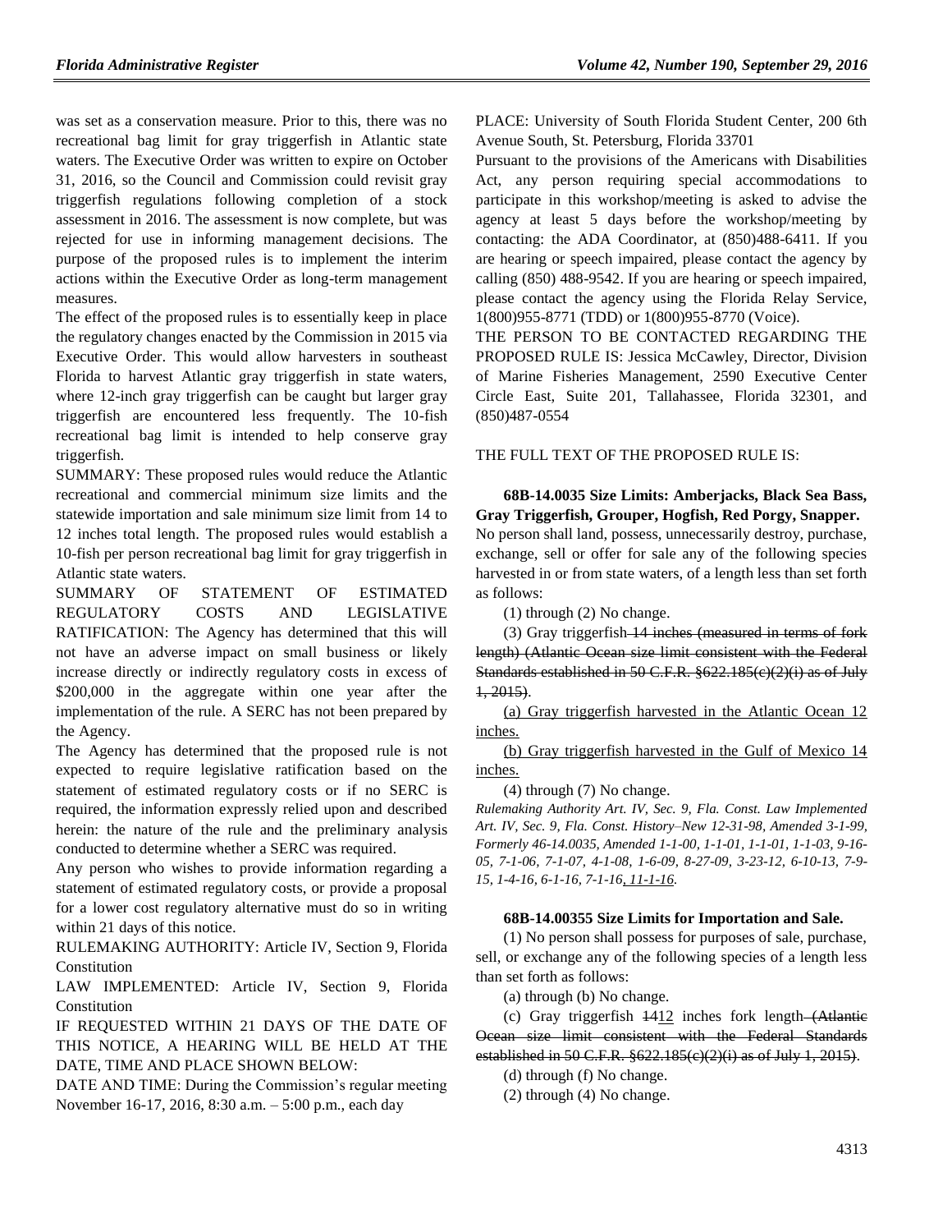was set as a conservation measure. Prior to this, there was no recreational bag limit for gray triggerfish in Atlantic state waters. The Executive Order was written to expire on October 31, 2016, so the Council and Commission could revisit gray triggerfish regulations following completion of a stock assessment in 2016. The assessment is now complete, but was rejected for use in informing management decisions. The purpose of the proposed rules is to implement the interim actions within the Executive Order as long-term management measures.

The effect of the proposed rules is to essentially keep in place the regulatory changes enacted by the Commission in 2015 via Executive Order. This would allow harvesters in southeast Florida to harvest Atlantic gray triggerfish in state waters, where 12-inch gray triggerfish can be caught but larger gray triggerfish are encountered less frequently. The 10-fish recreational bag limit is intended to help conserve gray triggerfish.

SUMMARY: These proposed rules would reduce the Atlantic recreational and commercial minimum size limits and the statewide importation and sale minimum size limit from 14 to 12 inches total length. The proposed rules would establish a 10-fish per person recreational bag limit for gray triggerfish in Atlantic state waters.

SUMMARY OF STATEMENT OF ESTIMATED REGULATORY COSTS AND LEGISLATIVE RATIFICATION: The Agency has determined that this will not have an adverse impact on small business or likely increase directly or indirectly regulatory costs in excess of $200,000 in the aggregate within one year after the implementation of the rule. A SERC has not been prepared by the Agency.

The Agency has determined that the proposed rule is not expected to require legislative ratification based on the statement of estimated regulatory costs or if no SERC is required, the information expressly relied upon and described herein: the nature of the rule and the preliminary analysis conducted to determine whether a SERC was required.

Any person who wishes to provide information regarding a statement of estimated regulatory costs, or provide a proposal for a lower cost regulatory alternative must do so in writing within 21 days of this notice.

RULEMAKING AUTHORITY: Article IV, Section 9, Florida Constitution

LAW IMPLEMENTED: Article IV, Section 9, Florida Constitution

IF REQUESTED WITHIN 21 DAYS OF THE DATE OF THIS NOTICE, A HEARING WILL BE HELD AT THE DATE, TIME AND PLACE SHOWN BELOW:

DATE AND TIME: During the Commission's regular meeting November 16-17, 2016, 8:30 a.m. – 5:00 p.m., each day

PLACE: University of South Florida Student Center, 200 6th Avenue South, St. Petersburg, Florida 33701

Pursuant to the provisions of the Americans with Disabilities Act, any person requiring special accommodations to participate in this workshop/meeting is asked to advise the agency at least 5 days before the workshop/meeting by contacting: the ADA Coordinator, at (850)488-6411. If you are hearing or speech impaired, please contact the agency by calling (850) 488-9542. If you are hearing or speech impaired, please contact the agency using the Florida Relay Service, 1(800)955-8771 (TDD) or 1(800)955-8770 (Voice).

THE PERSON TO BE CONTACTED REGARDING THE PROPOSED RULE IS: Jessica McCawley, Director, Division of Marine Fisheries Management, 2590 Executive Center Circle East, Suite 201, Tallahassee, Florida 32301, and (850)487-0554

THE FULL TEXT OF THE PROPOSED RULE IS:

**68B-14.0035 Size Limits: Amberjacks, Black Sea Bass, Gray Triggerfish, Grouper, Hogfish, Red Porgy, Snapper.**

No person shall land, possess, unnecessarily destroy, purchase, exchange, sell or offer for sale any of the following species harvested in or from state waters, of a length less than set forth as follows:

(1) through (2) No change.

(3) Gray triggerfish ~~14 inches (measured in terms of fork length) (Atlantic Ocean size limit consistent with the Federal Standards established in 50 C.F.R. §622.185(c)(2)(i) as of July 1, 2015)~~.

<u>(a) Gray triggerfish harvested in the Atlantic Ocean 12 inches.</u>

<u>(b) Gray triggerfish harvested in the Gulf of Mexico 14 inches.</u>

(4) through (7) No change.

*Rulemaking Authority Art. IV, Sec. 9, Fla. Const. Law Implemented Art. IV, Sec. 9, Fla. Const. History–New 12-31-98, Amended 3-1-99, Formerly 46-14.0035, Amended 1-1-00, 1-1-01, 1-1-01, 1-1-03, 9-16-05, 7-1-06, 7-1-07, 4-1-08, 1-6-09, 8-27-09, 3-23-12, 6-10-13, 7-9-15, 1-4-16, 6-1-16, 7-1-16<u>, 11-1-16</u>.*

**68B-14.00355 Size Limits for Importation and Sale.**

(1) No person shall possess for purposes of sale, purchase, sell, or exchange any of the following species of a length less than set forth as follows:

(a) through (b) No change.

(c) Gray triggerfish ~~14~~<u>12</u> inches fork length ~~(Atlantic Ocean size limit consistent with the Federal Standards established in 50 C.F.R. §622.185(c)(2)(i) as of July 1, 2015)~~.

(d) through (f) No change.

(2) through (4) No change.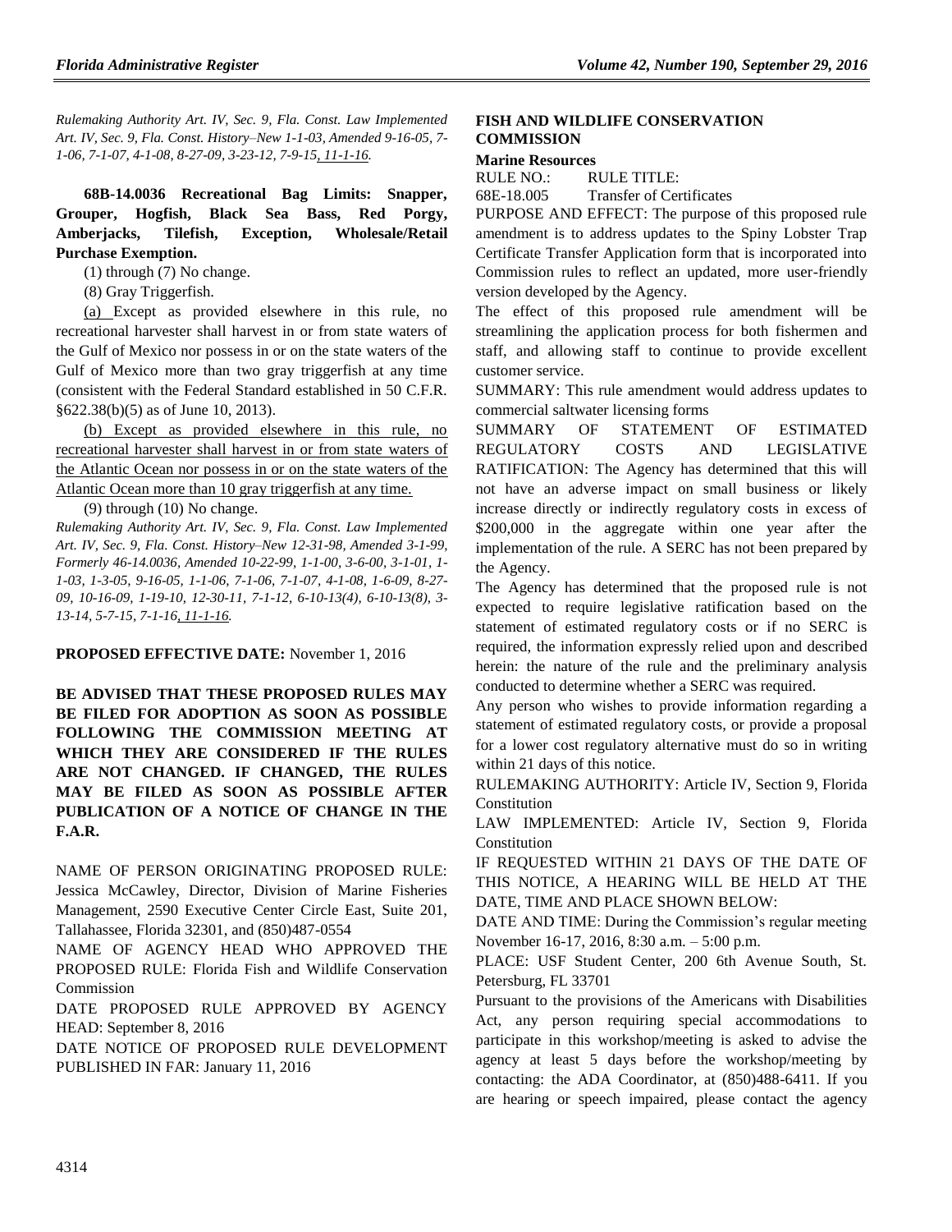*Rulemaking Authority Art. IV, Sec. 9, Fla. Const. Law Implemented Art. IV, Sec. 9, Fla. Const. History–New 1-1-03, Amended 9-16-05, 7-1-06, 7-1-07, 4-1-08, 8-27-09, 3-23-12, 7-9-15, 11-1-16.*

**68B-14.0036 Recreational Bag Limits: Snapper, Grouper, Hogfish, Black Sea Bass, Red Porgy, Amberjacks, Tilefish, Exception, Wholesale/Retail Purchase Exemption.**

(1) through (7) No change.

(8) Gray Triggerfish.

(a) Except as provided elsewhere in this rule, no recreational harvester shall harvest in or from state waters of the Gulf of Mexico nor possess in or on the state waters of the Gulf of Mexico more than two gray triggerfish at any time (consistent with the Federal Standard established in 50 C.F.R. §622.38(b)(5) as of June 10, 2013).

(b) Except as provided elsewhere in this rule, no recreational harvester shall harvest in or from state waters of the Atlantic Ocean nor possess in or on the state waters of the Atlantic Ocean more than 10 gray triggerfish at any time.

(9) through (10) No change.

*Rulemaking Authority Art. IV, Sec. 9, Fla. Const. Law Implemented Art. IV, Sec. 9, Fla. Const. History–New 12-31-98, Amended 3-1-99, Formerly 46-14.0036, Amended 10-22-99, 1-1-00, 3-6-00, 3-1-01, 1-1-03, 1-3-05, 9-16-05, 1-1-06, 7-1-06, 7-1-07, 4-1-08, 1-6-09, 8-27-09, 10-16-09, 1-19-10, 12-30-11, 7-1-12, 6-10-13(4), 6-10-13(8), 3-13-14, 5-7-15, 7-1-16, 11-1-16.*

**PROPOSED EFFECTIVE DATE:** November 1, 2016

**BE ADVISED THAT THESE PROPOSED RULES MAY BE FILED FOR ADOPTION AS SOON AS POSSIBLE FOLLOWING THE COMMISSION MEETING AT WHICH THEY ARE CONSIDERED IF THE RULES ARE NOT CHANGED. IF CHANGED, THE RULES MAY BE FILED AS SOON AS POSSIBLE AFTER PUBLICATION OF A NOTICE OF CHANGE IN THE F.A.R.**

NAME OF PERSON ORIGINATING PROPOSED RULE: Jessica McCawley, Director, Division of Marine Fisheries Management, 2590 Executive Center Circle East, Suite 201, Tallahassee, Florida 32301, and (850)487-0554

NAME OF AGENCY HEAD WHO APPROVED THE PROPOSED RULE: Florida Fish and Wildlife Conservation Commission

DATE PROPOSED RULE APPROVED BY AGENCY HEAD: September 8, 2016

DATE NOTICE OF PROPOSED RULE DEVELOPMENT PUBLISHED IN FAR: January 11, 2016

## FISH AND WILDLIFE CONSERVATION COMMISSION

### Marine Resources

RULE NO.: RULE TITLE:

68E-18.005 Transfer of Certificates

PURPOSE AND EFFECT: The purpose of this proposed rule amendment is to address updates to the Spiny Lobster Trap Certificate Transfer Application form that is incorporated into Commission rules to reflect an updated, more user-friendly version developed by the Agency.

The effect of this proposed rule amendment will be streamlining the application process for both fishermen and staff, and allowing staff to continue to provide excellent customer service.

SUMMARY: This rule amendment would address updates to commercial saltwater licensing forms

SUMMARY OF STATEMENT OF ESTIMATED REGULATORY COSTS AND LEGISLATIVE RATIFICATION: The Agency has determined that this will not have an adverse impact on small business or likely increase directly or indirectly regulatory costs in excess of $200,000 in the aggregate within one year after the implementation of the rule. A SERC has not been prepared by the Agency.

The Agency has determined that the proposed rule is not expected to require legislative ratification based on the statement of estimated regulatory costs or if no SERC is required, the information expressly relied upon and described herein: the nature of the rule and the preliminary analysis conducted to determine whether a SERC was required.

Any person who wishes to provide information regarding a statement of estimated regulatory costs, or provide a proposal for a lower cost regulatory alternative must do so in writing within 21 days of this notice.

RULEMAKING AUTHORITY: Article IV, Section 9, Florida Constitution

LAW IMPLEMENTED: Article IV, Section 9, Florida Constitution

IF REQUESTED WITHIN 21 DAYS OF THE DATE OF THIS NOTICE, A HEARING WILL BE HELD AT THE DATE, TIME AND PLACE SHOWN BELOW:

DATE AND TIME: During the Commission's regular meeting November 16-17, 2016, 8:30 a.m. – 5:00 p.m.

PLACE: USF Student Center, 200 6th Avenue South, St. Petersburg, FL 33701

Pursuant to the provisions of the Americans with Disabilities Act, any person requiring special accommodations to participate in this workshop/meeting is asked to advise the agency at least 5 days before the workshop/meeting by contacting: the ADA Coordinator, at (850)488-6411. If you are hearing or speech impaired, please contact the agency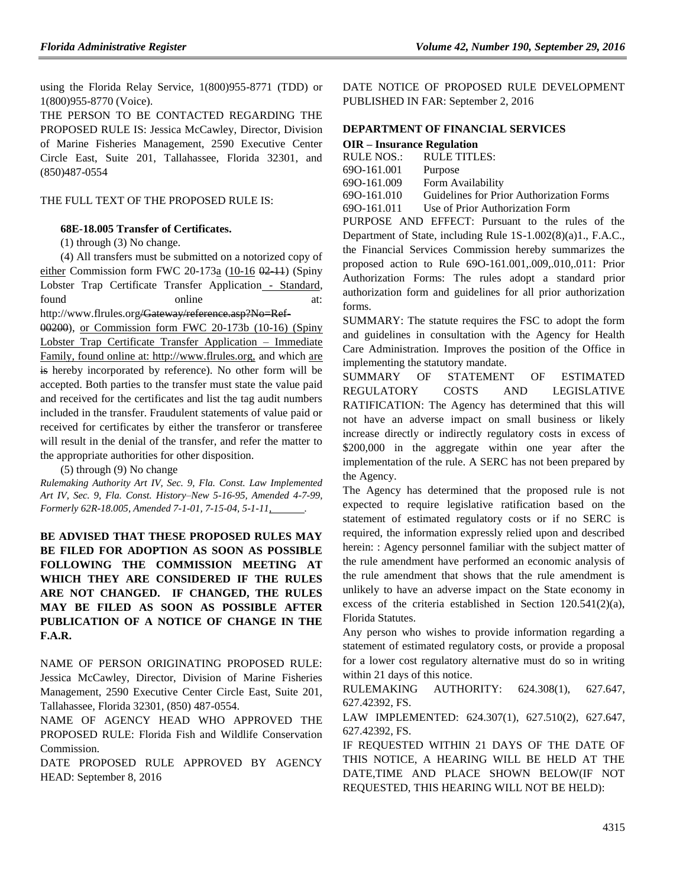using the Florida Relay Service, 1(800)955-8771 (TDD) or 1(800)955-8770 (Voice).

THE PERSON TO BE CONTACTED REGARDING THE PROPOSED RULE IS: Jessica McCawley, Director, Division of Marine Fisheries Management, 2590 Executive Center Circle East, Suite 201, Tallahassee, Florida 32301, and (850)487-0554

THE FULL TEXT OF THE PROPOSED RULE IS:

**68E-18.005 Transfer of Certificates.**

(1) through (3) No change.

(4) All transfers must be submitted on a notorized copy of either Commission form FWC 20-173a (10-16 ~~02-11~~) (Spiny Lobster Trap Certificate Transfer Application - Standard, found online at: http://www.flrules.org~~/Gateway/reference.asp?No=Ref-00200~~), or Commission form FWC 20-173b (10-16) (Spiny Lobster Trap Certificate Transfer Application – Immediate Family, found online at: http://www.flrules.org, and which are ~~is~~ hereby incorporated by reference). No other form will be accepted. Both parties to the transfer must state the value paid and received for the certificates and list the tag audit numbers included in the transfer. Fraudulent statements of value paid or received for certificates by either the transferor or transferee will result in the denial of the transfer, and refer the matter to the appropriate authorities for other disposition.

(5) through (9) No change

*Rulemaking Authority Art IV, Sec. 9, Fla. Const. Law Implemented Art IV, Sec. 9, Fla. Const. History–New 5-16-95, Amended 4-7-99, Formerly 62R-18.005, Amended 7-1-01, 7-15-04, 5-1-11,\_\_\_\_\_\_.*

**BE ADVISED THAT THESE PROPOSED RULES MAY BE FILED FOR ADOPTION AS SOON AS POSSIBLE FOLLOWING THE COMMISSION MEETING AT WHICH THEY ARE CONSIDERED IF THE RULES ARE NOT CHANGED. IF CHANGED, THE RULES MAY BE FILED AS SOON AS POSSIBLE AFTER PUBLICATION OF A NOTICE OF CHANGE IN THE F.A.R.**

NAME OF PERSON ORIGINATING PROPOSED RULE: Jessica McCawley, Director, Division of Marine Fisheries Management, 2590 Executive Center Circle East, Suite 201, Tallahassee, Florida 32301, (850) 487-0554.

NAME OF AGENCY HEAD WHO APPROVED THE PROPOSED RULE: Florida Fish and Wildlife Conservation Commission.

DATE PROPOSED RULE APPROVED BY AGENCY HEAD: September 8, 2016

DATE NOTICE OF PROPOSED RULE DEVELOPMENT PUBLISHED IN FAR: September 2, 2016

### DEPARTMENT OF FINANCIAL SERVICES

**OIR – Insurance Regulation**

| RULE NOS.: | RULE TITLES: |
|---|---|
| 69O-161.001 | Purpose |
| 69O-161.009 | Form Availability |
| 69O-161.010 | Guidelines for Prior Authorization Forms |
| 69O-161.011 | Use of Prior Authorization Form |

PURPOSE AND EFFECT: Pursuant to the rules of the Department of State, including Rule 1S-1.002(8)(a)1., F.A.C., the Financial Services Commission hereby summarizes the proposed action to Rule 69O-161.001,.009,.010,.011: Prior Authorization Forms: The rules adopt a standard prior authorization form and guidelines for all prior authorization forms.

SUMMARY: The statute requires the FSC to adopt the form and guidelines in consultation with the Agency for Health Care Administration. Improves the position of the Office in implementing the statutory mandate.

SUMMARY OF STATEMENT OF ESTIMATED REGULATORY COSTS AND LEGISLATIVE RATIFICATION: The Agency has determined that this will not have an adverse impact on small business or likely increase directly or indirectly regulatory costs in excess of $200,000 in the aggregate within one year after the implementation of the rule. A SERC has not been prepared by the Agency.

The Agency has determined that the proposed rule is not expected to require legislative ratification based on the statement of estimated regulatory costs or if no SERC is required, the information expressly relied upon and described herein: : Agency personnel familiar with the subject matter of the rule amendment have performed an economic analysis of the rule amendment that shows that the rule amendment is unlikely to have an adverse impact on the State economy in excess of the criteria established in Section 120.541(2)(a), Florida Statutes.

Any person who wishes to provide information regarding a statement of estimated regulatory costs, or provide a proposal for a lower cost regulatory alternative must do so in writing within 21 days of this notice.

RULEMAKING AUTHORITY: 624.308(1), 627.647, 627.42392, FS.

LAW IMPLEMENTED: 624.307(1), 627.510(2), 627.647, 627.42392, FS.

IF REQUESTED WITHIN 21 DAYS OF THE DATE OF THIS NOTICE, A HEARING WILL BE HELD AT THE DATE,TIME AND PLACE SHOWN BELOW(IF NOT REQUESTED, THIS HEARING WILL NOT BE HELD):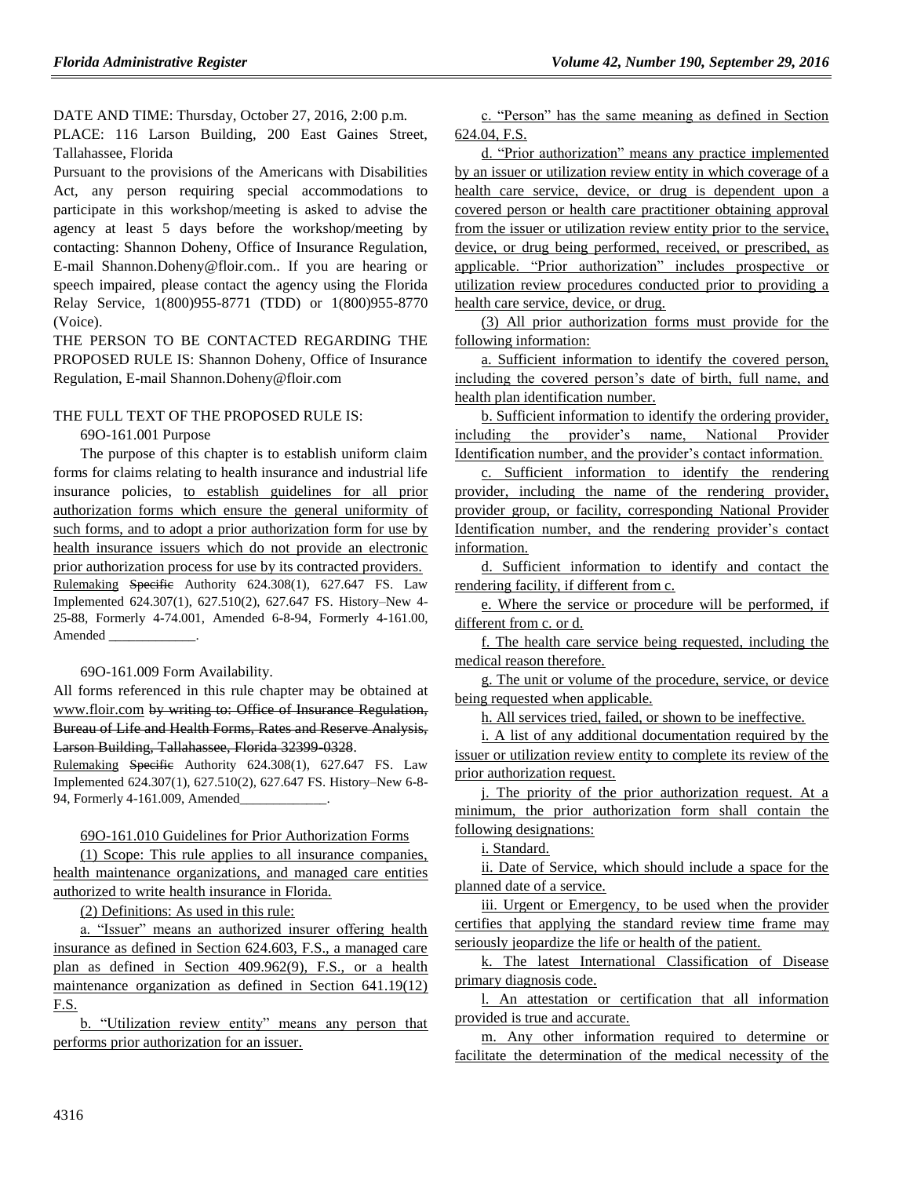DATE AND TIME: Thursday, October 27, 2016, 2:00 p.m.

PLACE: 116 Larson Building, 200 East Gaines Street, Tallahassee, Florida

Pursuant to the provisions of the Americans with Disabilities Act, any person requiring special accommodations to participate in this workshop/meeting is asked to advise the agency at least 5 days before the workshop/meeting by contacting: Shannon Doheny, Office of Insurance Regulation, E-mail Shannon.Doheny@floir.com.. If you are hearing or speech impaired, please contact the agency using the Florida Relay Service, 1(800)955-8771 (TDD) or 1(800)955-8770 (Voice).

THE PERSON TO BE CONTACTED REGARDING THE PROPOSED RULE IS: Shannon Doheny, Office of Insurance Regulation, E-mail Shannon.Doheny@floir.com

THE FULL TEXT OF THE PROPOSED RULE IS:

69O-161.001 Purpose

The purpose of this chapter is to establish uniform claim forms for claims relating to health insurance and industrial life insurance policies, to establish guidelines for all prior authorization forms which ensure the general uniformity of such forms, and to adopt a prior authorization form for use by health insurance issuers which do not provide an electronic prior authorization process for use by its contracted providers.

Rulemaking ~~Specific~~ Authority 624.308(1), 627.647 FS. Law Implemented 624.307(1), 627.510(2), 627.647 FS. History–New 4-25-88, Formerly 4-74.001, Amended 6-8-94, Formerly 4-161.00, Amended \_\_\_\_\_\_\_\_\_\_\_\_\_.

69O-161.009 Form Availability.

All forms referenced in this rule chapter may be obtained at www.floir.com ~~by writing to: Office of Insurance Regulation, Bureau of Life and Health Forms, Rates and Reserve Analysis, Larson Building, Tallahassee, Florida 32399-0328~~.

Rulemaking ~~Specific~~ Authority 624.308(1), 627.647 FS. Law Implemented 624.307(1), 627.510(2), 627.647 FS. History–New 6-8-94, Formerly 4-161.009, Amended\_\_\_\_\_\_\_\_\_\_\_\_\_.

69O-161.010 Guidelines for Prior Authorization Forms

(1) Scope: This rule applies to all insurance companies, health maintenance organizations, and managed care entities authorized to write health insurance in Florida.

(2) Definitions: As used in this rule:

a. "Issuer" means an authorized insurer offering health insurance as defined in Section 624.603, F.S., a managed care plan as defined in Section 409.962(9), F.S., or a health maintenance organization as defined in Section 641.19(12) F.S.

b. "Utilization review entity" means any person that performs prior authorization for an issuer.

c. "Person" has the same meaning as defined in Section 624.04, F.S.

d. "Prior authorization" means any practice implemented by an issuer or utilization review entity in which coverage of a health care service, device, or drug is dependent upon a covered person or health care practitioner obtaining approval from the issuer or utilization review entity prior to the service, device, or drug being performed, received, or prescribed, as applicable. "Prior authorization" includes prospective or utilization review procedures conducted prior to providing a health care service, device, or drug.

(3) All prior authorization forms must provide for the following information:

a. Sufficient information to identify the covered person, including the covered person's date of birth, full name, and health plan identification number.

b. Sufficient information to identify the ordering provider, including the provider's name, National Provider Identification number, and the provider's contact information.

c. Sufficient information to identify the rendering provider, including the name of the rendering provider, provider group, or facility, corresponding National Provider Identification number, and the rendering provider's contact information.

d. Sufficient information to identify and contact the rendering facility, if different from c.

e. Where the service or procedure will be performed, if different from c. or d.

f. The health care service being requested, including the medical reason therefore.

g. The unit or volume of the procedure, service, or device being requested when applicable.

h. All services tried, failed, or shown to be ineffective.

i. A list of any additional documentation required by the issuer or utilization review entity to complete its review of the prior authorization request.

j. The priority of the prior authorization request. At a minimum, the prior authorization form shall contain the following designations:

i. Standard.

ii. Date of Service, which should include a space for the planned date of a service.

iii. Urgent or Emergency, to be used when the provider certifies that applying the standard review time frame may seriously jeopardize the life or health of the patient.

k. The latest International Classification of Disease primary diagnosis code.

l. An attestation or certification that all information provided is true and accurate.

m. Any other information required to determine or facilitate the determination of the medical necessity of the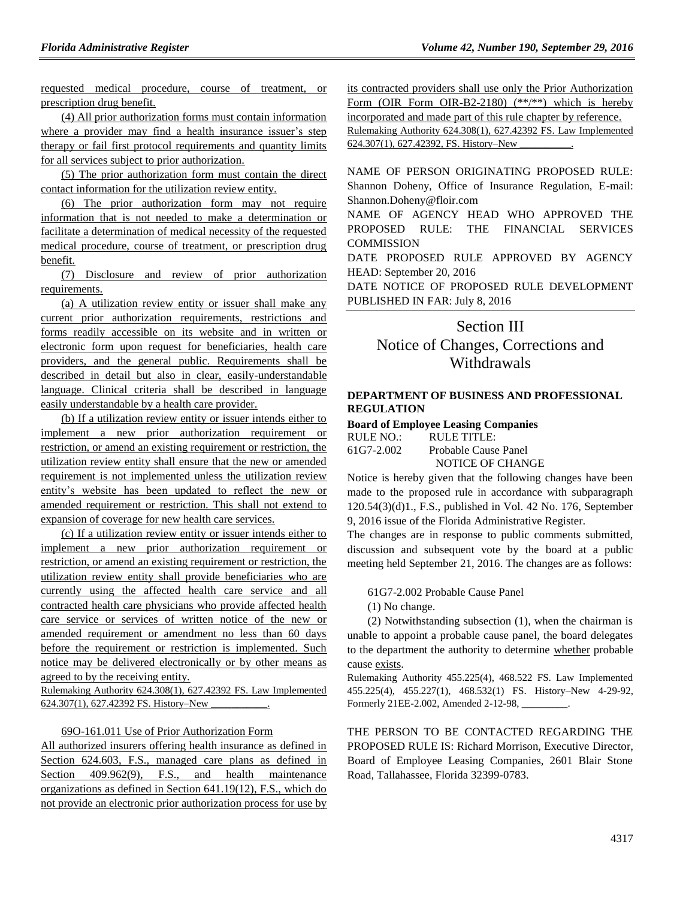requested medical procedure, course of treatment, or prescription drug benefit.

(4) All prior authorization forms must contain information where a provider may find a health insurance issuer's step therapy or fail first protocol requirements and quantity limits for all services subject to prior authorization.

(5) The prior authorization form must contain the direct contact information for the utilization review entity.

(6) The prior authorization form may not require information that is not needed to make a determination or facilitate a determination of medical necessity of the requested medical procedure, course of treatment, or prescription drug benefit.

(7) Disclosure and review of prior authorization requirements.

(a) A utilization review entity or issuer shall make any current prior authorization requirements, restrictions and forms readily accessible on its website and in written or electronic form upon request for beneficiaries, health care providers, and the general public. Requirements shall be described in detail but also in clear, easily-understandable language. Clinical criteria shall be described in language easily understandable by a health care provider.

(b) If a utilization review entity or issuer intends either to implement a new prior authorization requirement or restriction, or amend an existing requirement or restriction, the utilization review entity shall ensure that the new or amended requirement is not implemented unless the utilization review entity's website has been updated to reflect the new or amended requirement or restriction. This shall not extend to expansion of coverage for new health care services.

(c) If a utilization review entity or issuer intends either to implement a new prior authorization requirement or restriction, or amend an existing requirement or restriction, the utilization review entity shall provide beneficiaries who are currently using the affected health care service and all contracted health care physicians who provide affected health care service or services of written notice of the new or amended requirement or amendment no less than 60 days before the requirement or restriction is implemented. Such notice may be delivered electronically or by other means as agreed to by the receiving entity.

Rulemaking Authority 624.308(1), 627.42392 FS. Law Implemented 624.307(1), 627.42392 FS. History–New ___________.

69O-161.011 Use of Prior Authorization Form

All authorized insurers offering health insurance as defined in Section 624.603, F.S., managed care plans as defined in Section 409.962(9), F.S., and health maintenance organizations as defined in Section 641.19(12), F.S., which do not provide an electronic prior authorization process for use by its contracted providers shall use only the Prior Authorization Form (OIR Form OIR-B2-2180) (**/**) which is hereby incorporated and made part of this rule chapter by reference.

Rulemaking Authority 624.308(1), 627.42392 FS. Law Implemented 624.307(1), 627.42392, FS. History–New __________.

NAME OF PERSON ORIGINATING PROPOSED RULE: Shannon Doheny, Office of Insurance Regulation, E-mail: Shannon.Doheny@floir.com

NAME OF AGENCY HEAD WHO APPROVED THE PROPOSED RULE: THE FINANCIAL SERVICES COMMISSION

DATE PROPOSED RULE APPROVED BY AGENCY HEAD: September 20, 2016

DATE NOTICE OF PROPOSED RULE DEVELOPMENT PUBLISHED IN FAR: July 8, 2016

# Section III
# Notice of Changes, Corrections and Withdrawals

**DEPARTMENT OF BUSINESS AND PROFESSIONAL REGULATION**

**Board of Employee Leasing Companies**

RULE NO.: RULE TITLE:
61G7-2.002 Probable Cause Panel

NOTICE OF CHANGE

Notice is hereby given that the following changes have been made to the proposed rule in accordance with subparagraph 120.54(3)(d)1., F.S., published in Vol. 42 No. 176, September 9, 2016 issue of the Florida Administrative Register.

The changes are in response to public comments submitted, discussion and subsequent vote by the board at a public meeting held September 21, 2016. The changes are as follows:

61G7-2.002 Probable Cause Panel

(1) No change.

(2) Notwithstanding subsection (1), when the chairman is unable to appoint a probable cause panel, the board delegates to the department the authority to determine whether probable cause exists.

Rulemaking Authority 455.225(4), 468.522 FS. Law Implemented 455.225(4), 455.227(1), 468.532(1) FS. History–New 4-29-92, Formerly 21EE-2.002, Amended 2-12-98, _________.

THE PERSON TO BE CONTACTED REGARDING THE PROPOSED RULE IS: Richard Morrison, Executive Director, Board of Employee Leasing Companies, 2601 Blair Stone Road, Tallahassee, Florida 32399-0783.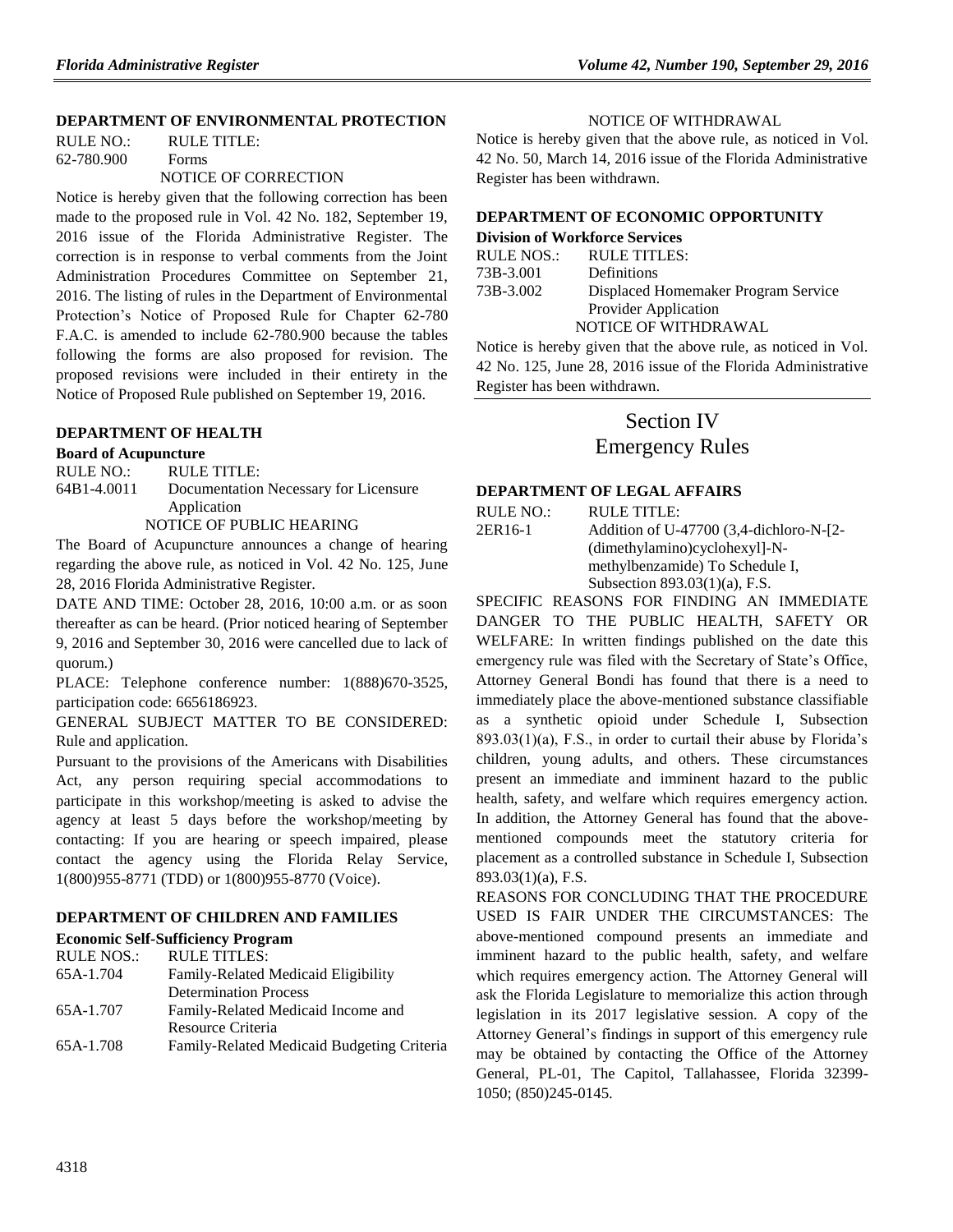### DEPARTMENT OF ENVIRONMENTAL PROTECTION

RULE NO.: RULE TITLE:

62-780.900 Forms

NOTICE OF CORRECTION

Notice is hereby given that the following correction has been made to the proposed rule in Vol. 42 No. 182, September 19, 2016 issue of the Florida Administrative Register. The correction is in response to verbal comments from the Joint Administration Procedures Committee on September 21, 2016. The listing of rules in the Department of Environmental Protection's Notice of Proposed Rule for Chapter 62-780 F.A.C. is amended to include 62-780.900 because the tables following the forms are also proposed for revision. The proposed revisions were included in their entirety in the Notice of Proposed Rule published on September 19, 2016.

### DEPARTMENT OF HEALTH

**Board of Acupuncture**

RULE NO.: RULE TITLE:

64B1-4.0011 Documentation Necessary for Licensure Application

NOTICE OF PUBLIC HEARING

The Board of Acupuncture announces a change of hearing regarding the above rule, as noticed in Vol. 42 No. 125, June 28, 2016 Florida Administrative Register.

DATE AND TIME: October 28, 2016, 10:00 a.m. or as soon thereafter as can be heard. (Prior noticed hearing of September 9, 2016 and September 30, 2016 were cancelled due to lack of quorum.)

PLACE: Telephone conference number: 1(888)670-3525, participation code: 6656186923.

GENERAL SUBJECT MATTER TO BE CONSIDERED: Rule and application.

Pursuant to the provisions of the Americans with Disabilities Act, any person requiring special accommodations to participate in this workshop/meeting is asked to advise the agency at least 5 days before the workshop/meeting by contacting: If you are hearing or speech impaired, please contact the agency using the Florida Relay Service, 1(800)955-8771 (TDD) or 1(800)955-8770 (Voice).

### DEPARTMENT OF CHILDREN AND FAMILIES

**Economic Self-Sufficiency Program**

RULE NOS.: RULE TITLES:

65A-1.704 Family-Related Medicaid Eligibility Determination Process

65A-1.707 Family-Related Medicaid Income and Resource Criteria

65A-1.708 Family-Related Medicaid Budgeting Criteria

NOTICE OF WITHDRAWAL

Notice is hereby given that the above rule, as noticed in Vol. 42 No. 50, March 14, 2016 issue of the Florida Administrative Register has been withdrawn.

### DEPARTMENT OF ECONOMIC OPPORTUNITY

**Division of Workforce Services**

RULE NOS.: RULE TITLES:

73B-3.001 Definitions

73B-3.002 Displaced Homemaker Program Service Provider Application

NOTICE OF WITHDRAWAL

Notice is hereby given that the above rule, as noticed in Vol. 42 No. 125, June 28, 2016 issue of the Florida Administrative Register has been withdrawn.

## Section IV Emergency Rules

### DEPARTMENT OF LEGAL AFFAIRS

RULE NO.: RULE TITLE:

2ER16-1 Addition of U-47700 (3,4-dichloro-N-[2-(dimethylamino)cyclohexyl]-N-methylbenzamide) To Schedule I, Subsection 893.03(1)(a), F.S.

SPECIFIC REASONS FOR FINDING AN IMMEDIATE DANGER TO THE PUBLIC HEALTH, SAFETY OR WELFARE: In written findings published on the date this emergency rule was filed with the Secretary of State's Office, Attorney General Bondi has found that there is a need to immediately place the above-mentioned substance classifiable as a synthetic opioid under Schedule I, Subsection 893.03(1)(a), F.S., in order to curtail their abuse by Florida's children, young adults, and others. These circumstances present an immediate and imminent hazard to the public health, safety, and welfare which requires emergency action. In addition, the Attorney General has found that the above-mentioned compounds meet the statutory criteria for placement as a controlled substance in Schedule I, Subsection 893.03(1)(a), F.S.

REASONS FOR CONCLUDING THAT THE PROCEDURE USED IS FAIR UNDER THE CIRCUMSTANCES: The above-mentioned compound presents an immediate and imminent hazard to the public health, safety, and welfare which requires emergency action. The Attorney General will ask the Florida Legislature to memorialize this action through legislation in its 2017 legislative session. A copy of the Attorney General's findings in support of this emergency rule may be obtained by contacting the Office of the Attorney General, PL-01, The Capitol, Tallahassee, Florida 32399-1050; (850)245-0145.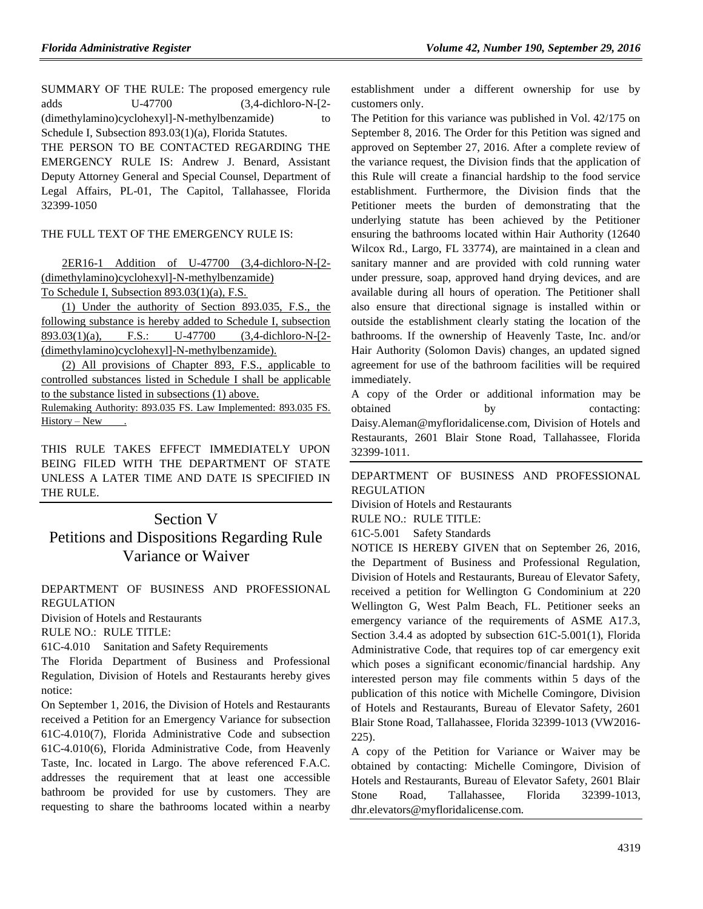SUMMARY OF THE RULE: The proposed emergency rule adds U-47700 (3,4-dichloro-N-[2-(dimethylamino)cyclohexyl]-N-methylbenzamide) to Schedule I, Subsection 893.03(1)(a), Florida Statutes.

THE PERSON TO BE CONTACTED REGARDING THE EMERGENCY RULE IS: Andrew J. Benard, Assistant Deputy Attorney General and Special Counsel, Department of Legal Affairs, PL-01, The Capitol, Tallahassee, Florida 32399-1050

THE FULL TEXT OF THE EMERGENCY RULE IS:

2ER16-1 Addition of U-47700 (3,4-dichloro-N-[2-(dimethylamino)cyclohexyl]-N-methylbenzamide) To Schedule I, Subsection 893.03(1)(a), F.S.

(1) Under the authority of Section 893.035, F.S., the following substance is hereby added to Schedule I, subsection 893.03(1)(a), F.S.: U-47700 (3,4-dichloro-N-[2-(dimethylamino)cyclohexyl]-N-methylbenzamide).

(2) All provisions of Chapter 893, F.S., applicable to controlled substances listed in Schedule I shall be applicable to the substance listed in subsections (1) above.

Rulemaking Authority: 893.035 FS. Law Implemented: 893.035 FS. History – New ____.

THIS RULE TAKES EFFECT IMMEDIATELY UPON BEING FILED WITH THE DEPARTMENT OF STATE UNLESS A LATER TIME AND DATE IS SPECIFIED IN THE RULE.

# Section V
# Petitions and Dispositions Regarding Rule Variance or Waiver

DEPARTMENT OF BUSINESS AND PROFESSIONAL REGULATION

Division of Hotels and Restaurants

RULE NO.: RULE TITLE:

61C-4.010 Sanitation and Safety Requirements

The Florida Department of Business and Professional Regulation, Division of Hotels and Restaurants hereby gives notice:

On September 1, 2016, the Division of Hotels and Restaurants received a Petition for an Emergency Variance for subsection 61C-4.010(7), Florida Administrative Code and subsection 61C-4.010(6), Florida Administrative Code, from Heavenly Taste, Inc. located in Largo. The above referenced F.A.C. addresses the requirement that at least one accessible bathroom be provided for use by customers. They are requesting to share the bathrooms located within a nearby establishment under a different ownership for use by customers only.

The Petition for this variance was published in Vol. 42/175 on September 8, 2016. The Order for this Petition was signed and approved on September 27, 2016. After a complete review of the variance request, the Division finds that the application of this Rule will create a financial hardship to the food service establishment. Furthermore, the Division finds that the Petitioner meets the burden of demonstrating that the underlying statute has been achieved by the Petitioner ensuring the bathrooms located within Hair Authority (12640 Wilcox Rd., Largo, FL 33774), are maintained in a clean and sanitary manner and are provided with cold running water under pressure, soap, approved hand drying devices, and are available during all hours of operation. The Petitioner shall also ensure that directional signage is installed within or outside the establishment clearly stating the location of the bathrooms. If the ownership of Heavenly Taste, Inc. and/or Hair Authority (Solomon Davis) changes, an updated signed agreement for use of the bathroom facilities will be required immediately.

A copy of the Order or additional information may be obtained by contacting: Daisy.Aleman@myfloridalicense.com, Division of Hotels and Restaurants, 2601 Blair Stone Road, Tallahassee, Florida 32399-1011.

DEPARTMENT OF BUSINESS AND PROFESSIONAL REGULATION

Division of Hotels and Restaurants

RULE NO.: RULE TITLE:

61C-5.001 Safety Standards

NOTICE IS HEREBY GIVEN that on September 26, 2016, the Department of Business and Professional Regulation, Division of Hotels and Restaurants, Bureau of Elevator Safety, received a petition for Wellington G Condominium at 220 Wellington G, West Palm Beach, FL. Petitioner seeks an emergency variance of the requirements of ASME A17.3, Section 3.4.4 as adopted by subsection 61C-5.001(1), Florida Administrative Code, that requires top of car emergency exit which poses a significant economic/financial hardship. Any interested person may file comments within 5 days of the publication of this notice with Michelle Comingore, Division of Hotels and Restaurants, Bureau of Elevator Safety, 2601 Blair Stone Road, Tallahassee, Florida 32399-1013 (VW2016-225).

A copy of the Petition for Variance or Waiver may be obtained by contacting: Michelle Comingore, Division of Hotels and Restaurants, Bureau of Elevator Safety, 2601 Blair Stone Road, Tallahassee, Florida 32399-1013, dhr.elevators@myfloridalicense.com.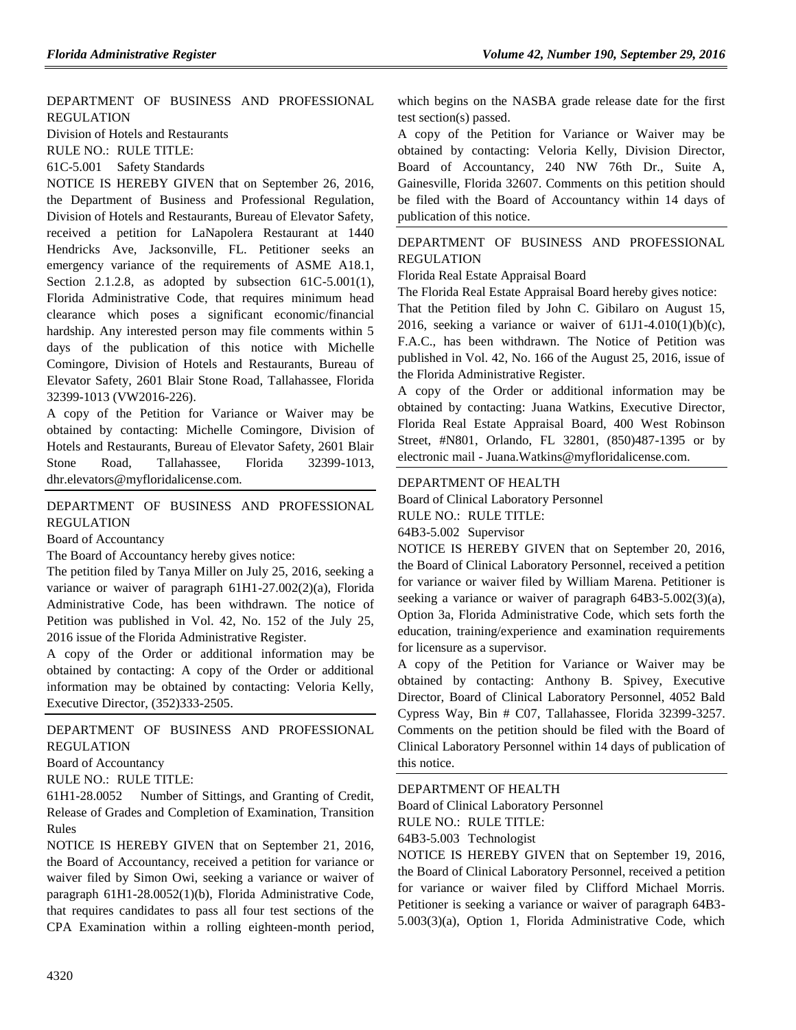DEPARTMENT OF BUSINESS AND PROFESSIONAL REGULATION

Division of Hotels and Restaurants

RULE NO.: RULE TITLE:

61C-5.001 Safety Standards

NOTICE IS HEREBY GIVEN that on September 26, 2016, the Department of Business and Professional Regulation, Division of Hotels and Restaurants, Bureau of Elevator Safety, received a petition for LaNapolera Restaurant at 1440 Hendricks Ave, Jacksonville, FL. Petitioner seeks an emergency variance of the requirements of ASME A18.1, Section 2.1.2.8, as adopted by subsection 61C-5.001(1), Florida Administrative Code, that requires minimum head clearance which poses a significant economic/financial hardship. Any interested person may file comments within 5 days of the publication of this notice with Michelle Comingore, Division of Hotels and Restaurants, Bureau of Elevator Safety, 2601 Blair Stone Road, Tallahassee, Florida 32399-1013 (VW2016-226).

A copy of the Petition for Variance or Waiver may be obtained by contacting: Michelle Comingore, Division of Hotels and Restaurants, Bureau of Elevator Safety, 2601 Blair Stone Road, Tallahassee, Florida 32399-1013, dhr.elevators@myfloridalicense.com.

---

DEPARTMENT OF BUSINESS AND PROFESSIONAL REGULATION

Board of Accountancy

The Board of Accountancy hereby gives notice:

The petition filed by Tanya Miller on July 25, 2016, seeking a variance or waiver of paragraph 61H1-27.002(2)(a), Florida Administrative Code, has been withdrawn. The notice of Petition was published in Vol. 42, No. 152 of the July 25, 2016 issue of the Florida Administrative Register.

A copy of the Order or additional information may be obtained by contacting: A copy of the Order or additional information may be obtained by contacting: Veloria Kelly, Executive Director, (352)333-2505.

---

DEPARTMENT OF BUSINESS AND PROFESSIONAL REGULATION

Board of Accountancy

RULE NO.: RULE TITLE:

61H1-28.0052 Number of Sittings, and Granting of Credit, Release of Grades and Completion of Examination, Transition Rules

NOTICE IS HEREBY GIVEN that on September 21, 2016, the Board of Accountancy, received a petition for variance or waiver filed by Simon Owi, seeking a variance or waiver of paragraph 61H1-28.0052(1)(b), Florida Administrative Code, that requires candidates to pass all four test sections of the CPA Examination within a rolling eighteen-month period, which begins on the NASBA grade release date for the first test section(s) passed.

A copy of the Petition for Variance or Waiver may be obtained by contacting: Veloria Kelly, Division Director, Board of Accountancy, 240 NW 76th Dr., Suite A, Gainesville, Florida 32607. Comments on this petition should be filed with the Board of Accountancy within 14 days of publication of this notice.

---

DEPARTMENT OF BUSINESS AND PROFESSIONAL REGULATION

Florida Real Estate Appraisal Board

The Florida Real Estate Appraisal Board hereby gives notice:

That the Petition filed by John C. Gibilaro on August 15, 2016, seeking a variance or waiver of 61J1-4.010(1)(b)(c), F.A.C., has been withdrawn. The Notice of Petition was published in Vol. 42, No. 166 of the August 25, 2016, issue of the Florida Administrative Register.

A copy of the Order or additional information may be obtained by contacting: Juana Watkins, Executive Director, Florida Real Estate Appraisal Board, 400 West Robinson Street, #N801, Orlando, FL 32801, (850)487-1395 or by electronic mail - Juana.Watkins@myfloridalicense.com.

---

DEPARTMENT OF HEALTH

Board of Clinical Laboratory Personnel

RULE NO.: RULE TITLE:

64B3-5.002 Supervisor

NOTICE IS HEREBY GIVEN that on September 20, 2016, the Board of Clinical Laboratory Personnel, received a petition for variance or waiver filed by William Marena. Petitioner is seeking a variance or waiver of paragraph 64B3-5.002(3)(a), Option 3a, Florida Administrative Code, which sets forth the education, training/experience and examination requirements for licensure as a supervisor.

A copy of the Petition for Variance or Waiver may be obtained by contacting: Anthony B. Spivey, Executive Director, Board of Clinical Laboratory Personnel, 4052 Bald Cypress Way, Bin # C07, Tallahassee, Florida 32399-3257. Comments on the petition should be filed with the Board of Clinical Laboratory Personnel within 14 days of publication of this notice.

---

DEPARTMENT OF HEALTH

Board of Clinical Laboratory Personnel

RULE NO.: RULE TITLE:

64B3-5.003 Technologist

NOTICE IS HEREBY GIVEN that on September 19, 2016, the Board of Clinical Laboratory Personnel, received a petition for variance or waiver filed by Clifford Michael Morris. Petitioner is seeking a variance or waiver of paragraph 64B3-5.003(3)(a), Option 1, Florida Administrative Code, which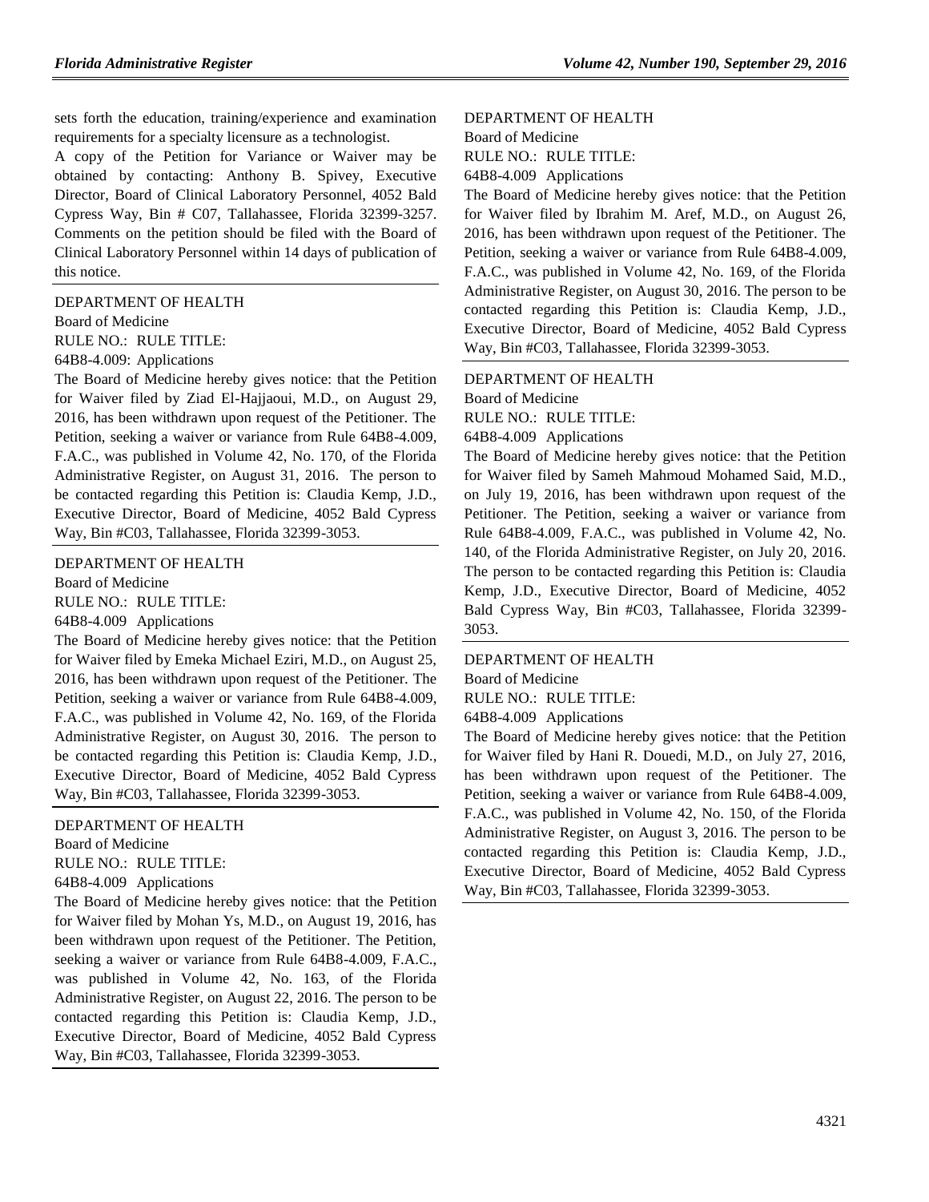sets forth the education, training/experience and examination requirements for a specialty licensure as a technologist.

A copy of the Petition for Variance or Waiver may be obtained by contacting: Anthony B. Spivey, Executive Director, Board of Clinical Laboratory Personnel, 4052 Bald Cypress Way, Bin # C07, Tallahassee, Florida 32399-3257. Comments on the petition should be filed with the Board of Clinical Laboratory Personnel within 14 days of publication of this notice.

---

DEPARTMENT OF HEALTH
Board of Medicine
RULE NO.: RULE TITLE:
64B8-4.009: Applications

The Board of Medicine hereby gives notice: that the Petition for Waiver filed by Ziad El-Hajjaoui, M.D., on August 29, 2016, has been withdrawn upon request of the Petitioner. The Petition, seeking a waiver or variance from Rule 64B8-4.009, F.A.C., was published in Volume 42, No. 170, of the Florida Administrative Register, on August 31, 2016. The person to be contacted regarding this Petition is: Claudia Kemp, J.D., Executive Director, Board of Medicine, 4052 Bald Cypress Way, Bin #C03, Tallahassee, Florida 32399-3053.

---

DEPARTMENT OF HEALTH
Board of Medicine
RULE NO.: RULE TITLE:
64B8-4.009 Applications

The Board of Medicine hereby gives notice: that the Petition for Waiver filed by Emeka Michael Eziri, M.D., on August 25, 2016, has been withdrawn upon request of the Petitioner. The Petition, seeking a waiver or variance from Rule 64B8-4.009, F.A.C., was published in Volume 42, No. 169, of the Florida Administrative Register, on August 30, 2016. The person to be contacted regarding this Petition is: Claudia Kemp, J.D., Executive Director, Board of Medicine, 4052 Bald Cypress Way, Bin #C03, Tallahassee, Florida 32399-3053.

---

DEPARTMENT OF HEALTH
Board of Medicine
RULE NO.: RULE TITLE:
64B8-4.009 Applications

The Board of Medicine hereby gives notice: that the Petition for Waiver filed by Mohan Ys, M.D., on August 19, 2016, has been withdrawn upon request of the Petitioner. The Petition, seeking a waiver or variance from Rule 64B8-4.009, F.A.C., was published in Volume 42, No. 163, of the Florida Administrative Register, on August 22, 2016. The person to be contacted regarding this Petition is: Claudia Kemp, J.D., Executive Director, Board of Medicine, 4052 Bald Cypress Way, Bin #C03, Tallahassee, Florida 32399-3053.

---

DEPARTMENT OF HEALTH
Board of Medicine
RULE NO.: RULE TITLE:
64B8-4.009 Applications

The Board of Medicine hereby gives notice: that the Petition for Waiver filed by Ibrahim M. Aref, M.D., on August 26, 2016, has been withdrawn upon request of the Petitioner. The Petition, seeking a waiver or variance from Rule 64B8-4.009, F.A.C., was published in Volume 42, No. 169, of the Florida Administrative Register, on August 30, 2016. The person to be contacted regarding this Petition is: Claudia Kemp, J.D., Executive Director, Board of Medicine, 4052 Bald Cypress Way, Bin #C03, Tallahassee, Florida 32399-3053.

---

DEPARTMENT OF HEALTH
Board of Medicine
RULE NO.: RULE TITLE:
64B8-4.009 Applications

The Board of Medicine hereby gives notice: that the Petition for Waiver filed by Sameh Mahmoud Mohamed Said, M.D., on July 19, 2016, has been withdrawn upon request of the Petitioner. The Petition, seeking a waiver or variance from Rule 64B8-4.009, F.A.C., was published in Volume 42, No. 140, of the Florida Administrative Register, on July 20, 2016. The person to be contacted regarding this Petition is: Claudia Kemp, J.D., Executive Director, Board of Medicine, 4052 Bald Cypress Way, Bin #C03, Tallahassee, Florida 32399-3053.

---

DEPARTMENT OF HEALTH
Board of Medicine
RULE NO.: RULE TITLE:
64B8-4.009 Applications

The Board of Medicine hereby gives notice: that the Petition for Waiver filed by Hani R. Douedi, M.D., on July 27, 2016, has been withdrawn upon request of the Petitioner. The Petition, seeking a waiver or variance from Rule 64B8-4.009, F.A.C., was published in Volume 42, No. 150, of the Florida Administrative Register, on August 3, 2016. The person to be contacted regarding this Petition is: Claudia Kemp, J.D., Executive Director, Board of Medicine, 4052 Bald Cypress Way, Bin #C03, Tallahassee, Florida 32399-3053.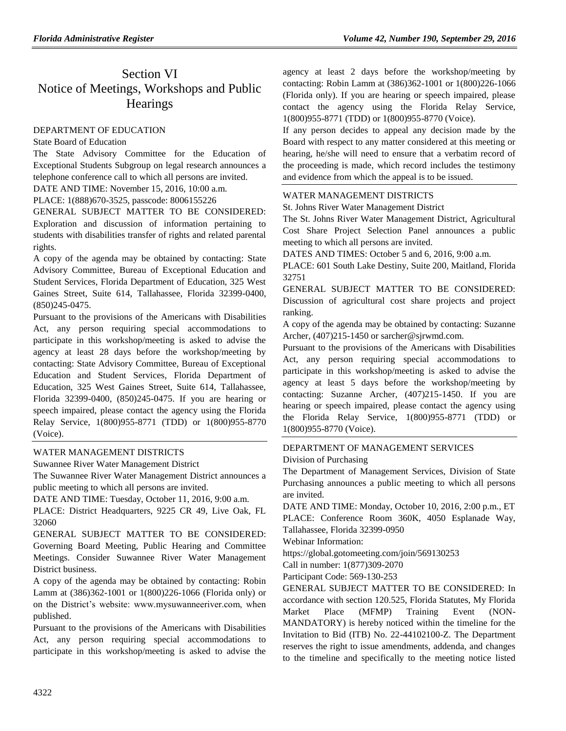# Section VI
# Notice of Meetings, Workshops and Public Hearings

DEPARTMENT OF EDUCATION

State Board of Education

The State Advisory Committee for the Education of Exceptional Students Subgroup on legal research announces a telephone conference call to which all persons are invited.

DATE AND TIME: November 15, 2016, 10:00 a.m.

PLACE: 1(888)670-3525, passcode: 8006155226

GENERAL SUBJECT MATTER TO BE CONSIDERED: Exploration and discussion of information pertaining to students with disabilities transfer of rights and related parental rights.

A copy of the agenda may be obtained by contacting: State Advisory Committee, Bureau of Exceptional Education and Student Services, Florida Department of Education, 325 West Gaines Street, Suite 614, Tallahassee, Florida 32399-0400, (850)245-0475.

Pursuant to the provisions of the Americans with Disabilities Act, any person requiring special accommodations to participate in this workshop/meeting is asked to advise the agency at least 28 days before the workshop/meeting by contacting: State Advisory Committee, Bureau of Exceptional Education and Student Services, Florida Department of Education, 325 West Gaines Street, Suite 614, Tallahassee, Florida 32399-0400, (850)245-0475. If you are hearing or speech impaired, please contact the agency using the Florida Relay Service, 1(800)955-8771 (TDD) or 1(800)955-8770 (Voice).

---

WATER MANAGEMENT DISTRICTS

Suwannee River Water Management District

The Suwannee River Water Management District announces a public meeting to which all persons are invited.

DATE AND TIME: Tuesday, October 11, 2016, 9:00 a.m.

PLACE: District Headquarters, 9225 CR 49, Live Oak, FL 32060

GENERAL SUBJECT MATTER TO BE CONSIDERED: Governing Board Meeting, Public Hearing and Committee Meetings. Consider Suwannee River Water Management District business.

A copy of the agenda may be obtained by contacting: Robin Lamm at (386)362-1001 or 1(800)226-1066 (Florida only) or on the District's website: www.mysuwanneeriver.com, when published.

Pursuant to the provisions of the Americans with Disabilities Act, any person requiring special accommodations to participate in this workshop/meeting is asked to advise the agency at least 2 days before the workshop/meeting by contacting: Robin Lamm at (386)362-1001 or 1(800)226-1066 (Florida only). If you are hearing or speech impaired, please contact the agency using the Florida Relay Service, 1(800)955-8771 (TDD) or 1(800)955-8770 (Voice).

If any person decides to appeal any decision made by the Board with respect to any matter considered at this meeting or hearing, he/she will need to ensure that a verbatim record of the proceeding is made, which record includes the testimony and evidence from which the appeal is to be issued.

---

WATER MANAGEMENT DISTRICTS

St. Johns River Water Management District

The St. Johns River Water Management District, Agricultural Cost Share Project Selection Panel announces a public meeting to which all persons are invited.

DATES AND TIMES: October 5 and 6, 2016, 9:00 a.m.

PLACE: 601 South Lake Destiny, Suite 200, Maitland, Florida 32751

GENERAL SUBJECT MATTER TO BE CONSIDERED: Discussion of agricultural cost share projects and project ranking.

A copy of the agenda may be obtained by contacting: Suzanne Archer, (407)215-1450 or sarcher@sjrwmd.com.

Pursuant to the provisions of the Americans with Disabilities Act, any person requiring special accommodations to participate in this workshop/meeting is asked to advise the agency at least 5 days before the workshop/meeting by contacting: Suzanne Archer, (407)215-1450. If you are hearing or speech impaired, please contact the agency using the Florida Relay Service, 1(800)955-8771 (TDD) or 1(800)955-8770 (Voice).

---

DEPARTMENT OF MANAGEMENT SERVICES

Division of Purchasing

The Department of Management Services, Division of State Purchasing announces a public meeting to which all persons are invited.

DATE AND TIME: Monday, October 10, 2016, 2:00 p.m., ET

PLACE: Conference Room 360K, 4050 Esplanade Way, Tallahassee, Florida 32399-0950

Webinar Information:

https://global.gotomeeting.com/join/569130253

Call in number: 1(877)309-2070

Participant Code: 569-130-253

GENERAL SUBJECT MATTER TO BE CONSIDERED: In accordance with section 120.525, Florida Statutes, My Florida Market Place (MFMP) Training Event (NON-MANDATORY) is hereby noticed within the timeline for the Invitation to Bid (ITB) No. 22-44102100-Z. The Department reserves the right to issue amendments, addenda, and changes to the timeline and specifically to the meeting notice listed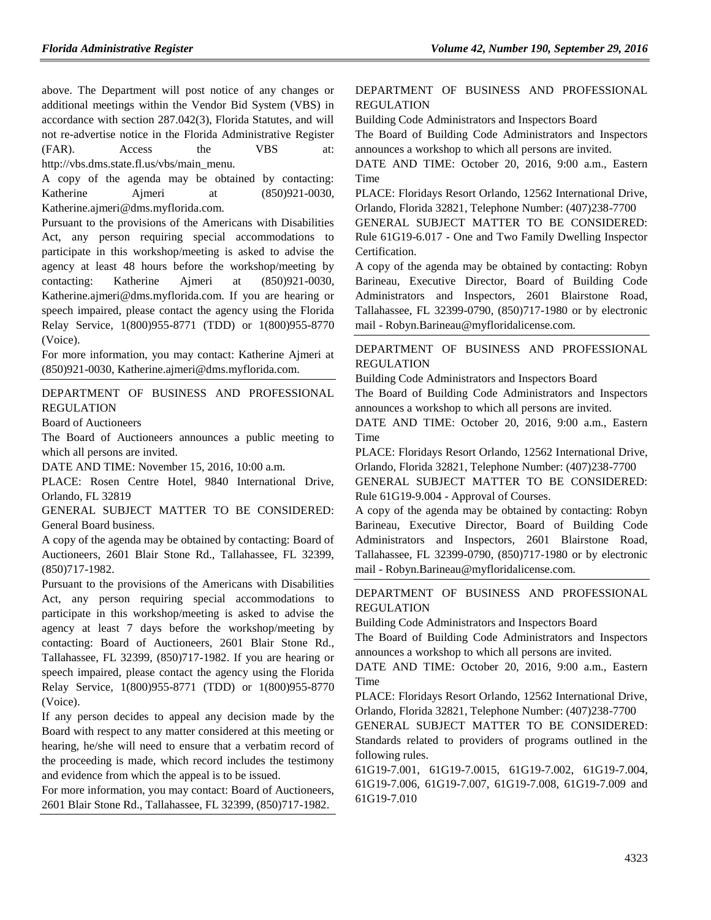above. The Department will post notice of any changes or additional meetings within the Vendor Bid System (VBS) in accordance with section 287.042(3), Florida Statutes, and will not re-advertise notice in the Florida Administrative Register (FAR). Access the VBS at: http://vbs.dms.state.fl.us/vbs/main_menu.

A copy of the agenda may be obtained by contacting: Katherine Ajmeri at (850)921-0030, Katherine.ajmeri@dms.myflorida.com.

Pursuant to the provisions of the Americans with Disabilities Act, any person requiring special accommodations to participate in this workshop/meeting is asked to advise the agency at least 48 hours before the workshop/meeting by contacting: Katherine Ajmeri at (850)921-0030, Katherine.ajmeri@dms.myflorida.com. If you are hearing or speech impaired, please contact the agency using the Florida Relay Service, 1(800)955-8771 (TDD) or 1(800)955-8770 (Voice).

For more information, you may contact: Katherine Ajmeri at (850)921-0030, Katherine.ajmeri@dms.myflorida.com.

---

DEPARTMENT OF BUSINESS AND PROFESSIONAL REGULATION

Board of Auctioneers

The Board of Auctioneers announces a public meeting to which all persons are invited.

DATE AND TIME: November 15, 2016, 10:00 a.m.

PLACE: Rosen Centre Hotel, 9840 International Drive, Orlando, FL 32819

GENERAL SUBJECT MATTER TO BE CONSIDERED: General Board business.

A copy of the agenda may be obtained by contacting: Board of Auctioneers, 2601 Blair Stone Rd., Tallahassee, FL 32399, (850)717-1982.

Pursuant to the provisions of the Americans with Disabilities Act, any person requiring special accommodations to participate in this workshop/meeting is asked to advise the agency at least 7 days before the workshop/meeting by contacting: Board of Auctioneers, 2601 Blair Stone Rd., Tallahassee, FL 32399, (850)717-1982. If you are hearing or speech impaired, please contact the agency using the Florida Relay Service, 1(800)955-8771 (TDD) or 1(800)955-8770 (Voice).

If any person decides to appeal any decision made by the Board with respect to any matter considered at this meeting or hearing, he/she will need to ensure that a verbatim record of the proceeding is made, which record includes the testimony and evidence from which the appeal is to be issued.

For more information, you may contact: Board of Auctioneers, 2601 Blair Stone Rd., Tallahassee, FL 32399, (850)717-1982.

---

DEPARTMENT OF BUSINESS AND PROFESSIONAL REGULATION

Building Code Administrators and Inspectors Board

The Board of Building Code Administrators and Inspectors announces a workshop to which all persons are invited.

DATE AND TIME: October 20, 2016, 9:00 a.m., Eastern Time

PLACE: Floridays Resort Orlando, 12562 International Drive, Orlando, Florida 32821, Telephone Number: (407)238-7700

GENERAL SUBJECT MATTER TO BE CONSIDERED: Rule 61G19-6.017 - One and Two Family Dwelling Inspector Certification.

A copy of the agenda may be obtained by contacting: Robyn Barineau, Executive Director, Board of Building Code Administrators and Inspectors, 2601 Blairstone Road, Tallahassee, FL 32399-0790, (850)717-1980 or by electronic mail - Robyn.Barineau@myfloridalicense.com.

---

DEPARTMENT OF BUSINESS AND PROFESSIONAL REGULATION

Building Code Administrators and Inspectors Board

The Board of Building Code Administrators and Inspectors announces a workshop to which all persons are invited.

DATE AND TIME: October 20, 2016, 9:00 a.m., Eastern Time

PLACE: Floridays Resort Orlando, 12562 International Drive, Orlando, Florida 32821, Telephone Number: (407)238-7700

GENERAL SUBJECT MATTER TO BE CONSIDERED: Rule 61G19-9.004 - Approval of Courses.

A copy of the agenda may be obtained by contacting: Robyn Barineau, Executive Director, Board of Building Code Administrators and Inspectors, 2601 Blairstone Road, Tallahassee, FL 32399-0790, (850)717-1980 or by electronic mail - Robyn.Barineau@myfloridalicense.com.

---

DEPARTMENT OF BUSINESS AND PROFESSIONAL REGULATION

Building Code Administrators and Inspectors Board

The Board of Building Code Administrators and Inspectors announces a workshop to which all persons are invited.

DATE AND TIME: October 20, 2016, 9:00 a.m., Eastern Time

PLACE: Floridays Resort Orlando, 12562 International Drive, Orlando, Florida 32821, Telephone Number: (407)238-7700

GENERAL SUBJECT MATTER TO BE CONSIDERED: Standards related to providers of programs outlined in the following rules.

61G19-7.001, 61G19-7.0015, 61G19-7.002, 61G19-7.004, 61G19-7.006, 61G19-7.007, 61G19-7.008, 61G19-7.009 and 61G19-7.010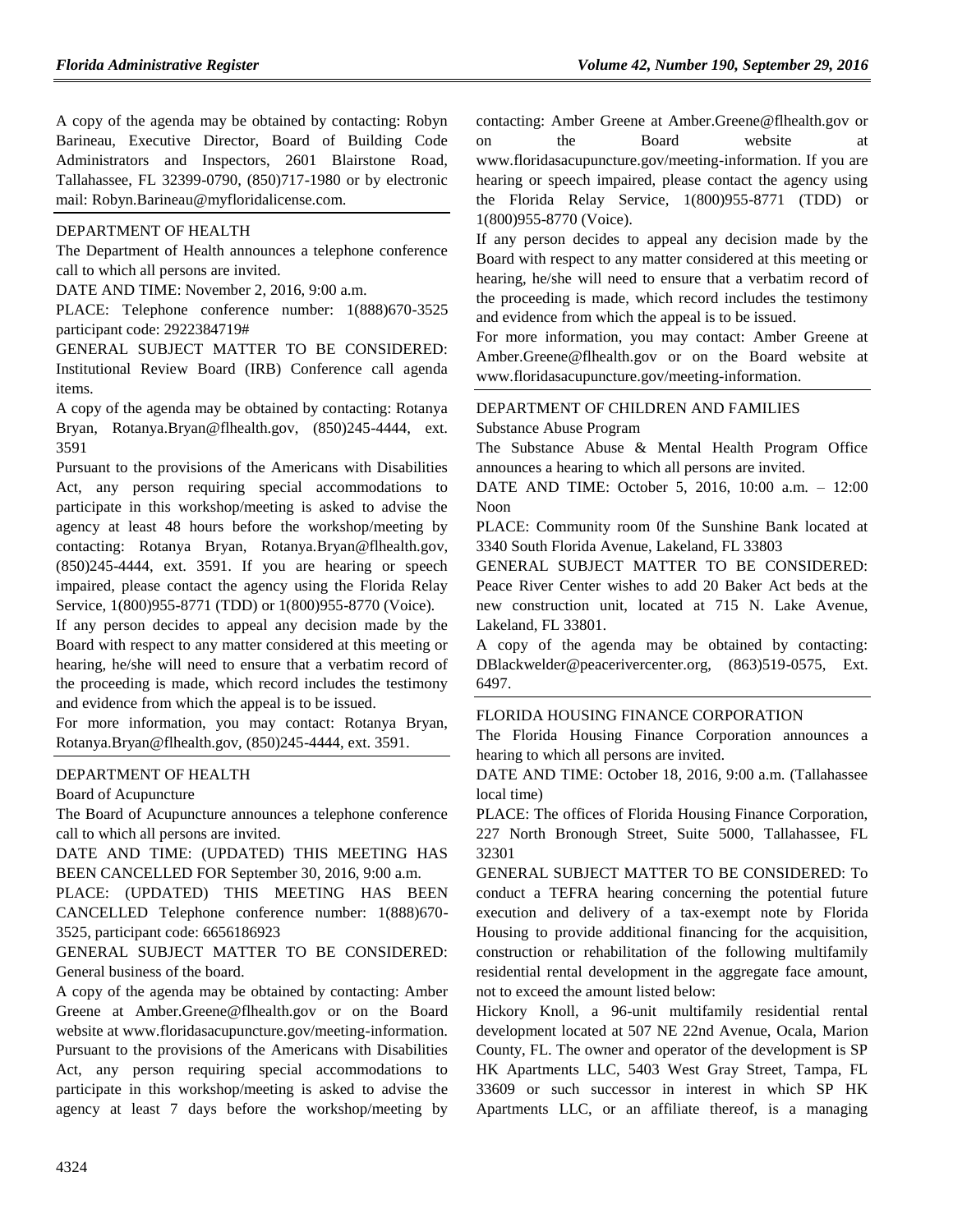A copy of the agenda may be obtained by contacting: Robyn Barineau, Executive Director, Board of Building Code Administrators and Inspectors, 2601 Blairstone Road, Tallahassee, FL 32399-0790, (850)717-1980 or by electronic mail: Robyn.Barineau@myfloridalicense.com.

DEPARTMENT OF HEALTH

The Department of Health announces a telephone conference call to which all persons are invited.

DATE AND TIME: November 2, 2016, 9:00 a.m.

PLACE: Telephone conference number: 1(888)670-3525 participant code: 2922384719#

GENERAL SUBJECT MATTER TO BE CONSIDERED: Institutional Review Board (IRB) Conference call agenda items.

A copy of the agenda may be obtained by contacting: Rotanya Bryan, Rotanya.Bryan@flhealth.gov, (850)245-4444, ext. 3591

Pursuant to the provisions of the Americans with Disabilities Act, any person requiring special accommodations to participate in this workshop/meeting is asked to advise the agency at least 48 hours before the workshop/meeting by contacting: Rotanya Bryan, Rotanya.Bryan@flhealth.gov, (850)245-4444, ext. 3591. If you are hearing or speech impaired, please contact the agency using the Florida Relay Service, 1(800)955-8771 (TDD) or 1(800)955-8770 (Voice).

If any person decides to appeal any decision made by the Board with respect to any matter considered at this meeting or hearing, he/she will need to ensure that a verbatim record of the proceeding is made, which record includes the testimony and evidence from which the appeal is to be issued.

For more information, you may contact: Rotanya Bryan, Rotanya.Bryan@flhealth.gov, (850)245-4444, ext. 3591.

DEPARTMENT OF HEALTH

Board of Acupuncture

The Board of Acupuncture announces a telephone conference call to which all persons are invited.

DATE AND TIME: (UPDATED) THIS MEETING HAS BEEN CANCELLED FOR September 30, 2016, 9:00 a.m.

PLACE: (UPDATED) THIS MEETING HAS BEEN CANCELLED Telephone conference number: 1(888)670-3525, participant code: 6656186923

GENERAL SUBJECT MATTER TO BE CONSIDERED: General business of the board.

A copy of the agenda may be obtained by contacting: Amber Greene at Amber.Greene@flhealth.gov or on the Board website at www.floridasacupuncture.gov/meeting-information.

Pursuant to the provisions of the Americans with Disabilities Act, any person requiring special accommodations to participate in this workshop/meeting is asked to advise the agency at least 7 days before the workshop/meeting by contacting: Amber Greene at Amber.Greene@flhealth.gov or on the Board website at www.floridasacupuncture.gov/meeting-information. If you are hearing or speech impaired, please contact the agency using the Florida Relay Service, 1(800)955-8771 (TDD) or 1(800)955-8770 (Voice).

If any person decides to appeal any decision made by the Board with respect to any matter considered at this meeting or hearing, he/she will need to ensure that a verbatim record of the proceeding is made, which record includes the testimony and evidence from which the appeal is to be issued.

For more information, you may contact: Amber Greene at Amber.Greene@flhealth.gov or on the Board website at www.floridasacupuncture.gov/meeting-information.

DEPARTMENT OF CHILDREN AND FAMILIES

Substance Abuse Program

The Substance Abuse & Mental Health Program Office announces a hearing to which all persons are invited.

DATE AND TIME: October 5, 2016, 10:00 a.m. – 12:00 Noon

PLACE: Community room 0f the Sunshine Bank located at 3340 South Florida Avenue, Lakeland, FL 33803

GENERAL SUBJECT MATTER TO BE CONSIDERED: Peace River Center wishes to add 20 Baker Act beds at the new construction unit, located at 715 N. Lake Avenue, Lakeland, FL 33801.

A copy of the agenda may be obtained by contacting: DBlackwelder@peacerivercenter.org, (863)519-0575, Ext. 6497.

FLORIDA HOUSING FINANCE CORPORATION

The Florida Housing Finance Corporation announces a hearing to which all persons are invited.

DATE AND TIME: October 18, 2016, 9:00 a.m. (Tallahassee local time)

PLACE: The offices of Florida Housing Finance Corporation, 227 North Bronough Street, Suite 5000, Tallahassee, FL 32301

GENERAL SUBJECT MATTER TO BE CONSIDERED: To conduct a TEFRA hearing concerning the potential future execution and delivery of a tax-exempt note by Florida Housing to provide additional financing for the acquisition, construction or rehabilitation of the following multifamily residential rental development in the aggregate face amount, not to exceed the amount listed below:

Hickory Knoll, a 96-unit multifamily residential rental development located at 507 NE 22nd Avenue, Ocala, Marion County, FL. The owner and operator of the development is SP HK Apartments LLC, 5403 West Gray Street, Tampa, FL 33609 or such successor in interest in which SP HK Apartments LLC, or an affiliate thereof, is a managing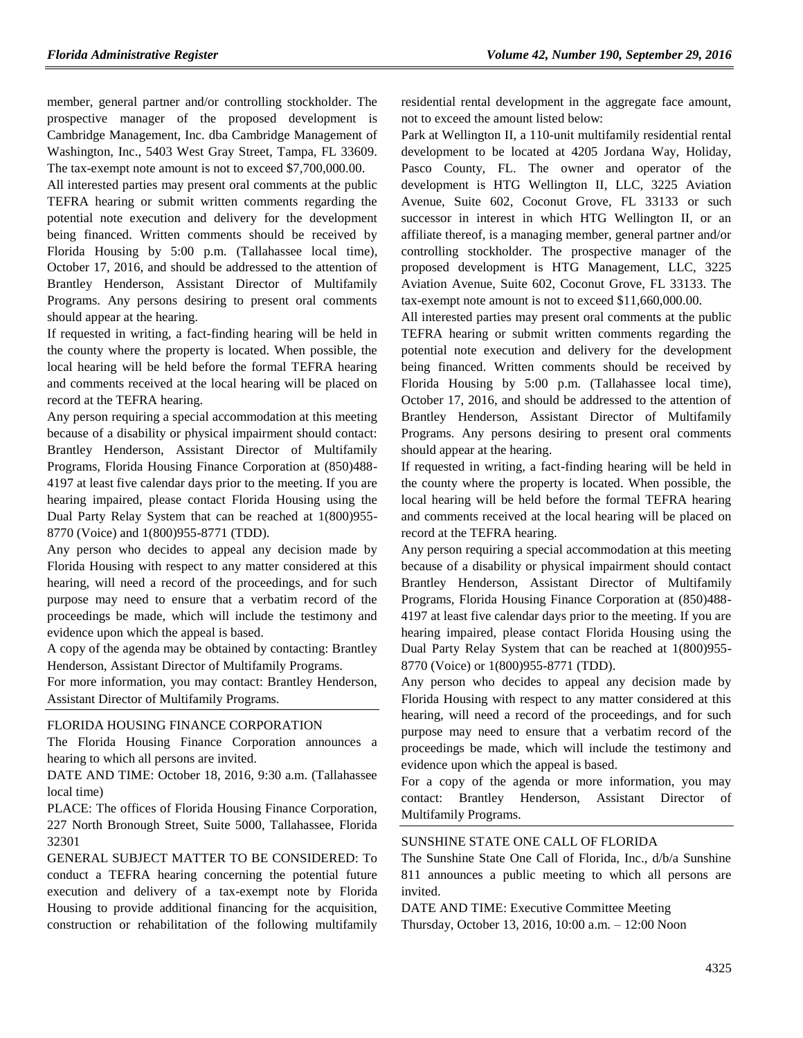member, general partner and/or controlling stockholder. The prospective manager of the proposed development is Cambridge Management, Inc. dba Cambridge Management of Washington, Inc., 5403 West Gray Street, Tampa, FL 33609. The tax-exempt note amount is not to exceed $7,700,000.00.

All interested parties may present oral comments at the public TEFRA hearing or submit written comments regarding the potential note execution and delivery for the development being financed. Written comments should be received by Florida Housing by 5:00 p.m. (Tallahassee local time), October 17, 2016, and should be addressed to the attention of Brantley Henderson, Assistant Director of Multifamily Programs. Any persons desiring to present oral comments should appear at the hearing.

If requested in writing, a fact-finding hearing will be held in the county where the property is located. When possible, the local hearing will be held before the formal TEFRA hearing and comments received at the local hearing will be placed on record at the TEFRA hearing.

Any person requiring a special accommodation at this meeting because of a disability or physical impairment should contact: Brantley Henderson, Assistant Director of Multifamily Programs, Florida Housing Finance Corporation at (850)488-4197 at least five calendar days prior to the meeting. If you are hearing impaired, please contact Florida Housing using the Dual Party Relay System that can be reached at 1(800)955-8770 (Voice) and 1(800)955-8771 (TDD).

Any person who decides to appeal any decision made by Florida Housing with respect to any matter considered at this hearing, will need a record of the proceedings, and for such purpose may need to ensure that a verbatim record of the proceedings be made, which will include the testimony and evidence upon which the appeal is based.

A copy of the agenda may be obtained by contacting: Brantley Henderson, Assistant Director of Multifamily Programs.

For more information, you may contact: Brantley Henderson, Assistant Director of Multifamily Programs.

---

FLORIDA HOUSING FINANCE CORPORATION

The Florida Housing Finance Corporation announces a hearing to which all persons are invited.

DATE AND TIME: October 18, 2016, 9:30 a.m. (Tallahassee local time)

PLACE: The offices of Florida Housing Finance Corporation, 227 North Bronough Street, Suite 5000, Tallahassee, Florida 32301

GENERAL SUBJECT MATTER TO BE CONSIDERED: To conduct a TEFRA hearing concerning the potential future execution and delivery of a tax-exempt note by Florida Housing to provide additional financing for the acquisition, construction or rehabilitation of the following multifamily residential rental development in the aggregate face amount, not to exceed the amount listed below:

Park at Wellington II, a 110-unit multifamily residential rental development to be located at 4205 Jordana Way, Holiday, Pasco County, FL. The owner and operator of the development is HTG Wellington II, LLC, 3225 Aviation Avenue, Suite 602, Coconut Grove, FL 33133 or such successor in interest in which HTG Wellington II, or an affiliate thereof, is a managing member, general partner and/or controlling stockholder. The prospective manager of the proposed development is HTG Management, LLC, 3225 Aviation Avenue, Suite 602, Coconut Grove, FL 33133. The tax-exempt note amount is not to exceed $11,660,000.00.

All interested parties may present oral comments at the public TEFRA hearing or submit written comments regarding the potential note execution and delivery for the development being financed. Written comments should be received by Florida Housing by 5:00 p.m. (Tallahassee local time), October 17, 2016, and should be addressed to the attention of Brantley Henderson, Assistant Director of Multifamily Programs. Any persons desiring to present oral comments should appear at the hearing.

If requested in writing, a fact-finding hearing will be held in the county where the property is located. When possible, the local hearing will be held before the formal TEFRA hearing and comments received at the local hearing will be placed on record at the TEFRA hearing.

Any person requiring a special accommodation at this meeting because of a disability or physical impairment should contact Brantley Henderson, Assistant Director of Multifamily Programs, Florida Housing Finance Corporation at (850)488-4197 at least five calendar days prior to the meeting. If you are hearing impaired, please contact Florida Housing using the Dual Party Relay System that can be reached at 1(800)955-8770 (Voice) or 1(800)955-8771 (TDD).

Any person who decides to appeal any decision made by Florida Housing with respect to any matter considered at this hearing, will need a record of the proceedings, and for such purpose may need to ensure that a verbatim record of the proceedings be made, which will include the testimony and evidence upon which the appeal is based.

For a copy of the agenda or more information, you may contact: Brantley Henderson, Assistant Director of Multifamily Programs.

---

SUNSHINE STATE ONE CALL OF FLORIDA

The Sunshine State One Call of Florida, Inc., d/b/a Sunshine 811 announces a public meeting to which all persons are invited.

DATE AND TIME: Executive Committee Meeting

Thursday, October 13, 2016, 10:00 a.m. – 12:00 Noon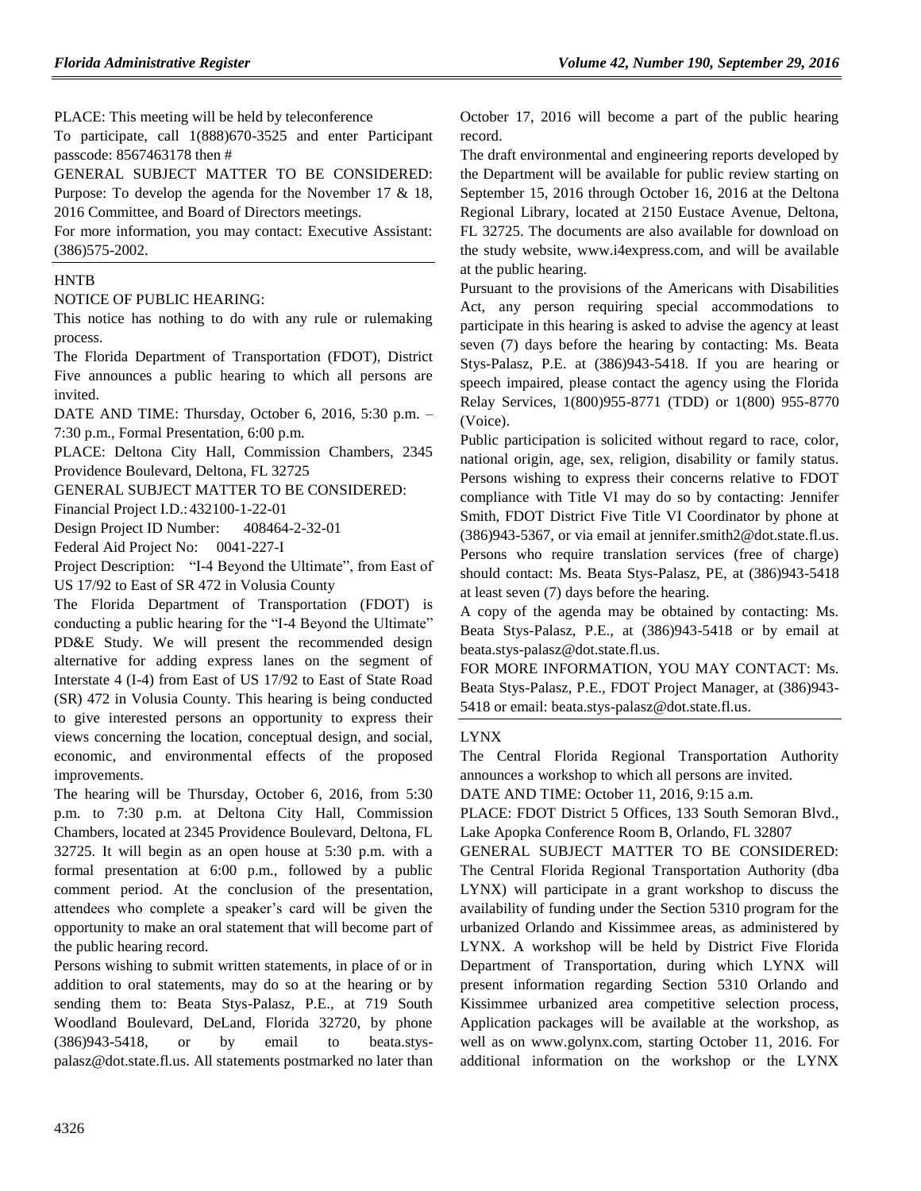PLACE: This meeting will be held by teleconference

To participate, call 1(888)670-3525 and enter Participant passcode: 8567463178 then #

GENERAL SUBJECT MATTER TO BE CONSIDERED: Purpose: To develop the agenda for the November 17 & 18, 2016 Committee, and Board of Directors meetings.

For more information, you may contact: Executive Assistant: (386)575-2002.

---

HNTB

NOTICE OF PUBLIC HEARING:

This notice has nothing to do with any rule or rulemaking process.

The Florida Department of Transportation (FDOT), District Five announces a public hearing to which all persons are invited.

DATE AND TIME: Thursday, October 6, 2016, 5:30 p.m. – 7:30 p.m., Formal Presentation, 6:00 p.m.

PLACE: Deltona City Hall, Commission Chambers, 2345 Providence Boulevard, Deltona, FL 32725

GENERAL SUBJECT MATTER TO BE CONSIDERED:

Financial Project I.D.: 432100-1-22-01

Design Project ID Number: 408464-2-32-01

Federal Aid Project No: 0041-227-I

Project Description: "I-4 Beyond the Ultimate", from East of US 17/92 to East of SR 472 in Volusia County

The Florida Department of Transportation (FDOT) is conducting a public hearing for the "I-4 Beyond the Ultimate" PD&E Study. We will present the recommended design alternative for adding express lanes on the segment of Interstate 4 (I-4) from East of US 17/92 to East of State Road (SR) 472 in Volusia County. This hearing is being conducted to give interested persons an opportunity to express their views concerning the location, conceptual design, and social, economic, and environmental effects of the proposed improvements.

The hearing will be Thursday, October 6, 2016, from 5:30 p.m. to 7:30 p.m. at Deltona City Hall, Commission Chambers, located at 2345 Providence Boulevard, Deltona, FL 32725. It will begin as an open house at 5:30 p.m. with a formal presentation at 6:00 p.m., followed by a public comment period. At the conclusion of the presentation, attendees who complete a speaker's card will be given the opportunity to make an oral statement that will become part of the public hearing record.

Persons wishing to submit written statements, in place of or in addition to oral statements, may do so at the hearing or by sending them to: Beata Stys-Palasz, P.E., at 719 South Woodland Boulevard, DeLand, Florida 32720, by phone (386)943-5418, or by email to beata.stys-palasz@dot.state.fl.us. All statements postmarked no later than October 17, 2016 will become a part of the public hearing record.

The draft environmental and engineering reports developed by the Department will be available for public review starting on September 15, 2016 through October 16, 2016 at the Deltona Regional Library, located at 2150 Eustace Avenue, Deltona, FL 32725. The documents are also available for download on the study website, www.i4express.com, and will be available at the public hearing.

Pursuant to the provisions of the Americans with Disabilities Act, any person requiring special accommodations to participate in this hearing is asked to advise the agency at least seven (7) days before the hearing by contacting: Ms. Beata Stys-Palasz, P.E. at (386)943-5418. If you are hearing or speech impaired, please contact the agency using the Florida Relay Services, 1(800)955-8771 (TDD) or 1(800) 955-8770 (Voice).

Public participation is solicited without regard to race, color, national origin, age, sex, religion, disability or family status. Persons wishing to express their concerns relative to FDOT compliance with Title VI may do so by contacting: Jennifer Smith, FDOT District Five Title VI Coordinator by phone at (386)943-5367, or via email at jennifer.smith2@dot.state.fl.us. Persons who require translation services (free of charge) should contact: Ms. Beata Stys-Palasz, PE, at (386)943-5418 at least seven (7) days before the hearing.

A copy of the agenda may be obtained by contacting: Ms. Beata Stys-Palasz, P.E., at (386)943-5418 or by email at beata.stys-palasz@dot.state.fl.us.

FOR MORE INFORMATION, YOU MAY CONTACT: Ms. Beata Stys-Palasz, P.E., FDOT Project Manager, at (386)943-5418 or email: beata.stys-palasz@dot.state.fl.us.

---

LYNX

The Central Florida Regional Transportation Authority announces a workshop to which all persons are invited.

DATE AND TIME: October 11, 2016, 9:15 a.m.

PLACE: FDOT District 5 Offices, 133 South Semoran Blvd., Lake Apopka Conference Room B, Orlando, FL 32807

GENERAL SUBJECT MATTER TO BE CONSIDERED: The Central Florida Regional Transportation Authority (dba LYNX) will participate in a grant workshop to discuss the availability of funding under the Section 5310 program for the urbanized Orlando and Kissimmee areas, as administered by LYNX. A workshop will be held by District Five Florida Department of Transportation, during which LYNX will present information regarding Section 5310 Orlando and Kissimmee urbanized area competitive selection process, Application packages will be available at the workshop, as well as on www.golynx.com, starting October 11, 2016. For additional information on the workshop or the LYNX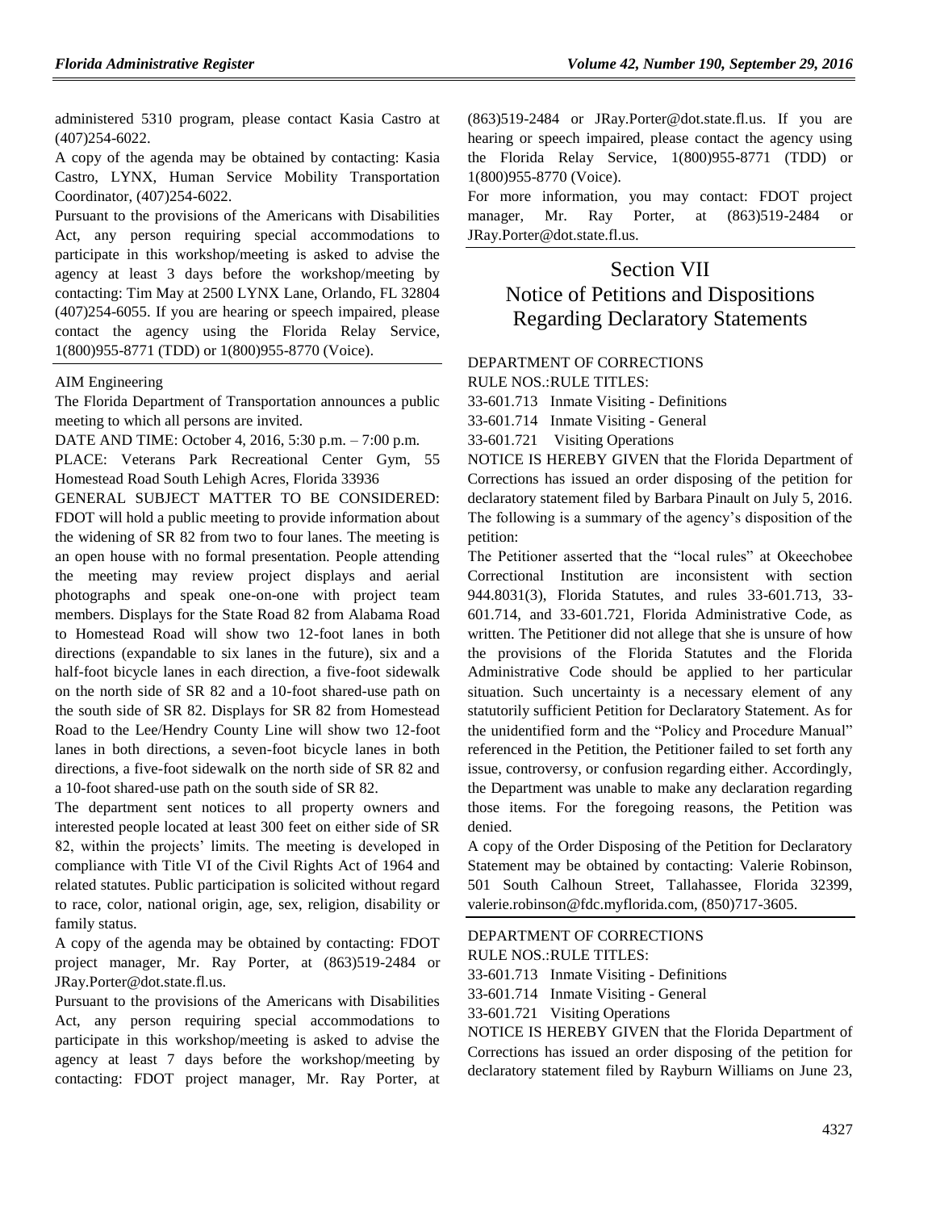administered 5310 program, please contact Kasia Castro at (407)254-6022.

A copy of the agenda may be obtained by contacting: Kasia Castro, LYNX, Human Service Mobility Transportation Coordinator, (407)254-6022.

Pursuant to the provisions of the Americans with Disabilities Act, any person requiring special accommodations to participate in this workshop/meeting is asked to advise the agency at least 3 days before the workshop/meeting by contacting: Tim May at 2500 LYNX Lane, Orlando, FL 32804 (407)254-6055. If you are hearing or speech impaired, please contact the agency using the Florida Relay Service, 1(800)955-8771 (TDD) or 1(800)955-8770 (Voice).

AIM Engineering

The Florida Department of Transportation announces a public meeting to which all persons are invited.

DATE AND TIME: October 4, 2016, 5:30 p.m. – 7:00 p.m.

PLACE: Veterans Park Recreational Center Gym, 55 Homestead Road South Lehigh Acres, Florida 33936

GENERAL SUBJECT MATTER TO BE CONSIDERED: FDOT will hold a public meeting to provide information about the widening of SR 82 from two to four lanes. The meeting is an open house with no formal presentation. People attending the meeting may review project displays and aerial photographs and speak one-on-one with project team members. Displays for the State Road 82 from Alabama Road to Homestead Road will show two 12-foot lanes in both directions (expandable to six lanes in the future), six and a half-foot bicycle lanes in each direction, a five-foot sidewalk on the north side of SR 82 and a 10-foot shared-use path on the south side of SR 82. Displays for SR 82 from Homestead Road to the Lee/Hendry County Line will show two 12-foot lanes in both directions, a seven-foot bicycle lanes in both directions, a five-foot sidewalk on the north side of SR 82 and a 10-foot shared-use path on the south side of SR 82.

The department sent notices to all property owners and interested people located at least 300 feet on either side of SR 82, within the projects' limits. The meeting is developed in compliance with Title VI of the Civil Rights Act of 1964 and related statutes. Public participation is solicited without regard to race, color, national origin, age, sex, religion, disability or family status.

A copy of the agenda may be obtained by contacting: FDOT project manager, Mr. Ray Porter, at (863)519-2484 or JRay.Porter@dot.state.fl.us.

Pursuant to the provisions of the Americans with Disabilities Act, any person requiring special accommodations to participate in this workshop/meeting is asked to advise the agency at least 7 days before the workshop/meeting by contacting: FDOT project manager, Mr. Ray Porter, at (863)519-2484 or JRay.Porter@dot.state.fl.us. If you are hearing or speech impaired, please contact the agency using the Florida Relay Service, 1(800)955-8771 (TDD) or 1(800)955-8770 (Voice).

For more information, you may contact: FDOT project manager, Mr. Ray Porter, at (863)519-2484 or JRay.Porter@dot.state.fl.us.

# Section VII
# Notice of Petitions and Dispositions Regarding Declaratory Statements

DEPARTMENT OF CORRECTIONS

RULE NOS.:RULE TITLES:

33-601.713 Inmate Visiting - Definitions

33-601.714 Inmate Visiting - General

33-601.721 Visiting Operations

NOTICE IS HEREBY GIVEN that the Florida Department of Corrections has issued an order disposing of the petition for declaratory statement filed by Barbara Pinault on July 5, 2016. The following is a summary of the agency's disposition of the petition:

The Petitioner asserted that the "local rules" at Okeechobee Correctional Institution are inconsistent with section 944.8031(3), Florida Statutes, and rules 33-601.713, 33-601.714, and 33-601.721, Florida Administrative Code, as written. The Petitioner did not allege that she is unsure of how the provisions of the Florida Statutes and the Florida Administrative Code should be applied to her particular situation. Such uncertainty is a necessary element of any statutorily sufficient Petition for Declaratory Statement. As for the unidentified form and the "Policy and Procedure Manual" referenced in the Petition, the Petitioner failed to set forth any issue, controversy, or confusion regarding either. Accordingly, the Department was unable to make any declaration regarding those items. For the foregoing reasons, the Petition was denied.

A copy of the Order Disposing of the Petition for Declaratory Statement may be obtained by contacting: Valerie Robinson, 501 South Calhoun Street, Tallahassee, Florida 32399, valerie.robinson@fdc.myflorida.com, (850)717-3605.

DEPARTMENT OF CORRECTIONS

RULE NOS.:RULE TITLES:

33-601.713 Inmate Visiting - Definitions

33-601.714 Inmate Visiting - General

33-601.721 Visiting Operations

NOTICE IS HEREBY GIVEN that the Florida Department of Corrections has issued an order disposing of the petition for declaratory statement filed by Rayburn Williams on June 23,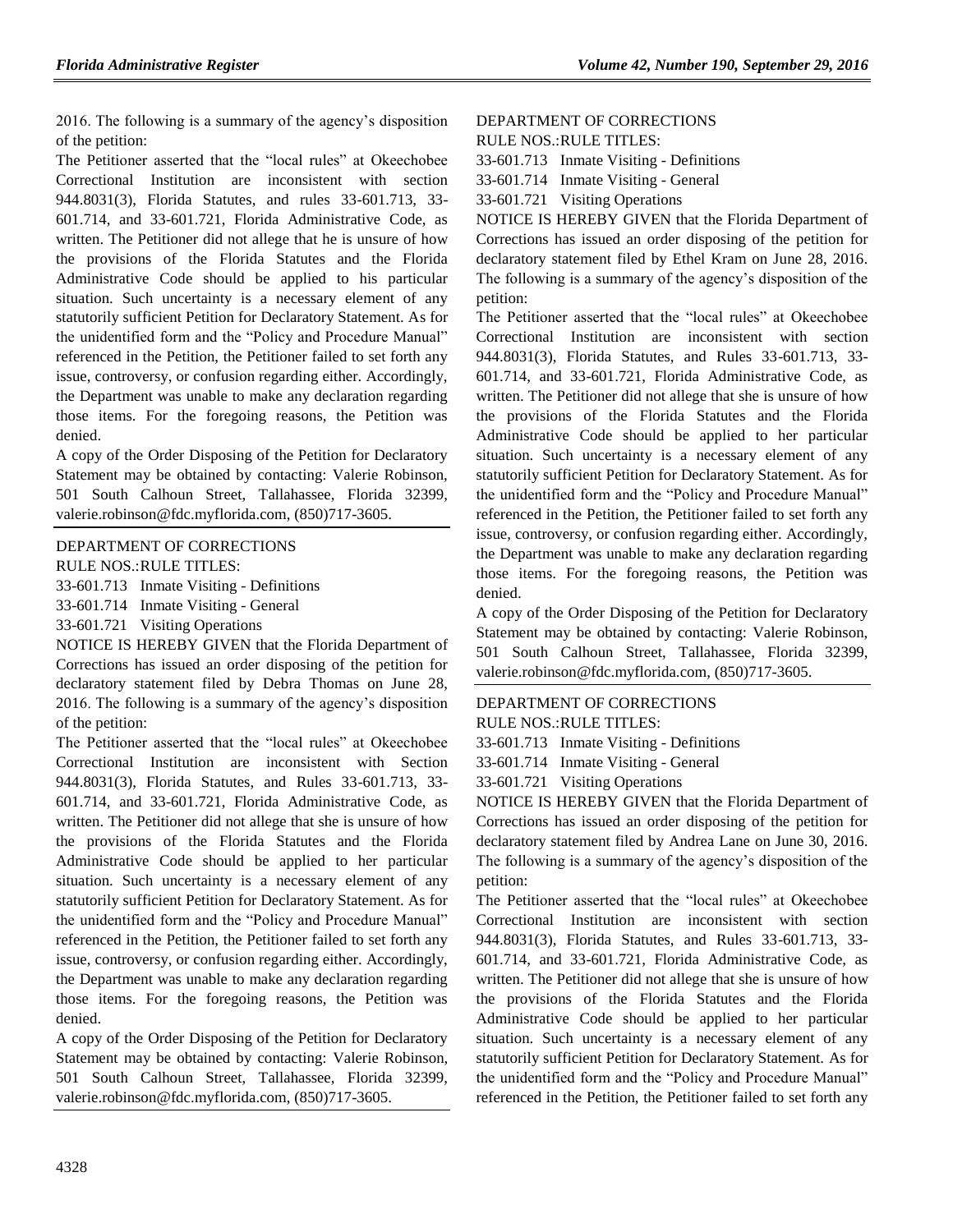2016. The following is a summary of the agency's disposition of the petition:

The Petitioner asserted that the "local rules" at Okeechobee Correctional Institution are inconsistent with section 944.8031(3), Florida Statutes, and rules 33-601.713, 33-601.714, and 33-601.721, Florida Administrative Code, as written. The Petitioner did not allege that he is unsure of how the provisions of the Florida Statutes and the Florida Administrative Code should be applied to his particular situation. Such uncertainty is a necessary element of any statutorily sufficient Petition for Declaratory Statement. As for the unidentified form and the "Policy and Procedure Manual" referenced in the Petition, the Petitioner failed to set forth any issue, controversy, or confusion regarding either. Accordingly, the Department was unable to make any declaration regarding those items. For the foregoing reasons, the Petition was denied.

A copy of the Order Disposing of the Petition for Declaratory Statement may be obtained by contacting: Valerie Robinson, 501 South Calhoun Street, Tallahassee, Florida 32399, valerie.robinson@fdc.myflorida.com, (850)717-3605.

---

DEPARTMENT OF CORRECTIONS

RULE NOS.:RULE TITLES:

33-601.713 Inmate Visiting - Definitions

33-601.714 Inmate Visiting - General

33-601.721 Visiting Operations

NOTICE IS HEREBY GIVEN that the Florida Department of Corrections has issued an order disposing of the petition for declaratory statement filed by Debra Thomas on June 28, 2016. The following is a summary of the agency's disposition of the petition:

The Petitioner asserted that the "local rules" at Okeechobee Correctional Institution are inconsistent with Section 944.8031(3), Florida Statutes, and Rules 33-601.713, 33-601.714, and 33-601.721, Florida Administrative Code, as written. The Petitioner did not allege that she is unsure of how the provisions of the Florida Statutes and the Florida Administrative Code should be applied to her particular situation. Such uncertainty is a necessary element of any statutorily sufficient Petition for Declaratory Statement. As for the unidentified form and the "Policy and Procedure Manual" referenced in the Petition, the Petitioner failed to set forth any issue, controversy, or confusion regarding either. Accordingly, the Department was unable to make any declaration regarding those items. For the foregoing reasons, the Petition was denied.

A copy of the Order Disposing of the Petition for Declaratory Statement may be obtained by contacting: Valerie Robinson, 501 South Calhoun Street, Tallahassee, Florida 32399, valerie.robinson@fdc.myflorida.com, (850)717-3605.

---

DEPARTMENT OF CORRECTIONS

RULE NOS.:RULE TITLES:

33-601.713 Inmate Visiting - Definitions

33-601.714 Inmate Visiting - General

33-601.721 Visiting Operations

NOTICE IS HEREBY GIVEN that the Florida Department of Corrections has issued an order disposing of the petition for declaratory statement filed by Ethel Kram on June 28, 2016. The following is a summary of the agency's disposition of the petition:

The Petitioner asserted that the "local rules" at Okeechobee Correctional Institution are inconsistent with section 944.8031(3), Florida Statutes, and Rules 33-601.713, 33-601.714, and 33-601.721, Florida Administrative Code, as written. The Petitioner did not allege that she is unsure of how the provisions of the Florida Statutes and the Florida Administrative Code should be applied to her particular situation. Such uncertainty is a necessary element of any statutorily sufficient Petition for Declaratory Statement. As for the unidentified form and the "Policy and Procedure Manual" referenced in the Petition, the Petitioner failed to set forth any issue, controversy, or confusion regarding either. Accordingly, the Department was unable to make any declaration regarding those items. For the foregoing reasons, the Petition was denied.

A copy of the Order Disposing of the Petition for Declaratory Statement may be obtained by contacting: Valerie Robinson, 501 South Calhoun Street, Tallahassee, Florida 32399, valerie.robinson@fdc.myflorida.com, (850)717-3605.

---

DEPARTMENT OF CORRECTIONS

RULE NOS.:RULE TITLES:

33-601.713 Inmate Visiting - Definitions

33-601.714 Inmate Visiting - General

33-601.721 Visiting Operations

NOTICE IS HEREBY GIVEN that the Florida Department of Corrections has issued an order disposing of the petition for declaratory statement filed by Andrea Lane on June 30, 2016. The following is a summary of the agency's disposition of the petition:

The Petitioner asserted that the "local rules" at Okeechobee Correctional Institution are inconsistent with section 944.8031(3), Florida Statutes, and Rules 33-601.713, 33-601.714, and 33-601.721, Florida Administrative Code, as written. The Petitioner did not allege that she is unsure of how the provisions of the Florida Statutes and the Florida Administrative Code should be applied to her particular situation. Such uncertainty is a necessary element of any statutorily sufficient Petition for Declaratory Statement. As for the unidentified form and the "Policy and Procedure Manual" referenced in the Petition, the Petitioner failed to set forth any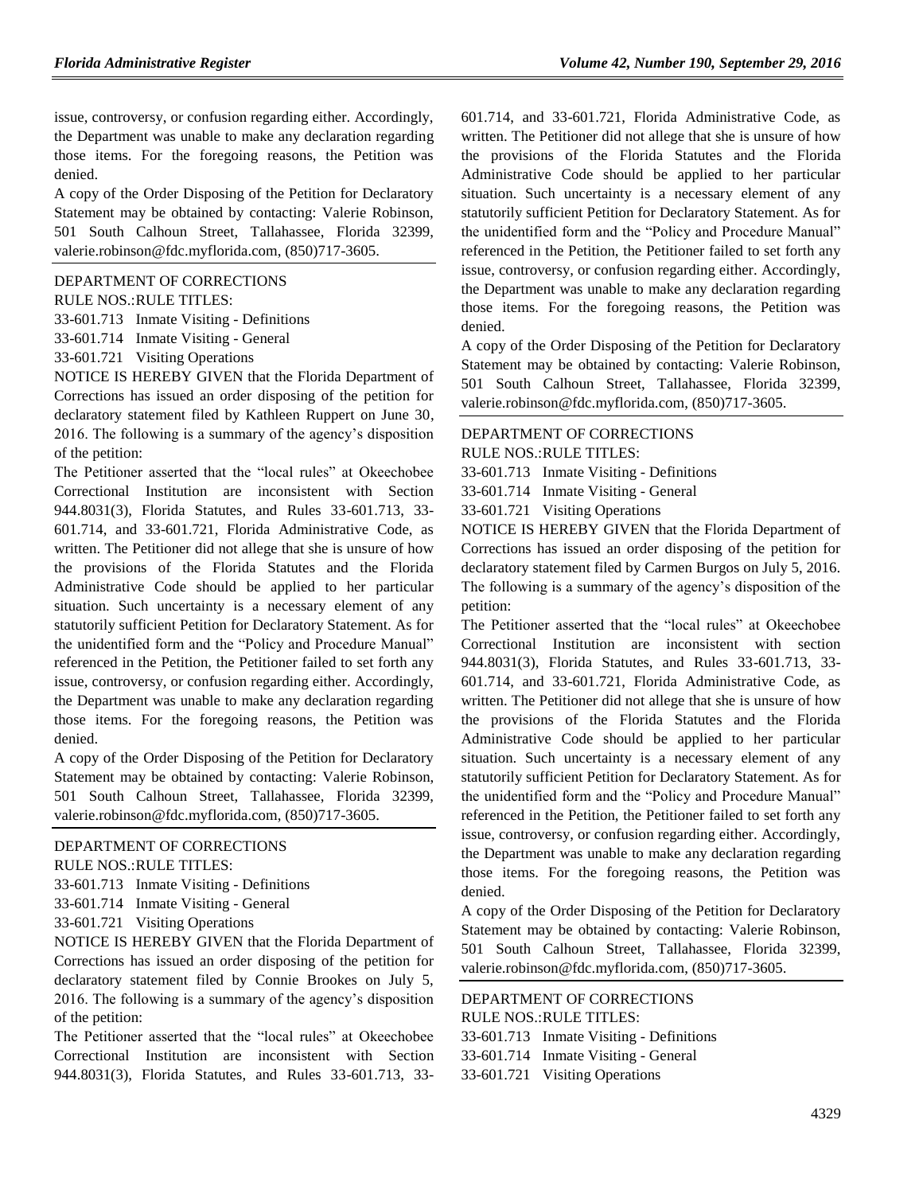issue, controversy, or confusion regarding either. Accordingly, the Department was unable to make any declaration regarding those items. For the foregoing reasons, the Petition was denied.

A copy of the Order Disposing of the Petition for Declaratory Statement may be obtained by contacting: Valerie Robinson, 501 South Calhoun Street, Tallahassee, Florida 32399, valerie.robinson@fdc.myflorida.com, (850)717-3605.

---

DEPARTMENT OF CORRECTIONS

RULE NOS.:RULE TITLES:

33-601.713 Inmate Visiting - Definitions

33-601.714 Inmate Visiting - General

33-601.721 Visiting Operations

NOTICE IS HEREBY GIVEN that the Florida Department of Corrections has issued an order disposing of the petition for declaratory statement filed by Kathleen Ruppert on June 30, 2016. The following is a summary of the agency's disposition of the petition:

The Petitioner asserted that the "local rules" at Okeechobee Correctional Institution are inconsistent with Section 944.8031(3), Florida Statutes, and Rules 33-601.713, 33-601.714, and 33-601.721, Florida Administrative Code, as written. The Petitioner did not allege that she is unsure of how the provisions of the Florida Statutes and the Florida Administrative Code should be applied to her particular situation. Such uncertainty is a necessary element of any statutorily sufficient Petition for Declaratory Statement. As for the unidentified form and the "Policy and Procedure Manual" referenced in the Petition, the Petitioner failed to set forth any issue, controversy, or confusion regarding either. Accordingly, the Department was unable to make any declaration regarding those items. For the foregoing reasons, the Petition was denied.

A copy of the Order Disposing of the Petition for Declaratory Statement may be obtained by contacting: Valerie Robinson, 501 South Calhoun Street, Tallahassee, Florida 32399, valerie.robinson@fdc.myflorida.com, (850)717-3605.

---

DEPARTMENT OF CORRECTIONS

RULE NOS.:RULE TITLES:

33-601.713 Inmate Visiting - Definitions

33-601.714 Inmate Visiting - General

33-601.721 Visiting Operations

NOTICE IS HEREBY GIVEN that the Florida Department of Corrections has issued an order disposing of the petition for declaratory statement filed by Connie Brookes on July 5, 2016. The following is a summary of the agency's disposition of the petition:

The Petitioner asserted that the "local rules" at Okeechobee Correctional Institution are inconsistent with Section 944.8031(3), Florida Statutes, and Rules 33-601.713, 33-601.714, and 33-601.721, Florida Administrative Code, as written. The Petitioner did not allege that she is unsure of how the provisions of the Florida Statutes and the Florida Administrative Code should be applied to her particular situation. Such uncertainty is a necessary element of any statutorily sufficient Petition for Declaratory Statement. As for the unidentified form and the "Policy and Procedure Manual" referenced in the Petition, the Petitioner failed to set forth any issue, controversy, or confusion regarding either. Accordingly, the Department was unable to make any declaration regarding those items. For the foregoing reasons, the Petition was denied.

A copy of the Order Disposing of the Petition for Declaratory Statement may be obtained by contacting: Valerie Robinson, 501 South Calhoun Street, Tallahassee, Florida 32399, valerie.robinson@fdc.myflorida.com, (850)717-3605.

---

DEPARTMENT OF CORRECTIONS

RULE NOS.:RULE TITLES:

33-601.713 Inmate Visiting - Definitions

33-601.714 Inmate Visiting - General

33-601.721 Visiting Operations

NOTICE IS HEREBY GIVEN that the Florida Department of Corrections has issued an order disposing of the petition for declaratory statement filed by Carmen Burgos on July 5, 2016. The following is a summary of the agency's disposition of the petition:

The Petitioner asserted that the "local rules" at Okeechobee Correctional Institution are inconsistent with section 944.8031(3), Florida Statutes, and Rules 33-601.713, 33-601.714, and 33-601.721, Florida Administrative Code, as written. The Petitioner did not allege that she is unsure of how the provisions of the Florida Statutes and the Florida Administrative Code should be applied to her particular situation. Such uncertainty is a necessary element of any statutorily sufficient Petition for Declaratory Statement. As for the unidentified form and the "Policy and Procedure Manual" referenced in the Petition, the Petitioner failed to set forth any issue, controversy, or confusion regarding either. Accordingly, the Department was unable to make any declaration regarding those items. For the foregoing reasons, the Petition was denied.

A copy of the Order Disposing of the Petition for Declaratory Statement may be obtained by contacting: Valerie Robinson, 501 South Calhoun Street, Tallahassee, Florida 32399, valerie.robinson@fdc.myflorida.com, (850)717-3605.

---

DEPARTMENT OF CORRECTIONS

RULE NOS.:RULE TITLES:

33-601.713 Inmate Visiting - Definitions

33-601.714 Inmate Visiting - General

33-601.721 Visiting Operations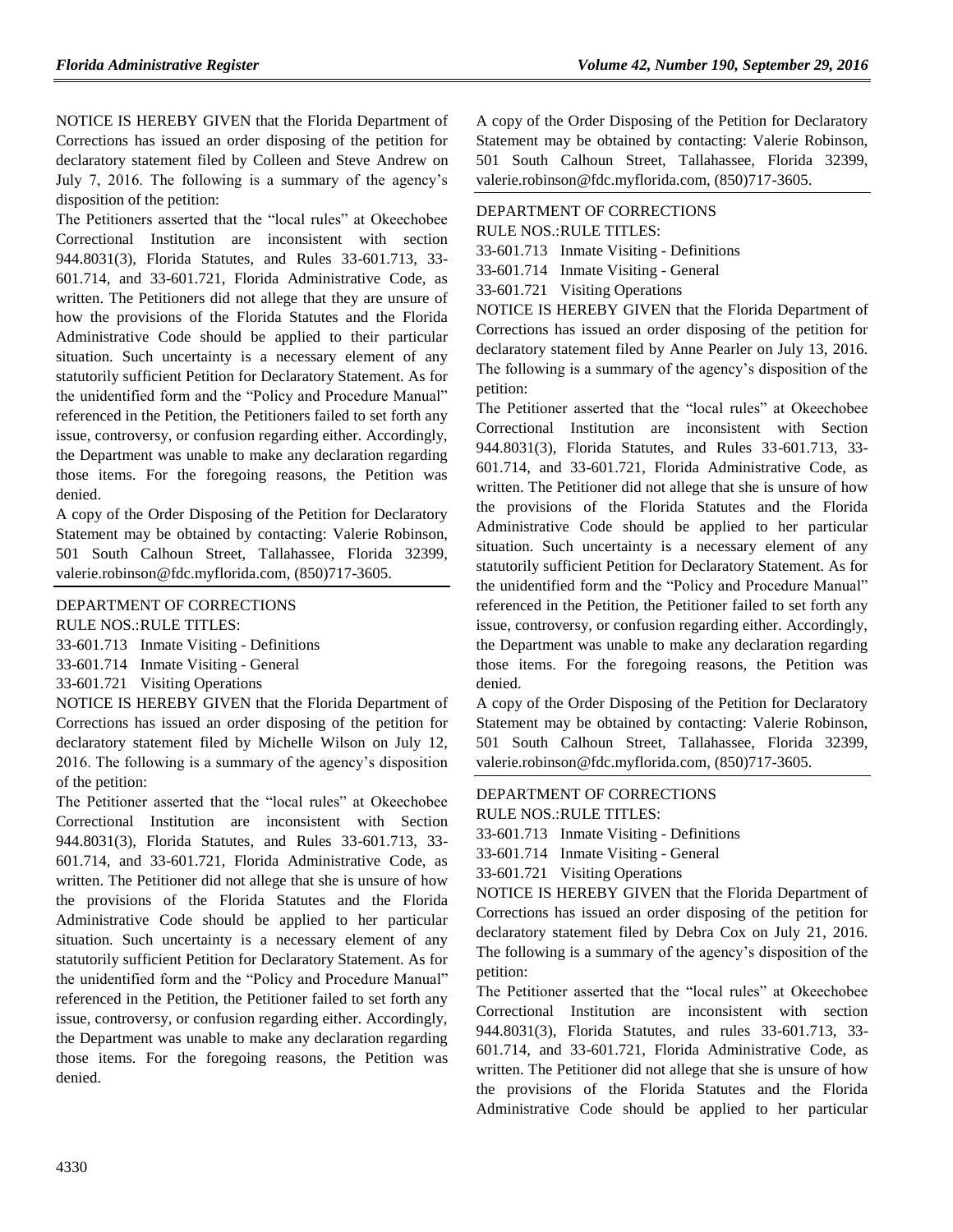NOTICE IS HEREBY GIVEN that the Florida Department of Corrections has issued an order disposing of the petition for declaratory statement filed by Colleen and Steve Andrew on July 7, 2016. The following is a summary of the agency's disposition of the petition:

The Petitioners asserted that the "local rules" at Okeechobee Correctional Institution are inconsistent with section 944.8031(3), Florida Statutes, and Rules 33-601.713, 33-601.714, and 33-601.721, Florida Administrative Code, as written. The Petitioners did not allege that they are unsure of how the provisions of the Florida Statutes and the Florida Administrative Code should be applied to their particular situation. Such uncertainty is a necessary element of any statutorily sufficient Petition for Declaratory Statement. As for the unidentified form and the "Policy and Procedure Manual" referenced in the Petition, the Petitioners failed to set forth any issue, controversy, or confusion regarding either. Accordingly, the Department was unable to make any declaration regarding those items. For the foregoing reasons, the Petition was denied.

A copy of the Order Disposing of the Petition for Declaratory Statement may be obtained by contacting: Valerie Robinson, 501 South Calhoun Street, Tallahassee, Florida 32399, valerie.robinson@fdc.myflorida.com, (850)717-3605.

DEPARTMENT OF CORRECTIONS

RULE NOS.:RULE TITLES:

33-601.713 Inmate Visiting - Definitions

33-601.714 Inmate Visiting - General

33-601.721 Visiting Operations

NOTICE IS HEREBY GIVEN that the Florida Department of Corrections has issued an order disposing of the petition for declaratory statement filed by Michelle Wilson on July 12, 2016. The following is a summary of the agency's disposition of the petition:

The Petitioner asserted that the "local rules" at Okeechobee Correctional Institution are inconsistent with Section 944.8031(3), Florida Statutes, and Rules 33-601.713, 33-601.714, and 33-601.721, Florida Administrative Code, as written. The Petitioner did not allege that she is unsure of how the provisions of the Florida Statutes and the Florida Administrative Code should be applied to her particular situation. Such uncertainty is a necessary element of any statutorily sufficient Petition for Declaratory Statement. As for the unidentified form and the "Policy and Procedure Manual" referenced in the Petition, the Petitioner failed to set forth any issue, controversy, or confusion regarding either. Accordingly, the Department was unable to make any declaration regarding those items. For the foregoing reasons, the Petition was denied.

A copy of the Order Disposing of the Petition for Declaratory Statement may be obtained by contacting: Valerie Robinson, 501 South Calhoun Street, Tallahassee, Florida 32399, valerie.robinson@fdc.myflorida.com, (850)717-3605.

DEPARTMENT OF CORRECTIONS

RULE NOS.:RULE TITLES:

33-601.713 Inmate Visiting - Definitions

33-601.714 Inmate Visiting - General

33-601.721 Visiting Operations

NOTICE IS HEREBY GIVEN that the Florida Department of Corrections has issued an order disposing of the petition for declaratory statement filed by Anne Pearler on July 13, 2016. The following is a summary of the agency's disposition of the petition:

The Petitioner asserted that the "local rules" at Okeechobee Correctional Institution are inconsistent with Section 944.8031(3), Florida Statutes, and Rules 33-601.713, 33-601.714, and 33-601.721, Florida Administrative Code, as written. The Petitioner did not allege that she is unsure of how the provisions of the Florida Statutes and the Florida Administrative Code should be applied to her particular situation. Such uncertainty is a necessary element of any statutorily sufficient Petition for Declaratory Statement. As for the unidentified form and the "Policy and Procedure Manual" referenced in the Petition, the Petitioner failed to set forth any issue, controversy, or confusion regarding either. Accordingly, the Department was unable to make any declaration regarding those items. For the foregoing reasons, the Petition was denied.

A copy of the Order Disposing of the Petition for Declaratory Statement may be obtained by contacting: Valerie Robinson, 501 South Calhoun Street, Tallahassee, Florida 32399, valerie.robinson@fdc.myflorida.com, (850)717-3605.

DEPARTMENT OF CORRECTIONS

RULE NOS.:RULE TITLES:

33-601.713 Inmate Visiting - Definitions

33-601.714 Inmate Visiting - General

33-601.721 Visiting Operations

NOTICE IS HEREBY GIVEN that the Florida Department of Corrections has issued an order disposing of the petition for declaratory statement filed by Debra Cox on July 21, 2016. The following is a summary of the agency's disposition of the petition:

The Petitioner asserted that the "local rules" at Okeechobee Correctional Institution are inconsistent with section 944.8031(3), Florida Statutes, and rules 33-601.713, 33-601.714, and 33-601.721, Florida Administrative Code, as written. The Petitioner did not allege that she is unsure of how the provisions of the Florida Statutes and the Florida Administrative Code should be applied to her particular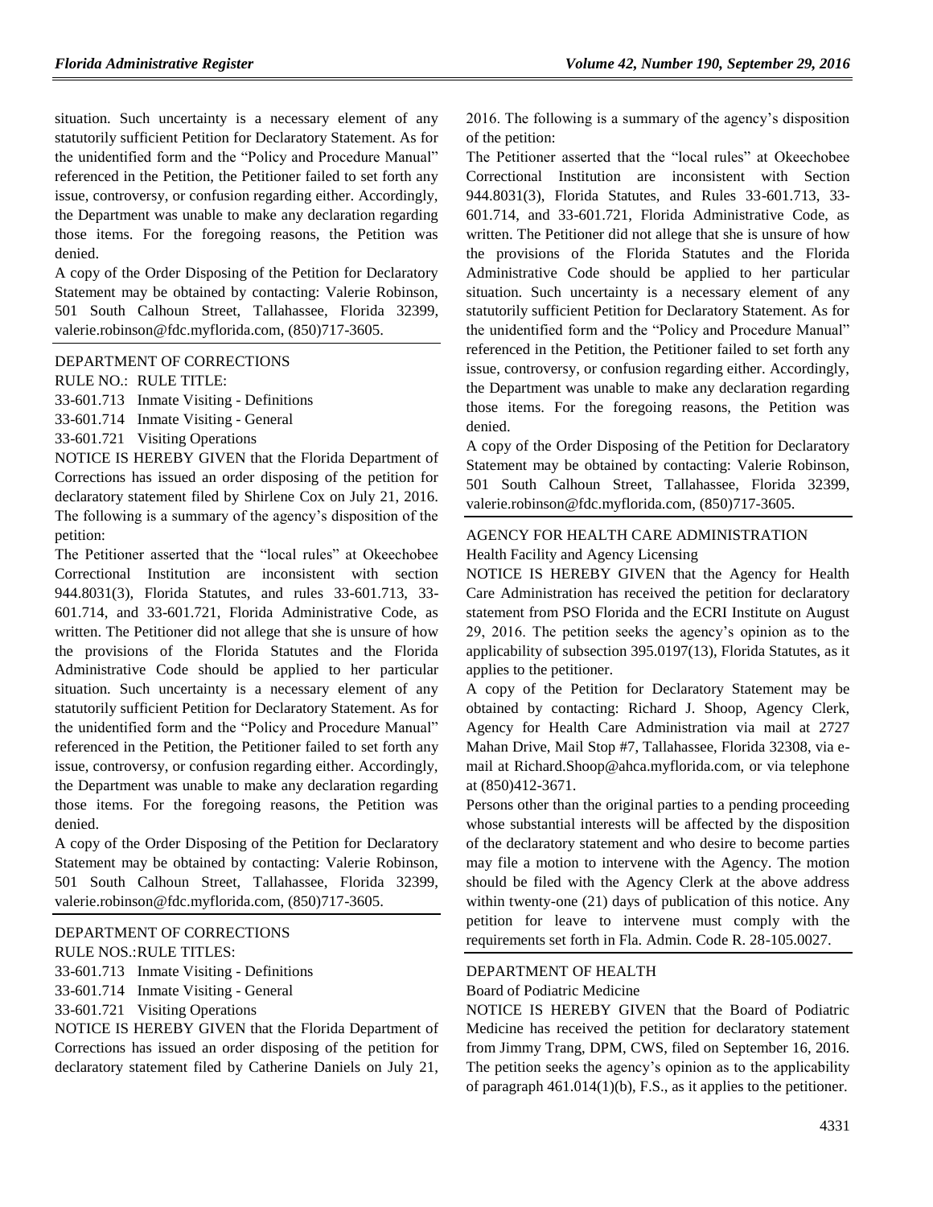situation. Such uncertainty is a necessary element of any statutorily sufficient Petition for Declaratory Statement. As for the unidentified form and the "Policy and Procedure Manual" referenced in the Petition, the Petitioner failed to set forth any issue, controversy, or confusion regarding either. Accordingly, the Department was unable to make any declaration regarding those items. For the foregoing reasons, the Petition was denied.

A copy of the Order Disposing of the Petition for Declaratory Statement may be obtained by contacting: Valerie Robinson, 501 South Calhoun Street, Tallahassee, Florida 32399, valerie.robinson@fdc.myflorida.com, (850)717-3605.

DEPARTMENT OF CORRECTIONS

RULE NO.: RULE TITLE:

33-601.713 Inmate Visiting - Definitions

33-601.714 Inmate Visiting - General

33-601.721 Visiting Operations

NOTICE IS HEREBY GIVEN that the Florida Department of Corrections has issued an order disposing of the petition for declaratory statement filed by Shirlene Cox on July 21, 2016. The following is a summary of the agency's disposition of the petition:

The Petitioner asserted that the "local rules" at Okeechobee Correctional Institution are inconsistent with section 944.8031(3), Florida Statutes, and rules 33-601.713, 33-601.714, and 33-601.721, Florida Administrative Code, as written. The Petitioner did not allege that she is unsure of how the provisions of the Florida Statutes and the Florida Administrative Code should be applied to her particular situation. Such uncertainty is a necessary element of any statutorily sufficient Petition for Declaratory Statement. As for the unidentified form and the "Policy and Procedure Manual" referenced in the Petition, the Petitioner failed to set forth any issue, controversy, or confusion regarding either. Accordingly, the Department was unable to make any declaration regarding those items. For the foregoing reasons, the Petition was denied.

A copy of the Order Disposing of the Petition for Declaratory Statement may be obtained by contacting: Valerie Robinson, 501 South Calhoun Street, Tallahassee, Florida 32399, valerie.robinson@fdc.myflorida.com, (850)717-3605.

DEPARTMENT OF CORRECTIONS

RULE NOS.:RULE TITLES:

33-601.713 Inmate Visiting - Definitions

33-601.714 Inmate Visiting - General

33-601.721 Visiting Operations

NOTICE IS HEREBY GIVEN that the Florida Department of Corrections has issued an order disposing of the petition for declaratory statement filed by Catherine Daniels on July 21, 2016. The following is a summary of the agency's disposition of the petition:

The Petitioner asserted that the "local rules" at Okeechobee Correctional Institution are inconsistent with Section 944.8031(3), Florida Statutes, and Rules 33-601.713, 33-601.714, and 33-601.721, Florida Administrative Code, as written. The Petitioner did not allege that she is unsure of how the provisions of the Florida Statutes and the Florida Administrative Code should be applied to her particular situation. Such uncertainty is a necessary element of any statutorily sufficient Petition for Declaratory Statement. As for the unidentified form and the "Policy and Procedure Manual" referenced in the Petition, the Petitioner failed to set forth any issue, controversy, or confusion regarding either. Accordingly, the Department was unable to make any declaration regarding those items. For the foregoing reasons, the Petition was denied.

A copy of the Order Disposing of the Petition for Declaratory Statement may be obtained by contacting: Valerie Robinson, 501 South Calhoun Street, Tallahassee, Florida 32399, valerie.robinson@fdc.myflorida.com, (850)717-3605.

AGENCY FOR HEALTH CARE ADMINISTRATION

Health Facility and Agency Licensing

NOTICE IS HEREBY GIVEN that the Agency for Health Care Administration has received the petition for declaratory statement from PSO Florida and the ECRI Institute on August 29, 2016. The petition seeks the agency's opinion as to the applicability of subsection 395.0197(13), Florida Statutes, as it applies to the petitioner.

A copy of the Petition for Declaratory Statement may be obtained by contacting: Richard J. Shoop, Agency Clerk, Agency for Health Care Administration via mail at 2727 Mahan Drive, Mail Stop #7, Tallahassee, Florida 32308, via e-mail at Richard.Shoop@ahca.myflorida.com, or via telephone at (850)412-3671.

Persons other than the original parties to a pending proceeding whose substantial interests will be affected by the disposition of the declaratory statement and who desire to become parties may file a motion to intervene with the Agency. The motion should be filed with the Agency Clerk at the above address within twenty-one (21) days of publication of this notice. Any petition for leave to intervene must comply with the requirements set forth in Fla. Admin. Code R. 28-105.0027.

DEPARTMENT OF HEALTH

Board of Podiatric Medicine

NOTICE IS HEREBY GIVEN that the Board of Podiatric Medicine has received the petition for declaratory statement from Jimmy Trang, DPM, CWS, filed on September 16, 2016. The petition seeks the agency's opinion as to the applicability of paragraph 461.014(1)(b), F.S., as it applies to the petitioner.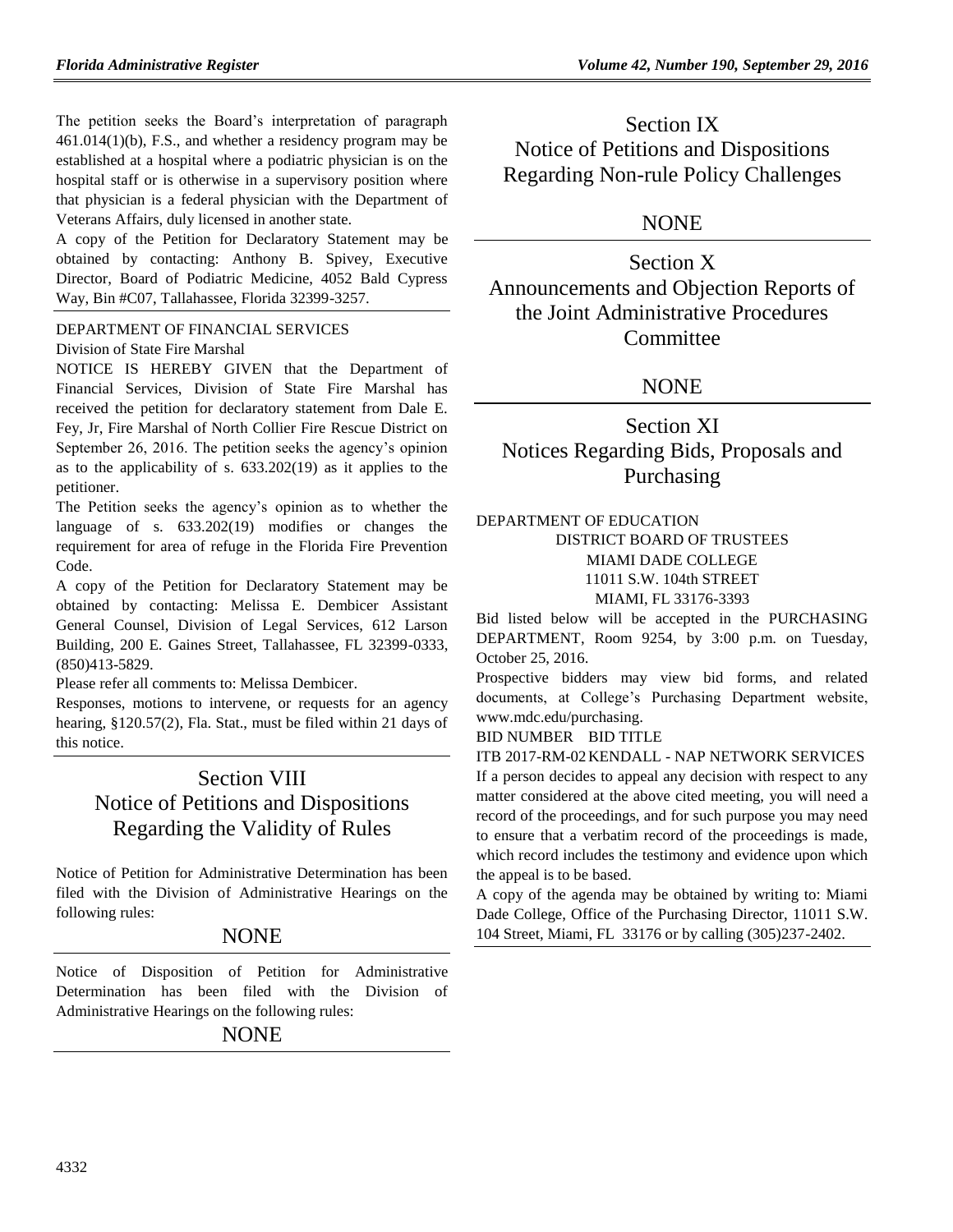The petition seeks the Board's interpretation of paragraph 461.014(1)(b), F.S., and whether a residency program may be established at a hospital where a podiatric physician is on the hospital staff or is otherwise in a supervisory position where that physician is a federal physician with the Department of Veterans Affairs, duly licensed in another state.

A copy of the Petition for Declaratory Statement may be obtained by contacting: Anthony B. Spivey, Executive Director, Board of Podiatric Medicine, 4052 Bald Cypress Way, Bin #C07, Tallahassee, Florida 32399-3257.

---

DEPARTMENT OF FINANCIAL SERVICES

Division of State Fire Marshal

NOTICE IS HEREBY GIVEN that the Department of Financial Services, Division of State Fire Marshal has received the petition for declaratory statement from Dale E. Fey, Jr, Fire Marshal of North Collier Fire Rescue District on September 26, 2016. The petition seeks the agency's opinion as to the applicability of s. 633.202(19) as it applies to the petitioner.

The Petition seeks the agency's opinion as to whether the language of s. 633.202(19) modifies or changes the requirement for area of refuge in the Florida Fire Prevention Code.

A copy of the Petition for Declaratory Statement may be obtained by contacting: Melissa E. Dembicer Assistant General Counsel, Division of Legal Services, 612 Larson Building, 200 E. Gaines Street, Tallahassee, FL 32399-0333, (850)413-5829.

Please refer all comments to: Melissa Dembicer.

Responses, motions to intervene, or requests for an agency hearing, §120.57(2), Fla. Stat., must be filed within 21 days of this notice.

---

# Section VIII
# Notice of Petitions and Dispositions Regarding the Validity of Rules

Notice of Petition for Administrative Determination has been filed with the Division of Administrative Hearings on the following rules:

NONE

---

Notice of Disposition of Petition for Administrative Determination has been filed with the Division of Administrative Hearings on the following rules:

NONE

---

# Section IX
# Notice of Petitions and Dispositions Regarding Non-rule Policy Challenges

NONE

---

# Section X
# Announcements and Objection Reports of the Joint Administrative Procedures Committee

NONE

---

# Section XI
# Notices Regarding Bids, Proposals and Purchasing

DEPARTMENT OF EDUCATION

DISTRICT BOARD OF TRUSTEES
MIAMI DADE COLLEGE
11011 S.W. 104th STREET
MIAMI, FL 33176-3393

Bid listed below will be accepted in the PURCHASING DEPARTMENT, Room 9254, by 3:00 p.m. on Tuesday, October 25, 2016.

Prospective bidders may view bid forms, and related documents, at College's Purchasing Department website, www.mdc.edu/purchasing.

BID NUMBER BID TITLE

ITB 2017-RM-02 KENDALL - NAP NETWORK SERVICES

If a person decides to appeal any decision with respect to any matter considered at the above cited meeting, you will need a record of the proceedings, and for such purpose you may need to ensure that a verbatim record of the proceedings is made, which record includes the testimony and evidence upon which the appeal is to be based.

A copy of the agenda may be obtained by writing to: Miami Dade College, Office of the Purchasing Director, 11011 S.W. 104 Street, Miami, FL 33176 or by calling (305)237-2402.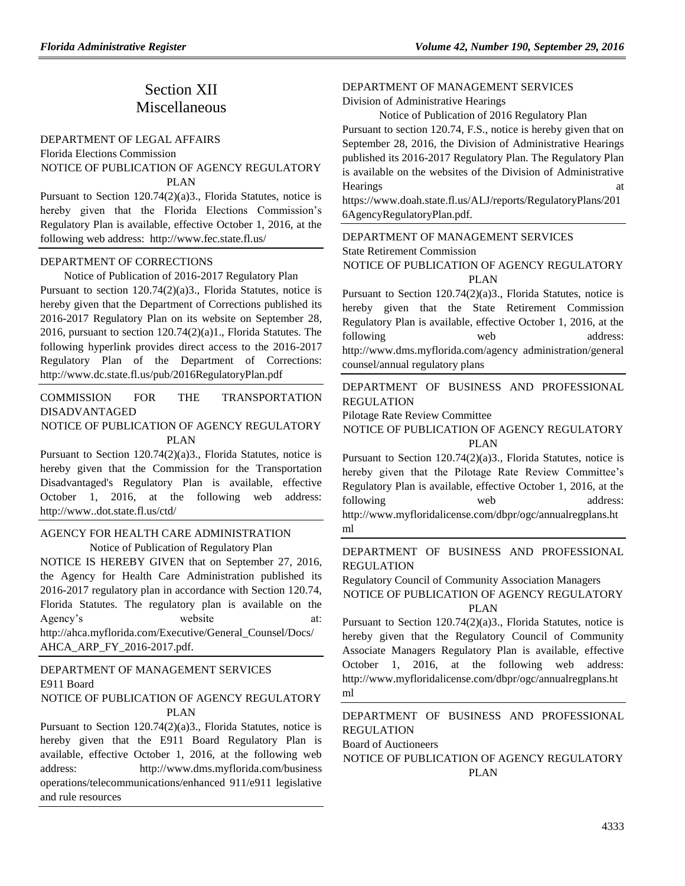# Section XII
# Miscellaneous

DEPARTMENT OF LEGAL AFFAIRS

Florida Elections Commission

NOTICE OF PUBLICATION OF AGENCY REGULATORY PLAN

Pursuant to Section 120.74(2)(a)3., Florida Statutes, notice is hereby given that the Florida Elections Commission's Regulatory Plan is available, effective October 1, 2016, at the following web address: http://www.fec.state.fl.us/

DEPARTMENT OF CORRECTIONS

Notice of Publication of 2016-2017 Regulatory Plan

Pursuant to section 120.74(2)(a)3., Florida Statutes, notice is hereby given that the Department of Corrections published its 2016-2017 Regulatory Plan on its website on September 28, 2016, pursuant to section 120.74(2)(a)1., Florida Statutes. The following hyperlink provides direct access to the 2016-2017 Regulatory Plan of the Department of Corrections: http://www.dc.state.fl.us/pub/2016RegulatoryPlan.pdf

COMMISSION FOR THE TRANSPORTATION DISADVANTAGED

NOTICE OF PUBLICATION OF AGENCY REGULATORY PLAN

Pursuant to Section 120.74(2)(a)3., Florida Statutes, notice is hereby given that the Commission for the Transportation Disadvantaged's Regulatory Plan is available, effective October 1, 2016, at the following web address: http://www..dot.state.fl.us/ctd/

AGENCY FOR HEALTH CARE ADMINISTRATION

Notice of Publication of Regulatory Plan

NOTICE IS HEREBY GIVEN that on September 27, 2016, the Agency for Health Care Administration published its 2016-2017 regulatory plan in accordance with Section 120.74, Florida Statutes. The regulatory plan is available on the Agency's website at: http://ahca.myflorida.com/Executive/General_Counsel/Docs/AHCA_ARP_FY_2016-2017.pdf.

DEPARTMENT OF MANAGEMENT SERVICES

E911 Board

NOTICE OF PUBLICATION OF AGENCY REGULATORY PLAN

Pursuant to Section 120.74(2)(a)3., Florida Statutes, notice is hereby given that the E911 Board Regulatory Plan is available, effective October 1, 2016, at the following web address: http://www.dms.myflorida.com/business operations/telecommunications/enhanced 911/e911 legislative and rule resources

DEPARTMENT OF MANAGEMENT SERVICES

Division of Administrative Hearings

Notice of Publication of 2016 Regulatory Plan

Pursuant to section 120.74, F.S., notice is hereby given that on September 28, 2016, the Division of Administrative Hearings published its 2016-2017 Regulatory Plan. The Regulatory Plan is available on the websites of the Division of Administrative Hearings at https://www.doah.state.fl.us/ALJ/reports/RegulatoryPlans/2016AgencyRegulatoryPlan.pdf.

DEPARTMENT OF MANAGEMENT SERVICES

State Retirement Commission

NOTICE OF PUBLICATION OF AGENCY REGULATORY PLAN

Pursuant to Section 120.74(2)(a)3., Florida Statutes, notice is hereby given that the State Retirement Commission Regulatory Plan is available, effective October 1, 2016, at the following web address: http://www.dms.myflorida.com/agency administration/general counsel/annual regulatory plans

DEPARTMENT OF BUSINESS AND PROFESSIONAL REGULATION

Pilotage Rate Review Committee

NOTICE OF PUBLICATION OF AGENCY REGULATORY PLAN

Pursuant to Section 120.74(2)(a)3., Florida Statutes, notice is hereby given that the Pilotage Rate Review Committee's Regulatory Plan is available, effective October 1, 2016, at the following web address: http://www.myfloridalicense.com/dbpr/ogc/annualregplans.html

DEPARTMENT OF BUSINESS AND PROFESSIONAL REGULATION

Regulatory Council of Community Association Managers

NOTICE OF PUBLICATION OF AGENCY REGULATORY PLAN

Pursuant to Section 120.74(2)(a)3., Florida Statutes, notice is hereby given that the Regulatory Council of Community Associate Managers Regulatory Plan is available, effective October 1, 2016, at the following web address: http://www.myfloridalicense.com/dbpr/ogc/annualregplans.html

DEPARTMENT OF BUSINESS AND PROFESSIONAL REGULATION

Board of Auctioneers

NOTICE OF PUBLICATION OF AGENCY REGULATORY PLAN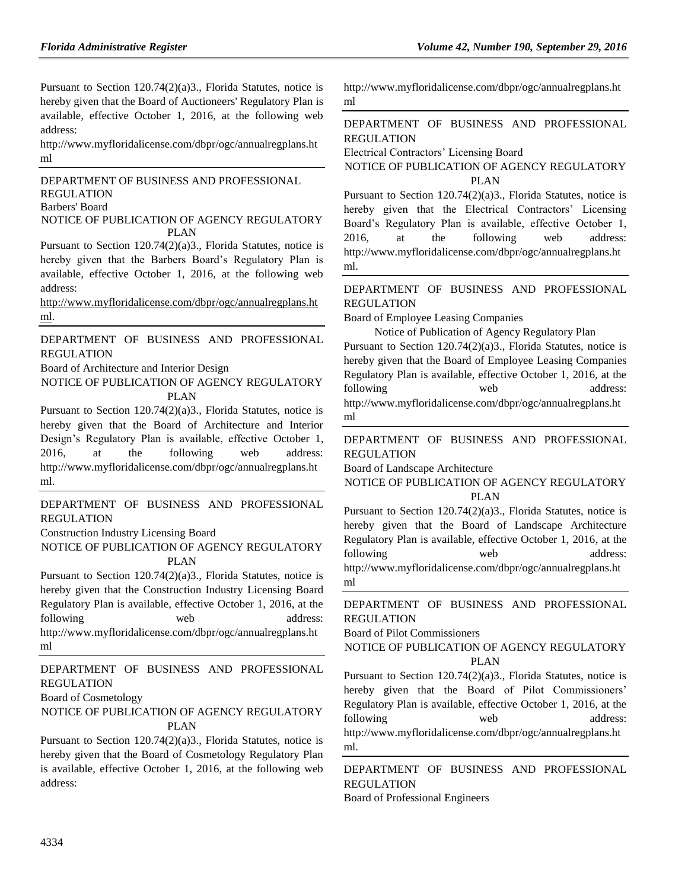Pursuant to Section 120.74(2)(a)3., Florida Statutes, notice is hereby given that the Board of Auctioneers' Regulatory Plan is available, effective October 1, 2016, at the following web address:

http://www.myfloridalicense.com/dbpr/ogc/annualregplans.html

---

DEPARTMENT OF BUSINESS AND PROFESSIONAL REGULATION

Barbers' Board

NOTICE OF PUBLICATION OF AGENCY REGULATORY PLAN

Pursuant to Section 120.74(2)(a)3., Florida Statutes, notice is hereby given that the Barbers Board's Regulatory Plan is available, effective October 1, 2016, at the following web address:

http://www.myfloridalicense.com/dbpr/ogc/annualregplans.html.

---

DEPARTMENT OF BUSINESS AND PROFESSIONAL REGULATION

Board of Architecture and Interior Design

NOTICE OF PUBLICATION OF AGENCY REGULATORY PLAN

Pursuant to Section 120.74(2)(a)3., Florida Statutes, notice is hereby given that the Board of Architecture and Interior Design's Regulatory Plan is available, effective October 1, 2016, at the following web address: http://www.myfloridalicense.com/dbpr/ogc/annualregplans.html.

---

DEPARTMENT OF BUSINESS AND PROFESSIONAL REGULATION

Construction Industry Licensing Board

NOTICE OF PUBLICATION OF AGENCY REGULATORY PLAN

Pursuant to Section 120.74(2)(a)3., Florida Statutes, notice is hereby given that the Construction Industry Licensing Board Regulatory Plan is available, effective October 1, 2016, at the following web address: http://www.myfloridalicense.com/dbpr/ogc/annualregplans.html

---

DEPARTMENT OF BUSINESS AND PROFESSIONAL REGULATION

Board of Cosmetology

NOTICE OF PUBLICATION OF AGENCY REGULATORY PLAN

Pursuant to Section 120.74(2)(a)3., Florida Statutes, notice is hereby given that the Board of Cosmetology Regulatory Plan is available, effective October 1, 2016, at the following web address:

http://www.myfloridalicense.com/dbpr/ogc/annualregplans.html

---

DEPARTMENT OF BUSINESS AND PROFESSIONAL REGULATION

Electrical Contractors' Licensing Board

NOTICE OF PUBLICATION OF AGENCY REGULATORY PLAN

Pursuant to Section 120.74(2)(a)3., Florida Statutes, notice is hereby given that the Electrical Contractors' Licensing Board's Regulatory Plan is available, effective October 1, 2016, at the following web address: http://www.myfloridalicense.com/dbpr/ogc/annualregplans.html.

---

DEPARTMENT OF BUSINESS AND PROFESSIONAL REGULATION

Board of Employee Leasing Companies

Notice of Publication of Agency Regulatory Plan

Pursuant to Section 120.74(2)(a)3., Florida Statutes, notice is hereby given that the Board of Employee Leasing Companies Regulatory Plan is available, effective October 1, 2016, at the following web address: http://www.myfloridalicense.com/dbpr/ogc/annualregplans.html

---

DEPARTMENT OF BUSINESS AND PROFESSIONAL REGULATION

Board of Landscape Architecture

NOTICE OF PUBLICATION OF AGENCY REGULATORY PLAN

Pursuant to Section 120.74(2)(a)3., Florida Statutes, notice is hereby given that the Board of Landscape Architecture Regulatory Plan is available, effective October 1, 2016, at the following web address: http://www.myfloridalicense.com/dbpr/ogc/annualregplans.html

---

DEPARTMENT OF BUSINESS AND PROFESSIONAL REGULATION

Board of Pilot Commissioners

NOTICE OF PUBLICATION OF AGENCY REGULATORY PLAN

Pursuant to Section 120.74(2)(a)3., Florida Statutes, notice is hereby given that the Board of Pilot Commissioners' Regulatory Plan is available, effective October 1, 2016, at the following web address: http://www.myfloridalicense.com/dbpr/ogc/annualregplans.html.

---

DEPARTMENT OF BUSINESS AND PROFESSIONAL REGULATION

Board of Professional Engineers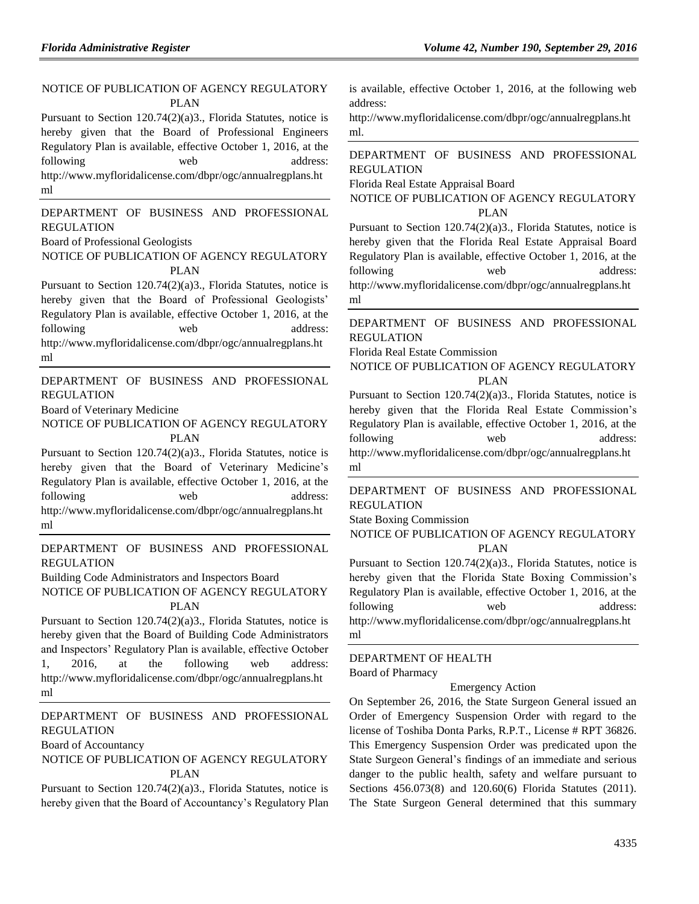NOTICE OF PUBLICATION OF AGENCY REGULATORY PLAN

Pursuant to Section 120.74(2)(a)3., Florida Statutes, notice is hereby given that the Board of Professional Engineers Regulatory Plan is available, effective October 1, 2016, at the following web address: http://www.myfloridalicense.com/dbpr/ogc/annualregplans.html

DEPARTMENT OF BUSINESS AND PROFESSIONAL REGULATION

Board of Professional Geologists

NOTICE OF PUBLICATION OF AGENCY REGULATORY PLAN

Pursuant to Section 120.74(2)(a)3., Florida Statutes, notice is hereby given that the Board of Professional Geologists' Regulatory Plan is available, effective October 1, 2016, at the following web address: http://www.myfloridalicense.com/dbpr/ogc/annualregplans.html

DEPARTMENT OF BUSINESS AND PROFESSIONAL REGULATION

Board of Veterinary Medicine

NOTICE OF PUBLICATION OF AGENCY REGULATORY PLAN

Pursuant to Section 120.74(2)(a)3., Florida Statutes, notice is hereby given that the Board of Veterinary Medicine's Regulatory Plan is available, effective October 1, 2016, at the following web address: http://www.myfloridalicense.com/dbpr/ogc/annualregplans.html

DEPARTMENT OF BUSINESS AND PROFESSIONAL REGULATION

Building Code Administrators and Inspectors Board

NOTICE OF PUBLICATION OF AGENCY REGULATORY PLAN

Pursuant to Section 120.74(2)(a)3., Florida Statutes, notice is hereby given that the Board of Building Code Administrators and Inspectors' Regulatory Plan is available, effective October 1, 2016, at the following web address: http://www.myfloridalicense.com/dbpr/ogc/annualregplans.html

DEPARTMENT OF BUSINESS AND PROFESSIONAL REGULATION

Board of Accountancy

NOTICE OF PUBLICATION OF AGENCY REGULATORY PLAN

Pursuant to Section 120.74(2)(a)3., Florida Statutes, notice is hereby given that the Board of Accountancy's Regulatory Plan is available, effective October 1, 2016, at the following web address: http://www.myfloridalicense.com/dbpr/ogc/annualregplans.html.

DEPARTMENT OF BUSINESS AND PROFESSIONAL REGULATION

Florida Real Estate Appraisal Board

NOTICE OF PUBLICATION OF AGENCY REGULATORY PLAN

Pursuant to Section 120.74(2)(a)3., Florida Statutes, notice is hereby given that the Florida Real Estate Appraisal Board Regulatory Plan is available, effective October 1, 2016, at the following web address: http://www.myfloridalicense.com/dbpr/ogc/annualregplans.html

DEPARTMENT OF BUSINESS AND PROFESSIONAL REGULATION

Florida Real Estate Commission

NOTICE OF PUBLICATION OF AGENCY REGULATORY PLAN

Pursuant to Section 120.74(2)(a)3., Florida Statutes, notice is hereby given that the Florida Real Estate Commission's Regulatory Plan is available, effective October 1, 2016, at the following web address: http://www.myfloridalicense.com/dbpr/ogc/annualregplans.html

DEPARTMENT OF BUSINESS AND PROFESSIONAL REGULATION

State Boxing Commission

NOTICE OF PUBLICATION OF AGENCY REGULATORY PLAN

Pursuant to Section 120.74(2)(a)3., Florida Statutes, notice is hereby given that the Florida State Boxing Commission's Regulatory Plan is available, effective October 1, 2016, at the following web address: http://www.myfloridalicense.com/dbpr/ogc/annualregplans.html

DEPARTMENT OF HEALTH

Board of Pharmacy

Emergency Action

On September 26, 2016, the State Surgeon General issued an Order of Emergency Suspension Order with regard to the license of Toshiba Donta Parks, R.P.T., License # RPT 36826. This Emergency Suspension Order was predicated upon the State Surgeon General's findings of an immediate and serious danger to the public health, safety and welfare pursuant to Sections 456.073(8) and 120.60(6) Florida Statutes (2011). The State Surgeon General determined that this summary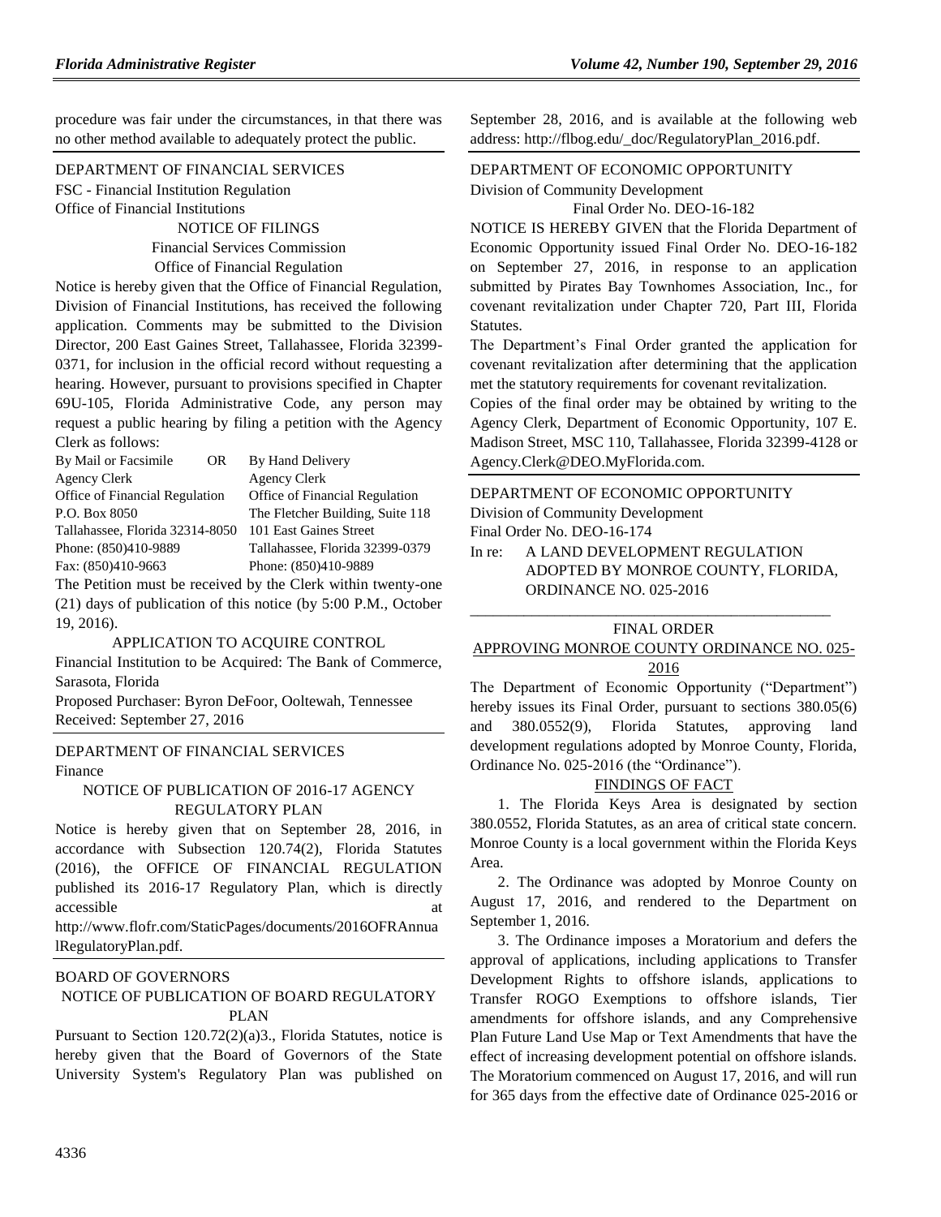procedure was fair under the circumstances, in that there was no other method available to adequately protect the public.

DEPARTMENT OF FINANCIAL SERVICES

FSC - Financial Institution Regulation

Office of Financial Institutions

NOTICE OF FILINGS

Financial Services Commission

Office of Financial Regulation

Notice is hereby given that the Office of Financial Regulation, Division of Financial Institutions, has received the following application. Comments may be submitted to the Division Director, 200 East Gaines Street, Tallahassee, Florida 32399-0371, for inclusion in the official record without requesting a hearing. However, pursuant to provisions specified in Chapter 69U-105, Florida Administrative Code, any person may request a public hearing by filing a petition with the Agency Clerk as follows:

| By Mail or Facsimile OR | By Hand Delivery |
|---|---|
| Agency Clerk | Agency Clerk |
| Office of Financial Regulation | Office of Financial Regulation |
| P.O. Box 8050 | The Fletcher Building, Suite 118 |
| Tallahassee, Florida 32314-8050 | 101 East Gaines Street |
| Phone: (850)410-9889 | Tallahassee, Florida 32399-0379 |
| Fax: (850)410-9663 | Phone: (850)410-9889 |

The Petition must be received by the Clerk within twenty-one (21) days of publication of this notice (by 5:00 P.M., October 19, 2016).

APPLICATION TO ACQUIRE CONTROL

Financial Institution to be Acquired: The Bank of Commerce, Sarasota, Florida

Proposed Purchaser: Byron DeFoor, Ooltewah, Tennessee

Received: September 27, 2016

DEPARTMENT OF FINANCIAL SERVICES

Finance

NOTICE OF PUBLICATION OF 2016-17 AGENCY REGULATORY PLAN

Notice is hereby given that on September 28, 2016, in accordance with Subsection 120.74(2), Florida Statutes (2016), the OFFICE OF FINANCIAL REGULATION published its 2016-17 Regulatory Plan, which is directly accessible at http://www.flofr.com/StaticPages/documents/2016OFRAnnualRegulatoryPlan.pdf.

BOARD OF GOVERNORS

NOTICE OF PUBLICATION OF BOARD REGULATORY PLAN

Pursuant to Section 120.72(2)(a)3., Florida Statutes, notice is hereby given that the Board of Governors of the State University System's Regulatory Plan was published on September 28, 2016, and is available at the following web address: http://flbog.edu/_doc/RegulatoryPlan_2016.pdf.

DEPARTMENT OF ECONOMIC OPPORTUNITY

Division of Community Development

Final Order No. DEO-16-182

NOTICE IS HEREBY GIVEN that the Florida Department of Economic Opportunity issued Final Order No. DEO-16-182 on September 27, 2016, in response to an application submitted by Pirates Bay Townhomes Association, Inc., for covenant revitalization under Chapter 720, Part III, Florida Statutes.

The Department's Final Order granted the application for covenant revitalization after determining that the application met the statutory requirements for covenant revitalization.

Copies of the final order may be obtained by writing to the Agency Clerk, Department of Economic Opportunity, 107 E. Madison Street, MSC 110, Tallahassee, Florida 32399-4128 or Agency.Clerk@DEO.MyFlorida.com.

DEPARTMENT OF ECONOMIC OPPORTUNITY

Division of Community Development

Final Order No. DEO-16-174

In re: A LAND DEVELOPMENT REGULATION ADOPTED BY MONROE COUNTY, FLORIDA, ORDINANCE NO. 025-2016

FINAL ORDER

APPROVING MONROE COUNTY ORDINANCE NO. 025-2016

The Department of Economic Opportunity ("Department") hereby issues its Final Order, pursuant to sections 380.05(6) and 380.0552(9), Florida Statutes, approving land development regulations adopted by Monroe County, Florida, Ordinance No. 025-2016 (the "Ordinance").

FINDINGS OF FACT

1. The Florida Keys Area is designated by section 380.0552, Florida Statutes, as an area of critical state concern. Monroe County is a local government within the Florida Keys Area.

2. The Ordinance was adopted by Monroe County on August 17, 2016, and rendered to the Department on September 1, 2016.

3. The Ordinance imposes a Moratorium and defers the approval of applications, including applications to Transfer Development Rights to offshore islands, applications to Transfer ROGO Exemptions to offshore islands, Tier amendments for offshore islands, and any Comprehensive Plan Future Land Use Map or Text Amendments that have the effect of increasing development potential on offshore islands. The Moratorium commenced on August 17, 2016, and will run for 365 days from the effective date of Ordinance 025-2016 or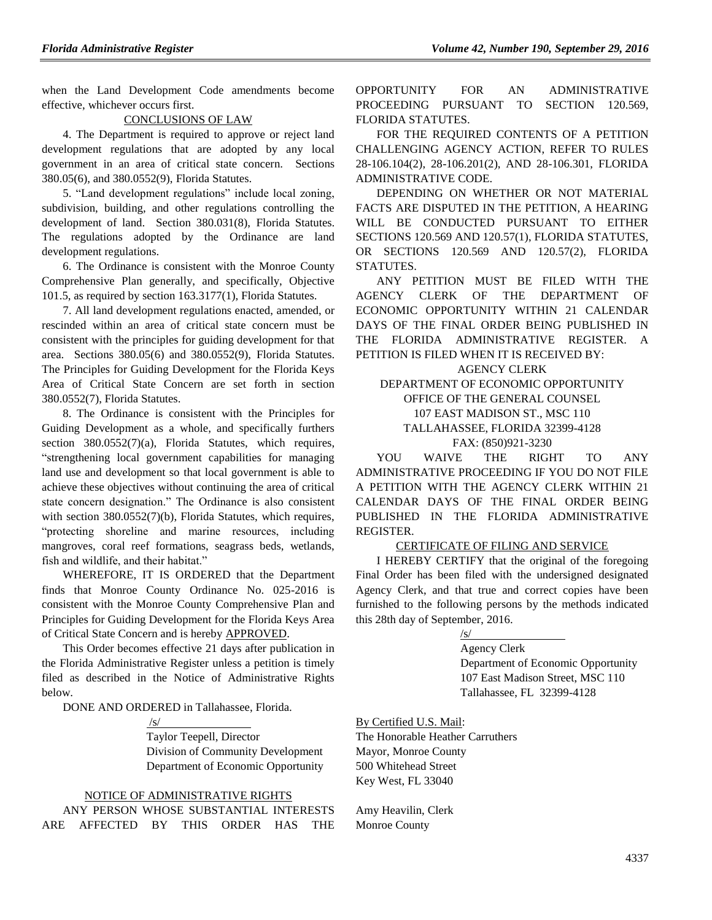when the Land Development Code amendments become effective, whichever occurs first.

CONCLUSIONS OF LAW

4. The Department is required to approve or reject land development regulations that are adopted by any local government in an area of critical state concern. Sections 380.05(6), and 380.0552(9), Florida Statutes.

5. "Land development regulations" include local zoning, subdivision, building, and other regulations controlling the development of land. Section 380.031(8), Florida Statutes. The regulations adopted by the Ordinance are land development regulations.

6. The Ordinance is consistent with the Monroe County Comprehensive Plan generally, and specifically, Objective 101.5, as required by section 163.3177(1), Florida Statutes.

7. All land development regulations enacted, amended, or rescinded within an area of critical state concern must be consistent with the principles for guiding development for that area. Sections 380.05(6) and 380.0552(9), Florida Statutes. The Principles for Guiding Development for the Florida Keys Area of Critical State Concern are set forth in section 380.0552(7), Florida Statutes.

8. The Ordinance is consistent with the Principles for Guiding Development as a whole, and specifically furthers section 380.0552(7)(a), Florida Statutes, which requires, "strengthening local government capabilities for managing land use and development so that local government is able to achieve these objectives without continuing the area of critical state concern designation." The Ordinance is also consistent with section 380.0552(7)(b), Florida Statutes, which requires, "protecting shoreline and marine resources, including mangroves, coral reef formations, seagrass beds, wetlands, fish and wildlife, and their habitat."

WHEREFORE, IT IS ORDERED that the Department finds that Monroe County Ordinance No. 025-2016 is consistent with the Monroe County Comprehensive Plan and Principles for Guiding Development for the Florida Keys Area of Critical State Concern and is hereby APPROVED.

This Order becomes effective 21 days after publication in the Florida Administrative Register unless a petition is timely filed as described in the Notice of Administrative Rights below.

DONE AND ORDERED in Tallahassee, Florida.

/s/
Taylor Teepell, Director
Division of Community Development
Department of Economic Opportunity

NOTICE OF ADMINISTRATIVE RIGHTS

ANY PERSON WHOSE SUBSTANTIAL INTERESTS ARE AFFECTED BY THIS ORDER HAS THE OPPORTUNITY FOR AN ADMINISTRATIVE PROCEEDING PURSUANT TO SECTION 120.569, FLORIDA STATUTES.

FOR THE REQUIRED CONTENTS OF A PETITION CHALLENGING AGENCY ACTION, REFER TO RULES 28-106.104(2), 28-106.201(2), AND 28-106.301, FLORIDA ADMINISTRATIVE CODE.

DEPENDING ON WHETHER OR NOT MATERIAL FACTS ARE DISPUTED IN THE PETITION, A HEARING WILL BE CONDUCTED PURSUANT TO EITHER SECTIONS 120.569 AND 120.57(1), FLORIDA STATUTES, OR SECTIONS 120.569 AND 120.57(2), FLORIDA STATUTES.

ANY PETITION MUST BE FILED WITH THE AGENCY CLERK OF THE DEPARTMENT OF ECONOMIC OPPORTUNITY WITHIN 21 CALENDAR DAYS OF THE FINAL ORDER BEING PUBLISHED IN THE FLORIDA ADMINISTRATIVE REGISTER. A PETITION IS FILED WHEN IT IS RECEIVED BY:

AGENCY CLERK
DEPARTMENT OF ECONOMIC OPPORTUNITY
OFFICE OF THE GENERAL COUNSEL
107 EAST MADISON ST., MSC 110
TALLAHASSEE, FLORIDA 32399-4128
FAX: (850)921-3230

YOU WAIVE THE RIGHT TO ANY ADMINISTRATIVE PROCEEDING IF YOU DO NOT FILE A PETITION WITH THE AGENCY CLERK WITHIN 21 CALENDAR DAYS OF THE FINAL ORDER BEING PUBLISHED IN THE FLORIDA ADMINISTRATIVE REGISTER.

CERTIFICATE OF FILING AND SERVICE

I HEREBY CERTIFY that the original of the foregoing Final Order has been filed with the undersigned designated Agency Clerk, and that true and correct copies have been furnished to the following persons by the methods indicated this 28th day of September, 2016.

/s/
Agency Clerk
Department of Economic Opportunity
107 East Madison Street, MSC 110
Tallahassee, FL 32399-4128

By Certified U.S. Mail:

The Honorable Heather Carruthers
Mayor, Monroe County
500 Whitehead Street
Key West, FL 33040

Amy Heavilin, Clerk
Monroe County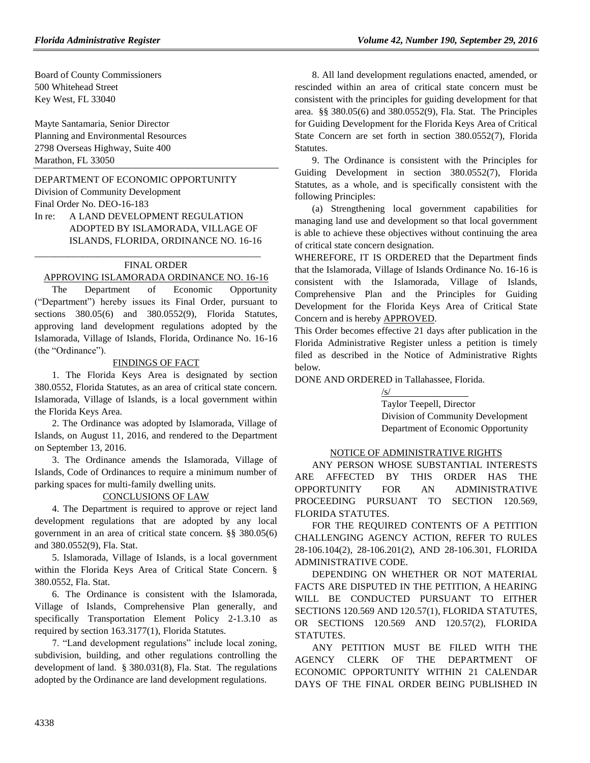Board of County Commissioners
500 Whitehead Street
Key West, FL 33040

Mayte Santamaria, Senior Director
Planning and Environmental Resources
2798 Overseas Highway, Suite 400
Marathon, FL 33050

DEPARTMENT OF ECONOMIC OPPORTUNITY
Division of Community Development
Final Order No. DEO-16-183

In re: A LAND DEVELOPMENT REGULATION ADOPTED BY ISLAMORADA, VILLAGE OF ISLANDS, FLORIDA, ORDINANCE NO. 16-16

FINAL ORDER
APPROVING ISLAMORADA ORDINANCE NO. 16-16

The Department of Economic Opportunity ("Department") hereby issues its Final Order, pursuant to sections 380.05(6) and 380.0552(9), Florida Statutes, approving land development regulations adopted by the Islamorada, Village of Islands, Florida, Ordinance No. 16-16 (the "Ordinance").

FINDINGS OF FACT

1. The Florida Keys Area is designated by section 380.0552, Florida Statutes, as an area of critical state concern. Islamorada, Village of Islands, is a local government within the Florida Keys Area.

2. The Ordinance was adopted by Islamorada, Village of Islands, on August 11, 2016, and rendered to the Department on September 13, 2016.

3. The Ordinance amends the Islamorada, Village of Islands, Code of Ordinances to require a minimum number of parking spaces for multi-family dwelling units.

CONCLUSIONS OF LAW

4. The Department is required to approve or reject land development regulations that are adopted by any local government in an area of critical state concern. §§ 380.05(6) and 380.0552(9), Fla. Stat.

5. Islamorada, Village of Islands, is a local government within the Florida Keys Area of Critical State Concern. § 380.0552, Fla. Stat.

6. The Ordinance is consistent with the Islamorada, Village of Islands, Comprehensive Plan generally, and specifically Transportation Element Policy 2-1.3.10 as required by section 163.3177(1), Florida Statutes.

7. "Land development regulations" include local zoning, subdivision, building, and other regulations controlling the development of land. § 380.031(8), Fla. Stat. The regulations adopted by the Ordinance are land development regulations.

8. All land development regulations enacted, amended, or rescinded within an area of critical state concern must be consistent with the principles for guiding development for that area. §§ 380.05(6) and 380.0552(9), Fla. Stat. The Principles for Guiding Development for the Florida Keys Area of Critical State Concern are set forth in section 380.0552(7), Florida Statutes.

9. The Ordinance is consistent with the Principles for Guiding Development in section 380.0552(7), Florida Statutes, as a whole, and is specifically consistent with the following Principles:

(a) Strengthening local government capabilities for managing land use and development so that local government is able to achieve these objectives without continuing the area of critical state concern designation.

WHEREFORE, IT IS ORDERED that the Department finds that the Islamorada, Village of Islands Ordinance No. 16-16 is consistent with the Islamorada, Village of Islands, Comprehensive Plan and the Principles for Guiding Development for the Florida Keys Area of Critical State Concern and is hereby APPROVED.

This Order becomes effective 21 days after publication in the Florida Administrative Register unless a petition is timely filed as described in the Notice of Administrative Rights below.

DONE AND ORDERED in Tallahassee, Florida.

/s/
Taylor Teepell, Director
Division of Community Development
Department of Economic Opportunity

NOTICE OF ADMINISTRATIVE RIGHTS

ANY PERSON WHOSE SUBSTANTIAL INTERESTS ARE AFFECTED BY THIS ORDER HAS THE OPPORTUNITY FOR AN ADMINISTRATIVE PROCEEDING PURSUANT TO SECTION 120.569, FLORIDA STATUTES.

FOR THE REQUIRED CONTENTS OF A PETITION CHALLENGING AGENCY ACTION, REFER TO RULES 28-106.104(2), 28-106.201(2), AND 28-106.301, FLORIDA ADMINISTRATIVE CODE.

DEPENDING ON WHETHER OR NOT MATERIAL FACTS ARE DISPUTED IN THE PETITION, A HEARING WILL BE CONDUCTED PURSUANT TO EITHER SECTIONS 120.569 AND 120.57(1), FLORIDA STATUTES, OR SECTIONS 120.569 AND 120.57(2), FLORIDA STATUTES.

ANY PETITION MUST BE FILED WITH THE AGENCY CLERK OF THE DEPARTMENT OF ECONOMIC OPPORTUNITY WITHIN 21 CALENDAR DAYS OF THE FINAL ORDER BEING PUBLISHED IN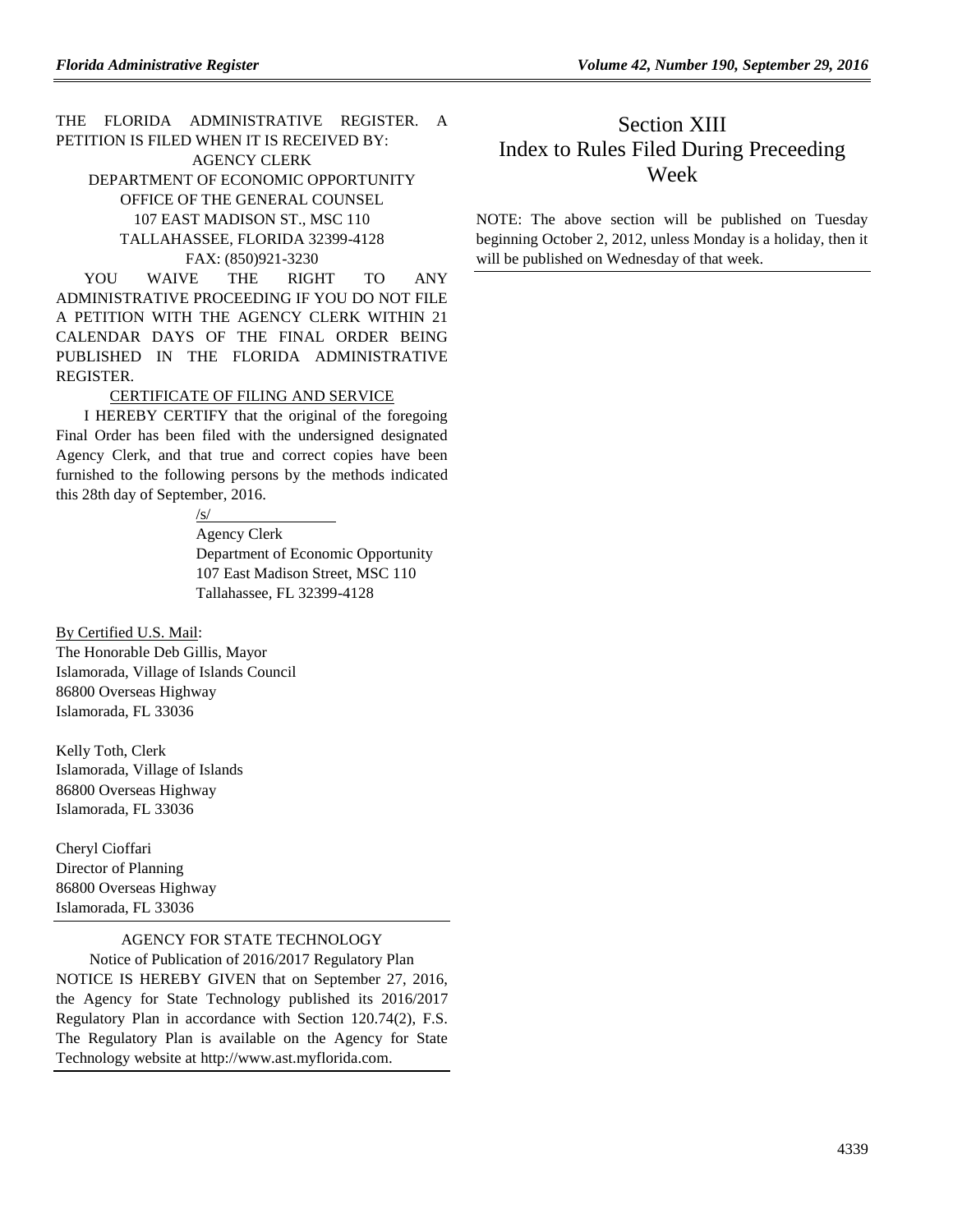THE FLORIDA ADMINISTRATIVE REGISTER. A PETITION IS FILED WHEN IT IS RECEIVED BY:

AGENCY CLERK
DEPARTMENT OF ECONOMIC OPPORTUNITY
OFFICE OF THE GENERAL COUNSEL
107 EAST MADISON ST., MSC 110
TALLAHASSEE, FLORIDA 32399-4128
FAX: (850)921-3230

YOU WAIVE THE RIGHT TO ANY ADMINISTRATIVE PROCEEDING IF YOU DO NOT FILE A PETITION WITH THE AGENCY CLERK WITHIN 21 CALENDAR DAYS OF THE FINAL ORDER BEING PUBLISHED IN THE FLORIDA ADMINISTRATIVE REGISTER.

CERTIFICATE OF FILING AND SERVICE

I HEREBY CERTIFY that the original of the foregoing Final Order has been filed with the undersigned designated Agency Clerk, and that true and correct copies have been furnished to the following persons by the methods indicated this 28th day of September, 2016.

/s/
Agency Clerk
Department of Economic Opportunity
107 East Madison Street, MSC 110
Tallahassee, FL 32399-4128

By Certified U.S. Mail:

The Honorable Deb Gillis, Mayor
Islamorada, Village of Islands Council
86800 Overseas Highway
Islamorada, FL 33036

Kelly Toth, Clerk
Islamorada, Village of Islands
86800 Overseas Highway
Islamorada, FL 33036

Cheryl Cioffari
Director of Planning
86800 Overseas Highway
Islamorada, FL 33036

AGENCY FOR STATE TECHNOLOGY

Notice of Publication of 2016/2017 Regulatory Plan

NOTICE IS HEREBY GIVEN that on September 27, 2016, the Agency for State Technology published its 2016/2017 Regulatory Plan in accordance with Section 120.74(2), F.S. The Regulatory Plan is available on the Agency for State Technology website at http://www.ast.myflorida.com.

# Section XIII
# Index to Rules Filed During Preceeding Week

NOTE: The above section will be published on Tuesday beginning October 2, 2012, unless Monday is a holiday, then it will be published on Wednesday of that week.